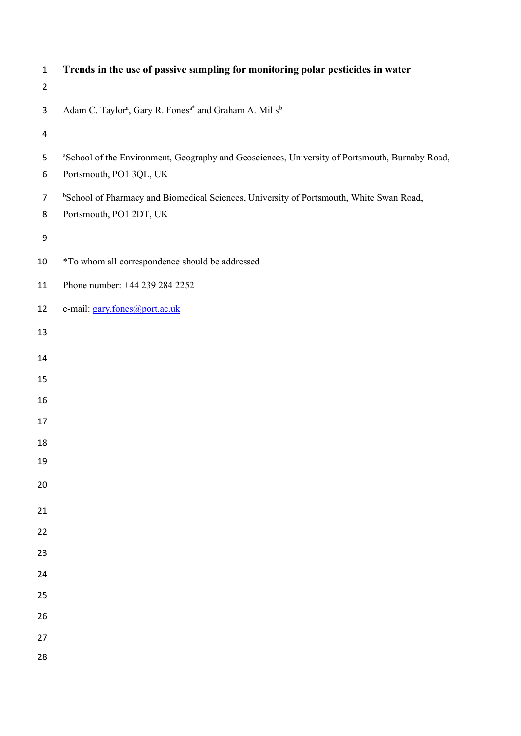# Trends in the use of passive sampling for monitoring polar pesticides in water

Adam C. Taylor[a], Gary R. Fones[a*] and Graham A. Mills[b]

[a]School of the Environment, Geography and Geosciences, University of Portsmouth, Burnaby Road, Portsmouth, PO1 3QL, UK

[b]School of Pharmacy and Biomedical Sciences, University of Portsmouth, White Swan Road, Portsmouth, PO1 2DT, UK

*To whom all correspondence should be addressed

Phone number: +44 239 284 2252

e-mail: gary.fones@port.ac.uk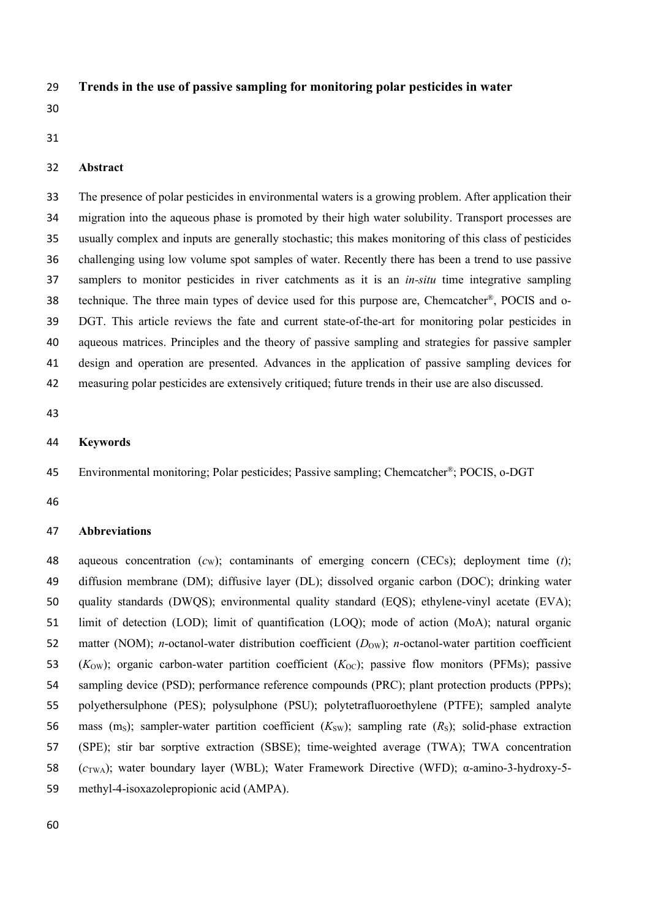# Trends in the use of passive sampling for monitoring polar pesticides in water

## Abstract

The presence of polar pesticides in environmental waters is a growing problem. After application their migration into the aqueous phase is promoted by their high water solubility. Transport processes are usually complex and inputs are generally stochastic; this makes monitoring of this class of pesticides challenging using low volume spot samples of water. Recently there has been a trend to use passive samplers to monitor pesticides in river catchments as it is an *in-situ* time integrative sampling technique. The three main types of device used for this purpose are, Chemcatcher®, POCIS and o-DGT. This article reviews the fate and current state-of-the-art for monitoring polar pesticides in aqueous matrices. Principles and the theory of passive sampling and strategies for passive sampler design and operation are presented. Advances in the application of passive sampling devices for measuring polar pesticides are extensively critiqued; future trends in their use are also discussed.

## Keywords

Environmental monitoring; Polar pesticides; Passive sampling; Chemcatcher®; POCIS, o-DGT

## Abbreviations

aqueous concentration ($c_W$); contaminants of emerging concern (CECs); deployment time ($t$); diffusion membrane (DM); diffusive layer (DL); dissolved organic carbon (DOC); drinking water quality standards (DWQS); environmental quality standard (EQS); ethylene-vinyl acetate (EVA); limit of detection (LOD); limit of quantification (LOQ); mode of action (MoA); natural organic matter (NOM); *n*-octanol-water distribution coefficient ($D_{OW}$); *n*-octanol-water partition coefficient ($K_{OW}$); organic carbon-water partition coefficient ($K_{OC}$); passive flow monitors (PFMs); passive sampling device (PSD); performance reference compounds (PRC); plant protection products (PPPs); polyethersulphone (PES); polysulphone (PSU); polytetrafluoroethylene (PTFE); sampled analyte mass ($m_S$); sampler-water partition coefficient ($K_{SW}$); sampling rate ($R_S$); solid-phase extraction (SPE); stir bar sorptive extraction (SBSE); time-weighted average (TWA); TWA concentration ($c_{TWA}$); water boundary layer (WBL); Water Framework Directive (WFD); α-amino-3-hydroxy-5-methyl-4-isoxazolepropionic acid (AMPA).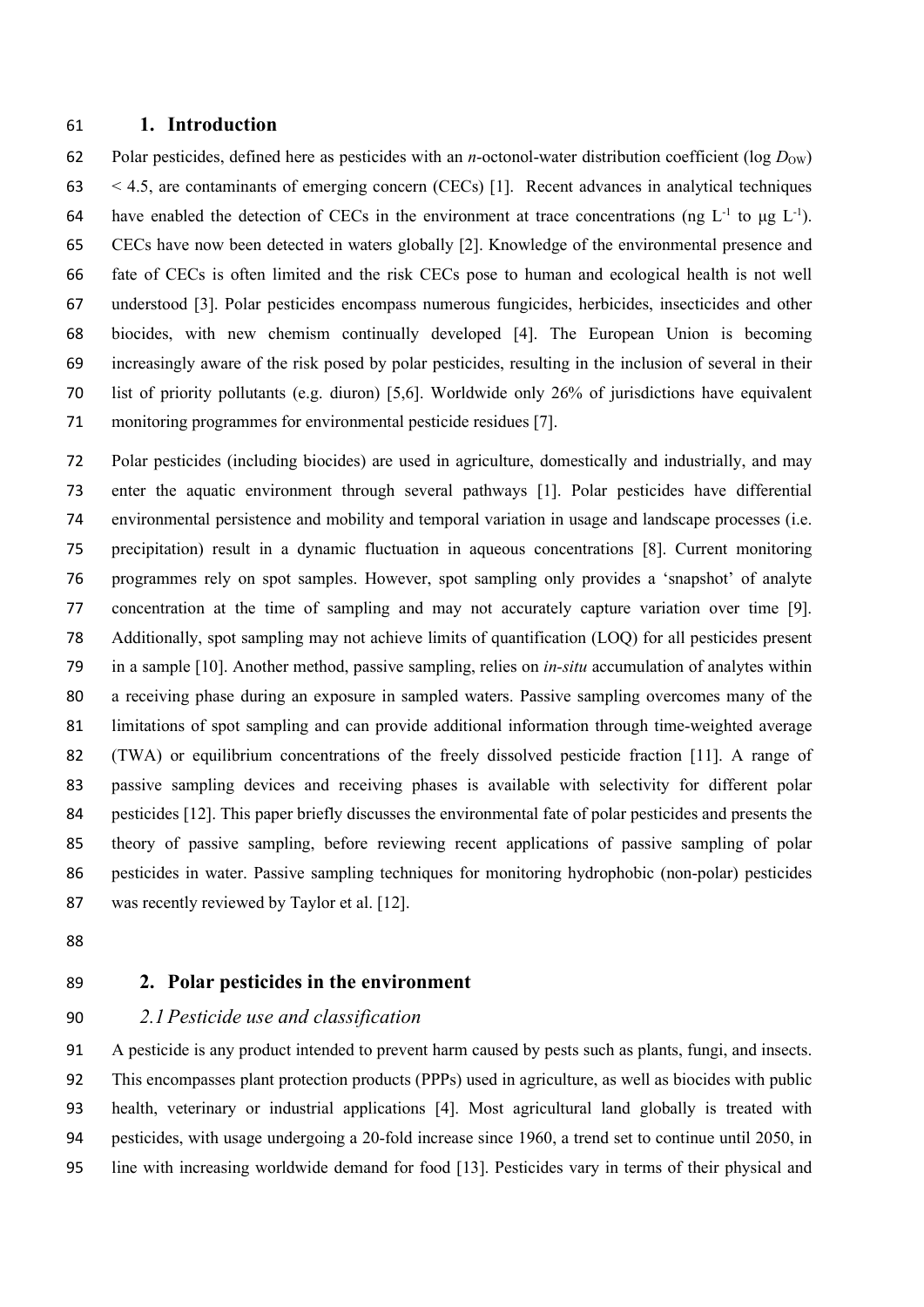# 1. Introduction

Polar pesticides, defined here as pesticides with an *n*-octonol-water distribution coefficient (log $D_{OW}$) < 4.5, are contaminants of emerging concern (CECs) [1]. Recent advances in analytical techniques have enabled the detection of CECs in the environment at trace concentrations (ng $L^{-1}$ to μg $L^{-1}$). CECs have now been detected in waters globally [2]. Knowledge of the environmental presence and fate of CECs is often limited and the risk CECs pose to human and ecological health is not well understood [3]. Polar pesticides encompass numerous fungicides, herbicides, insecticides and other biocides, with new chemism continually developed [4]. The European Union is becoming increasingly aware of the risk posed by polar pesticides, resulting in the inclusion of several in their list of priority pollutants (e.g. diuron) [5,6]. Worldwide only 26% of jurisdictions have equivalent monitoring programmes for environmental pesticide residues [7].

Polar pesticides (including biocides) are used in agriculture, domestically and industrially, and may enter the aquatic environment through several pathways [1]. Polar pesticides have differential environmental persistence and mobility and temporal variation in usage and landscape processes (i.e. precipitation) result in a dynamic fluctuation in aqueous concentrations [8]. Current monitoring programmes rely on spot samples. However, spot sampling only provides a 'snapshot' of analyte concentration at the time of sampling and may not accurately capture variation over time [9]. Additionally, spot sampling may not achieve limits of quantification (LOQ) for all pesticides present in a sample [10]. Another method, passive sampling, relies on *in-situ* accumulation of analytes within a receiving phase during an exposure in sampled waters. Passive sampling overcomes many of the limitations of spot sampling and can provide additional information through time-weighted average (TWA) or equilibrium concentrations of the freely dissolved pesticide fraction [11]. A range of passive sampling devices and receiving phases is available with selectivity for different polar pesticides [12]. This paper briefly discusses the environmental fate of polar pesticides and presents the theory of passive sampling, before reviewing recent applications of passive sampling of polar pesticides in water. Passive sampling techniques for monitoring hydrophobic (non-polar) pesticides was recently reviewed by Taylor et al. [12].

# 2. Polar pesticides in the environment

## *2.1 Pesticide use and classification*

A pesticide is any product intended to prevent harm caused by pests such as plants, fungi, and insects. This encompasses plant protection products (PPPs) used in agriculture, as well as biocides with public health, veterinary or industrial applications [4]. Most agricultural land globally is treated with pesticides, with usage undergoing a 20-fold increase since 1960, a trend set to continue until 2050, in line with increasing worldwide demand for food [13]. Pesticides vary in terms of their physical and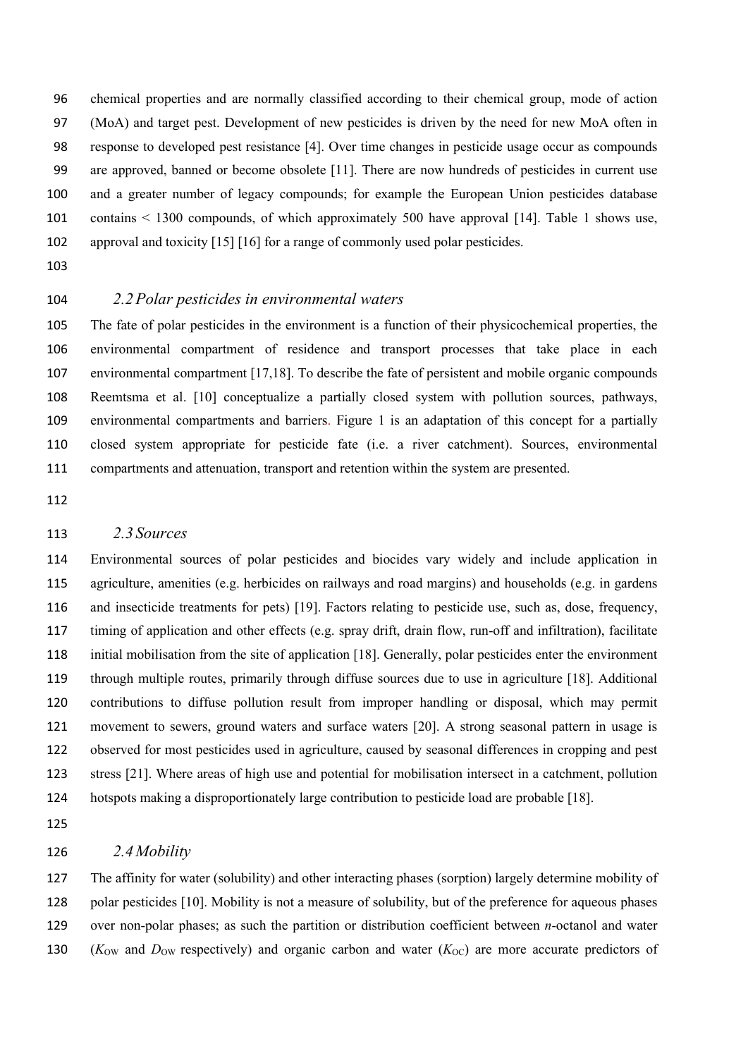chemical properties and are normally classified according to their chemical group, mode of action (MoA) and target pest. Development of new pesticides is driven by the need for new MoA often in response to developed pest resistance [4]. Over time changes in pesticide usage occur as compounds are approved, banned or become obsolete [11]. There are now hundreds of pesticides in current use and a greater number of legacy compounds; for example the European Union pesticides database contains < 1300 compounds, of which approximately 500 have approval [14]. Table 1 shows use, approval and toxicity [15] [16] for a range of commonly used polar pesticides.

### *2.2 Polar pesticides in environmental waters*

The fate of polar pesticides in the environment is a function of their physicochemical properties, the environmental compartment of residence and transport processes that take place in each environmental compartment [17,18]. To describe the fate of persistent and mobile organic compounds Reemtsma et al. [10] conceptualize a partially closed system with pollution sources, pathways, environmental compartments and barriers. Figure 1 is an adaptation of this concept for a partially closed system appropriate for pesticide fate (i.e. a river catchment). Sources, environmental compartments and attenuation, transport and retention within the system are presented.

### *2.3 Sources*

Environmental sources of polar pesticides and biocides vary widely and include application in agriculture, amenities (e.g. herbicides on railways and road margins) and households (e.g. in gardens and insecticide treatments for pets) [19]. Factors relating to pesticide use, such as, dose, frequency, timing of application and other effects (e.g. spray drift, drain flow, run-off and infiltration), facilitate initial mobilisation from the site of application [18]. Generally, polar pesticides enter the environment through multiple routes, primarily through diffuse sources due to use in agriculture [18]. Additional contributions to diffuse pollution result from improper handling or disposal, which may permit movement to sewers, ground waters and surface waters [20]. A strong seasonal pattern in usage is observed for most pesticides used in agriculture, caused by seasonal differences in cropping and pest stress [21]. Where areas of high use and potential for mobilisation intersect in a catchment, pollution hotspots making a disproportionately large contribution to pesticide load are probable [18].

### *2.4 Mobility*

The affinity for water (solubility) and other interacting phases (sorption) largely determine mobility of polar pesticides [10]. Mobility is not a measure of solubility, but of the preference for aqueous phases over non-polar phases; as such the partition or distribution coefficient between *n*-octanol and water ($K_{OW}$ and $D_{OW}$ respectively) and organic carbon and water ($K_{OC}$) are more accurate predictors of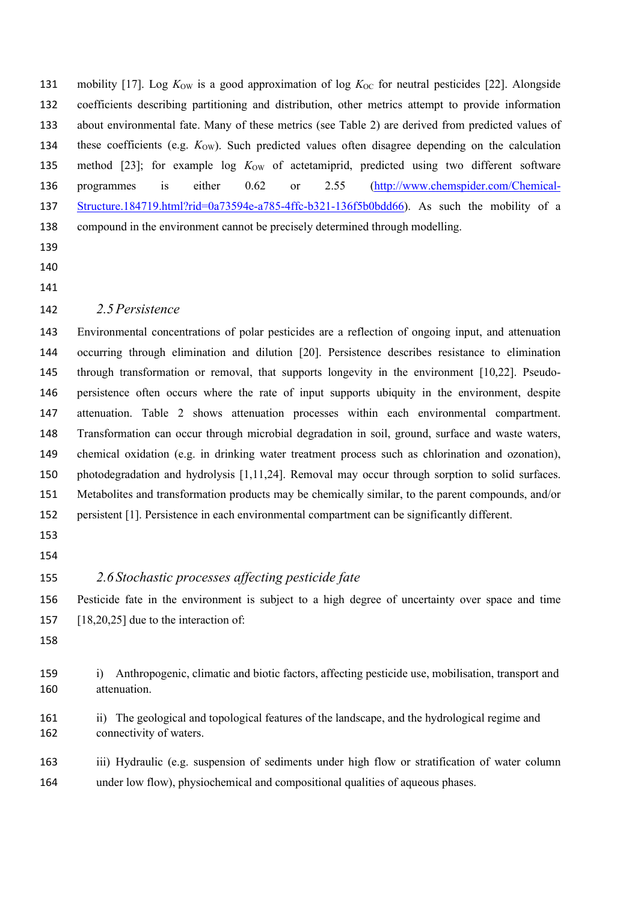mobility [17]. Log $K_{OW}$ is a good approximation of log $K_{OC}$ for neutral pesticides [22]. Alongside coefficients describing partitioning and distribution, other metrics attempt to provide information about environmental fate. Many of these metrics (see Table 2) are derived from predicted values of these coefficients (e.g. $K_{OW}$). Such predicted values often disagree depending on the calculation method [23]; for example log $K_{OW}$ of actetamiprid, predicted using two different software programmes is either 0.62 or 2.55 (http://www.chemspider.com/Chemical-Structure.184719.html?rid=0a73594e-a785-4ffc-b321-136f5b0bdd66). As such the mobility of a compound in the environment cannot be precisely determined through modelling.

### *2.5 Persistence*

Environmental concentrations of polar pesticides are a reflection of ongoing input, and attenuation occurring through elimination and dilution [20]. Persistence describes resistance to elimination through transformation or removal, that supports longevity in the environment [10,22]. Pseudo-persistence often occurs where the rate of input supports ubiquity in the environment, despite attenuation. Table 2 shows attenuation processes within each environmental compartment. Transformation can occur through microbial degradation in soil, ground, surface and waste waters, chemical oxidation (e.g. in drinking water treatment process such as chlorination and ozonation), photodegradation and hydrolysis [1,11,24]. Removal may occur through sorption to solid surfaces. Metabolites and transformation products may be chemically similar, to the parent compounds, and/or persistent [1]. Persistence in each environmental compartment can be significantly different.

### *2.6 Stochastic processes affecting pesticide fate*

Pesticide fate in the environment is subject to a high degree of uncertainty over space and time [18,20,25] due to the interaction of:

i) Anthropogenic, climatic and biotic factors, affecting pesticide use, mobilisation, transport and attenuation.

ii) The geological and topological features of the landscape, and the hydrological regime and connectivity of waters.

iii) Hydraulic (e.g. suspension of sediments under high flow or stratification of water column under low flow), physiochemical and compositional qualities of aqueous phases.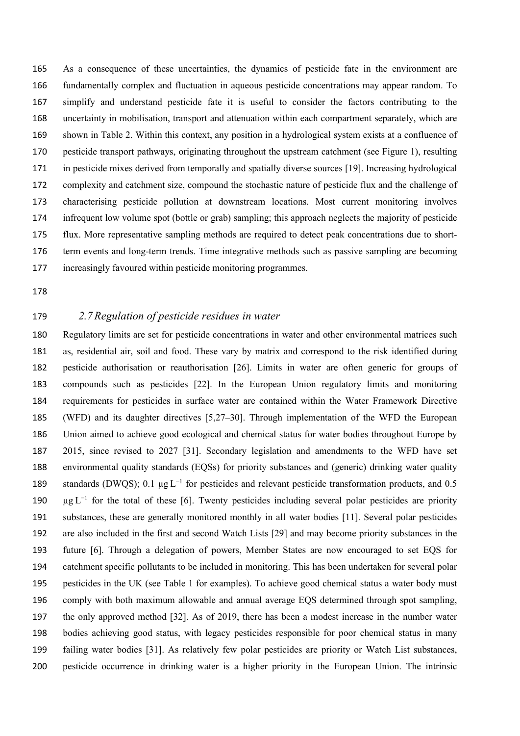As a consequence of these uncertainties, the dynamics of pesticide fate in the environment are fundamentally complex and fluctuation in aqueous pesticide concentrations may appear random. To simplify and understand pesticide fate it is useful to consider the factors contributing to the uncertainty in mobilisation, transport and attenuation within each compartment separately, which are shown in Table 2. Within this context, any position in a hydrological system exists at a confluence of pesticide transport pathways, originating throughout the upstream catchment (see Figure 1), resulting in pesticide mixes derived from temporally and spatially diverse sources [19]. Increasing hydrological complexity and catchment size, compound the stochastic nature of pesticide flux and the challenge of characterising pesticide pollution at downstream locations. Most current monitoring involves infrequent low volume spot (bottle or grab) sampling; this approach neglects the majority of pesticide flux. More representative sampling methods are required to detect peak concentrations due to short-term events and long-term trends. Time integrative methods such as passive sampling are becoming increasingly favoured within pesticide monitoring programmes.

### *2.7 Regulation of pesticide residues in water*

Regulatory limits are set for pesticide concentrations in water and other environmental matrices such as, residential air, soil and food. These vary by matrix and correspond to the risk identified during pesticide authorisation or reauthorisation [26]. Limits in water are often generic for groups of compounds such as pesticides [22]. In the European Union regulatory limits and monitoring requirements for pesticides in surface water are contained within the Water Framework Directive (WFD) and its daughter directives [5,27–30]. Through implementation of the WFD the European Union aimed to achieve good ecological and chemical status for water bodies throughout Europe by 2015, since revised to 2027 [31]. Secondary legislation and amendments to the WFD have set environmental quality standards (EQSs) for priority substances and (generic) drinking water quality standards (DWQS); 0.1 $\mu g\,L^{-1}$ for pesticides and relevant pesticide transformation products, and 0.5 $\mu g\,L^{-1}$ for the total of these [6]. Twenty pesticides including several polar pesticides are priority substances, these are generally monitored monthly in all water bodies [11]. Several polar pesticides are also included in the first and second Watch Lists [29] and may become priority substances in the future [6]. Through a delegation of powers, Member States are now encouraged to set EQS for catchment specific pollutants to be included in monitoring. This has been undertaken for several polar pesticides in the UK (see Table 1 for examples). To achieve good chemical status a water body must comply with both maximum allowable and annual average EQS determined through spot sampling, the only approved method [32]. As of 2019, there has been a modest increase in the number water bodies achieving good status, with legacy pesticides responsible for poor chemical status in many failing water bodies [31]. As relatively few polar pesticides are priority or Watch List substances, pesticide occurrence in drinking water is a higher priority in the European Union. The intrinsic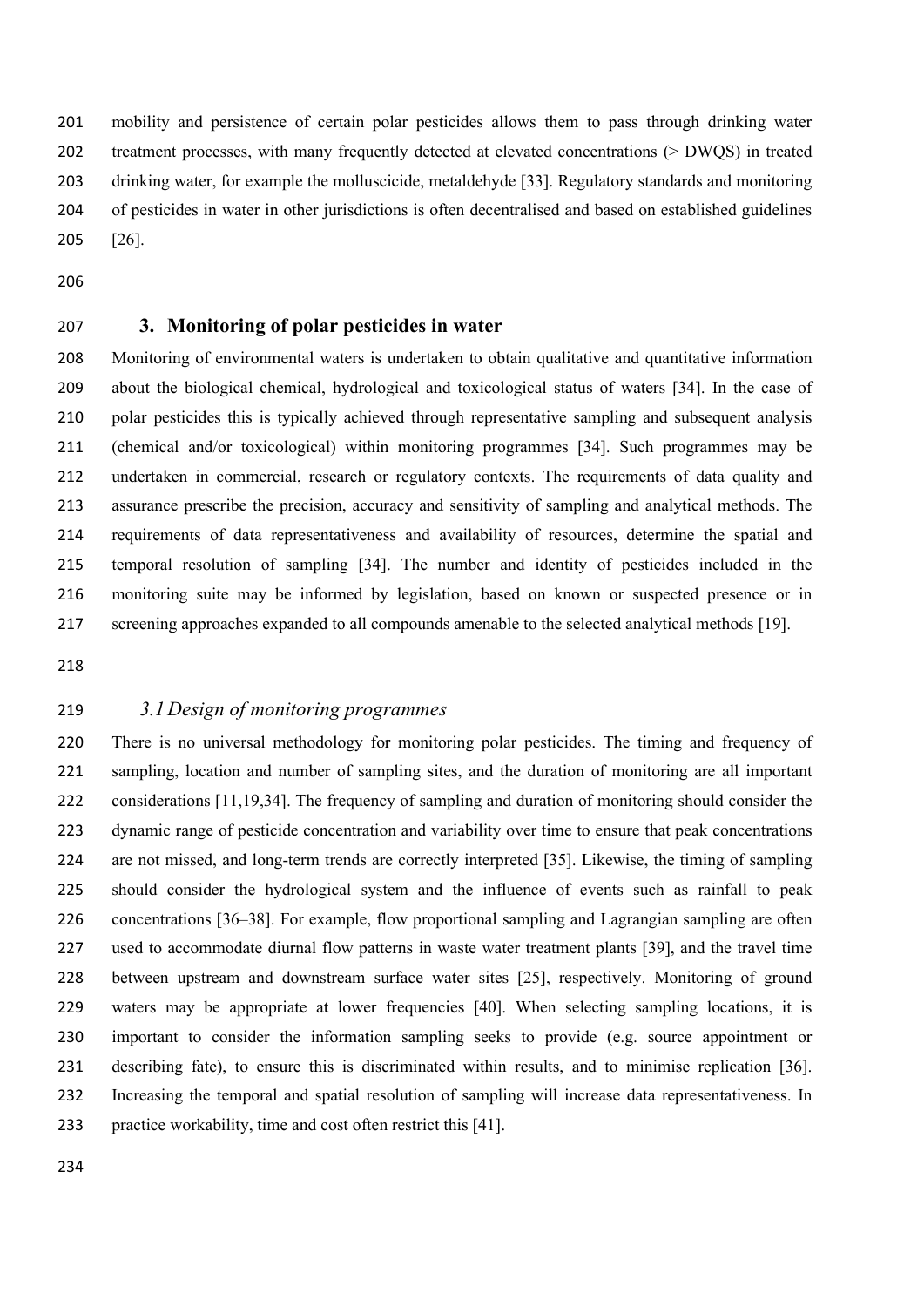mobility and persistence of certain polar pesticides allows them to pass through drinking water treatment processes, with many frequently detected at elevated concentrations (> DWQS) in treated drinking water, for example the molluscicide, metaldehyde [33]. Regulatory standards and monitoring of pesticides in water in other jurisdictions is often decentralised and based on established guidelines [26].

## 3. Monitoring of polar pesticides in water

Monitoring of environmental waters is undertaken to obtain qualitative and quantitative information about the biological chemical, hydrological and toxicological status of waters [34]. In the case of polar pesticides this is typically achieved through representative sampling and subsequent analysis (chemical and/or toxicological) within monitoring programmes [34]. Such programmes may be undertaken in commercial, research or regulatory contexts. The requirements of data quality and assurance prescribe the precision, accuracy and sensitivity of sampling and analytical methods. The requirements of data representativeness and availability of resources, determine the spatial and temporal resolution of sampling [34]. The number and identity of pesticides included in the monitoring suite may be informed by legislation, based on known or suspected presence or in screening approaches expanded to all compounds amenable to the selected analytical methods [19].

### *3.1 Design of monitoring programmes*

There is no universal methodology for monitoring polar pesticides. The timing and frequency of sampling, location and number of sampling sites, and the duration of monitoring are all important considerations [11,19,34]. The frequency of sampling and duration of monitoring should consider the dynamic range of pesticide concentration and variability over time to ensure that peak concentrations are not missed, and long-term trends are correctly interpreted [35]. Likewise, the timing of sampling should consider the hydrological system and the influence of events such as rainfall to peak concentrations [36–38]. For example, flow proportional sampling and Lagrangian sampling are often used to accommodate diurnal flow patterns in waste water treatment plants [39], and the travel time between upstream and downstream surface water sites [25], respectively. Monitoring of ground waters may be appropriate at lower frequencies [40]. When selecting sampling locations, it is important to consider the information sampling seeks to provide (e.g. source appointment or describing fate), to ensure this is discriminated within results, and to minimise replication [36]. Increasing the temporal and spatial resolution of sampling will increase data representativeness. In practice workability, time and cost often restrict this [41].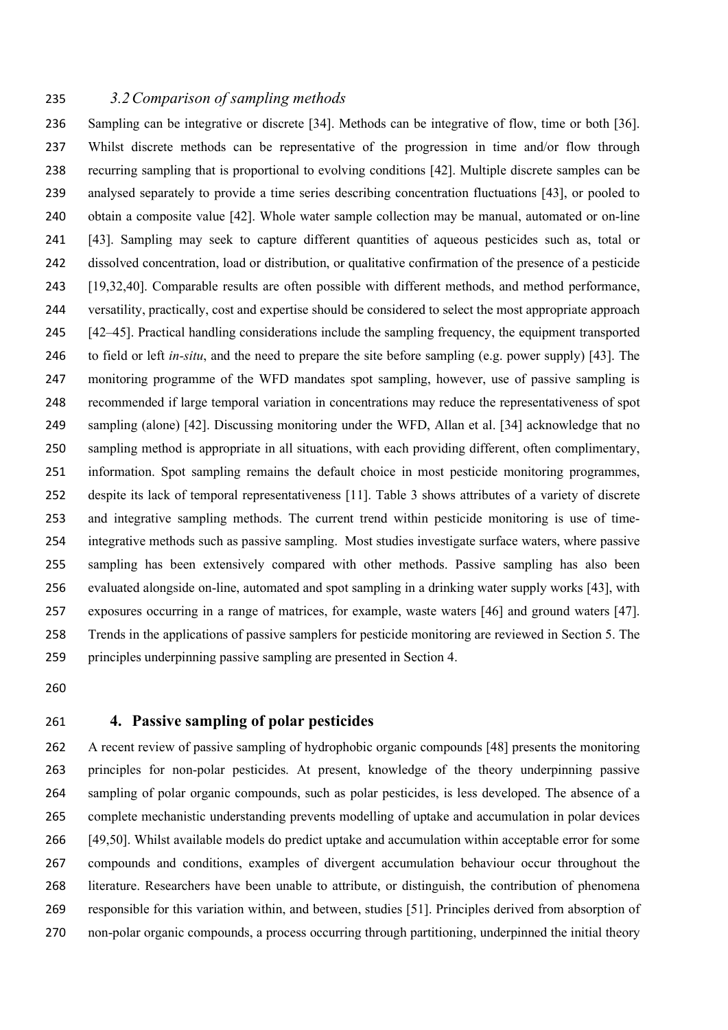### 3.2 Comparison of sampling methods

Sampling can be integrative or discrete [34]. Methods can be integrative of flow, time or both [36]. Whilst discrete methods can be representative of the progression in time and/or flow through recurring sampling that is proportional to evolving conditions [42]. Multiple discrete samples can be analysed separately to provide a time series describing concentration fluctuations [43], or pooled to obtain a composite value [42]. Whole water sample collection may be manual, automated or on-line [43]. Sampling may seek to capture different quantities of aqueous pesticides such as, total or dissolved concentration, load or distribution, or qualitative confirmation of the presence of a pesticide [19,32,40]. Comparable results are often possible with different methods, and method performance, versatility, practically, cost and expertise should be considered to select the most appropriate approach [42–45]. Practical handling considerations include the sampling frequency, the equipment transported to field or left *in-situ*, and the need to prepare the site before sampling (e.g. power supply) [43]. The monitoring programme of the WFD mandates spot sampling, however, use of passive sampling is recommended if large temporal variation in concentrations may reduce the representativeness of spot sampling (alone) [42]. Discussing monitoring under the WFD, Allan et al. [34] acknowledge that no sampling method is appropriate in all situations, with each providing different, often complimentary, information. Spot sampling remains the default choice in most pesticide monitoring programmes, despite its lack of temporal representativeness [11]. Table 3 shows attributes of a variety of discrete and integrative sampling methods. The current trend within pesticide monitoring is use of time-integrative methods such as passive sampling. Most studies investigate surface waters, where passive sampling has been extensively compared with other methods. Passive sampling has also been evaluated alongside on-line, automated and spot sampling in a drinking water supply works [43], with exposures occurring in a range of matrices, for example, waste waters [46] and ground waters [47]. Trends in the applications of passive samplers for pesticide monitoring are reviewed in Section 5. The principles underpinning passive sampling are presented in Section 4.

## 4. Passive sampling of polar pesticides

A recent review of passive sampling of hydrophobic organic compounds [48] presents the monitoring principles for non-polar pesticides. At present, knowledge of the theory underpinning passive sampling of polar organic compounds, such as polar pesticides, is less developed. The absence of a complete mechanistic understanding prevents modelling of uptake and accumulation in polar devices [49,50]. Whilst available models do predict uptake and accumulation within acceptable error for some compounds and conditions, examples of divergent accumulation behaviour occur throughout the literature. Researchers have been unable to attribute, or distinguish, the contribution of phenomena responsible for this variation within, and between, studies [51]. Principles derived from absorption of non-polar organic compounds, a process occurring through partitioning, underpinned the initial theory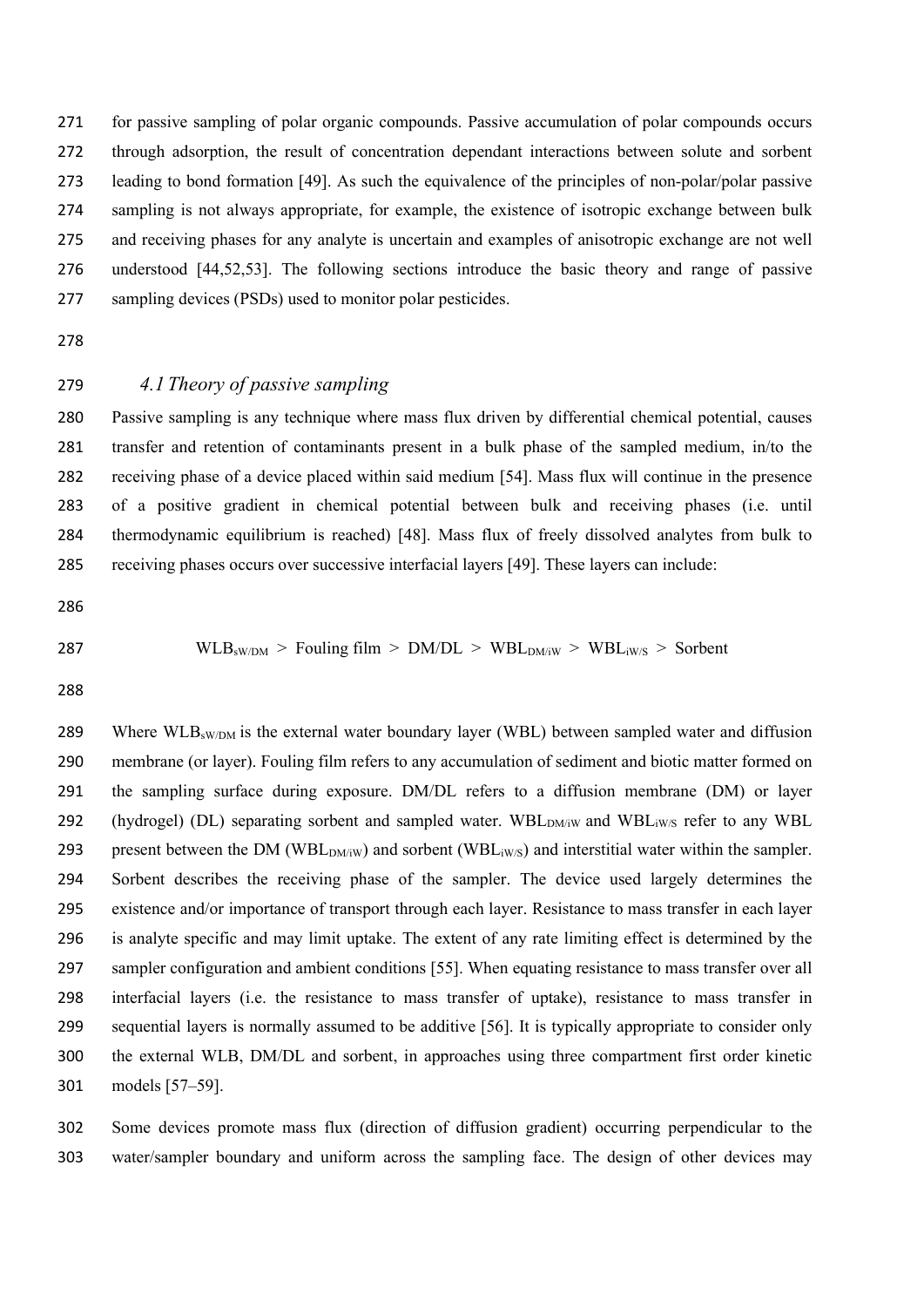for passive sampling of polar organic compounds. Passive accumulation of polar compounds occurs through adsorption, the result of concentration dependant interactions between solute and sorbent leading to bond formation [49]. As such the equivalence of the principles of non-polar/polar passive sampling is not always appropriate, for example, the existence of isotropic exchange between bulk and receiving phases for any analyte is uncertain and examples of anisotropic exchange are not well understood [44,52,53]. The following sections introduce the basic theory and range of passive sampling devices (PSDs) used to monitor polar pesticides.

### *4.1 Theory of passive sampling*

Passive sampling is any technique where mass flux driven by differential chemical potential, causes transfer and retention of contaminants present in a bulk phase of the sampled medium, in/to the receiving phase of a device placed within said medium [54]. Mass flux will continue in the presence of a positive gradient in chemical potential between bulk and receiving phases (i.e. until thermodynamic equilibrium is reached) [48]. Mass flux of freely dissolved analytes from bulk to receiving phases occurs over successive interfacial layers [49]. These layers can include:

$$\mathrm{WLB}_{\mathrm{sW/DM}} > \text{Fouling film} > \mathrm{DM/DL} > \mathrm{WBL}_{\mathrm{DM/iW}} > \mathrm{WBL}_{\mathrm{iW/S}} > \text{Sorbent}$$

Where $\mathrm{WLB}_{\mathrm{sW/DM}}$ is the external water boundary layer (WBL) between sampled water and diffusion membrane (or layer). Fouling film refers to any accumulation of sediment and biotic matter formed on the sampling surface during exposure. DM/DL refers to a diffusion membrane (DM) or layer (hydrogel) (DL) separating sorbent and sampled water. $\mathrm{WBL}_{\mathrm{DM/iW}}$ and $\mathrm{WBL}_{\mathrm{iW/S}}$ refer to any WBL present between the DM ($\mathrm{WBL}_{\mathrm{DM/iW}}$) and sorbent ($\mathrm{WBL}_{\mathrm{iW/S}}$) and interstitial water within the sampler. Sorbent describes the receiving phase of the sampler. The device used largely determines the existence and/or importance of transport through each layer. Resistance to mass transfer in each layer is analyte specific and may limit uptake. The extent of any rate limiting effect is determined by the sampler configuration and ambient conditions [55]. When equating resistance to mass transfer over all interfacial layers (i.e. the resistance to mass transfer of uptake), resistance to mass transfer in sequential layers is normally assumed to be additive [56]. It is typically appropriate to consider only the external WLB, DM/DL and sorbent, in approaches using three compartment first order kinetic models [57–59].

Some devices promote mass flux (direction of diffusion gradient) occurring perpendicular to the water/sampler boundary and uniform across the sampling face. The design of other devices may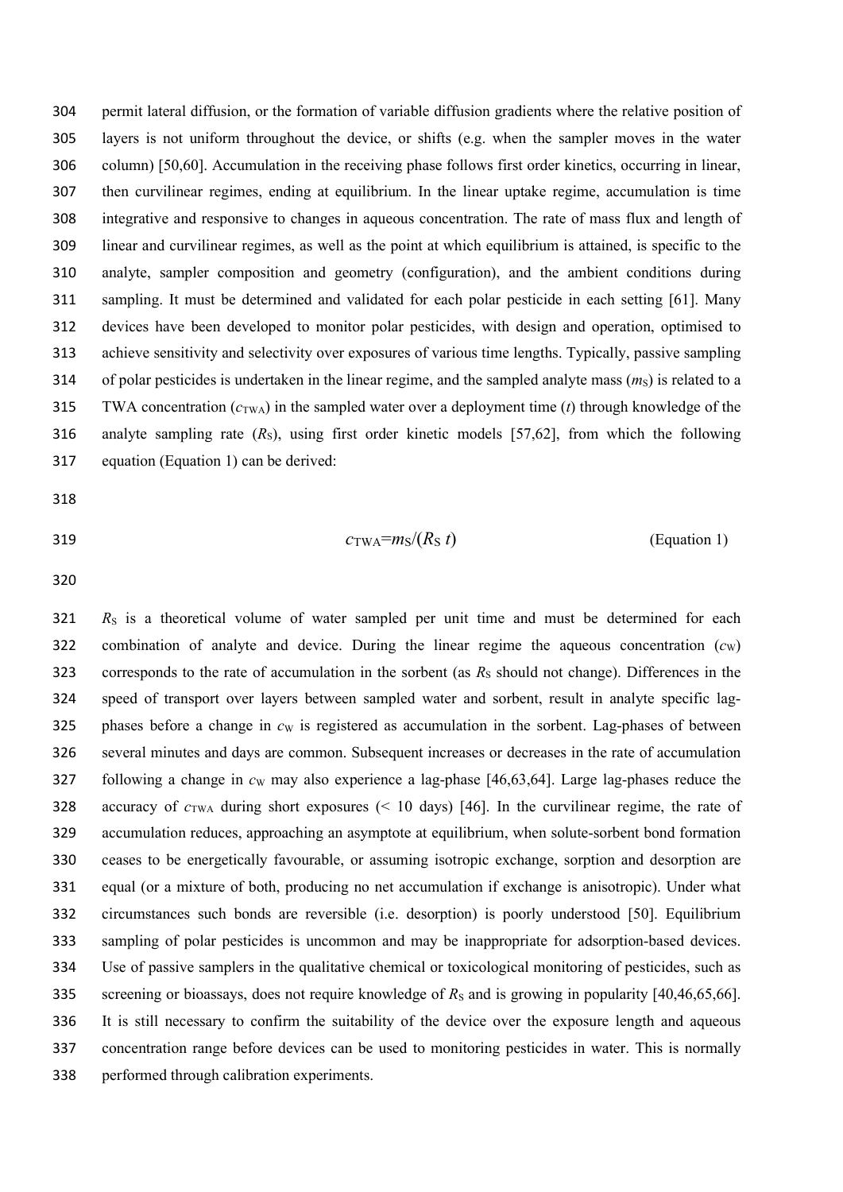permit lateral diffusion, or the formation of variable diffusion gradients where the relative position of layers is not uniform throughout the device, or shifts (e.g. when the sampler moves in the water column) [50,60]. Accumulation in the receiving phase follows first order kinetics, occurring in linear, then curvilinear regimes, ending at equilibrium. In the linear uptake regime, accumulation is time integrative and responsive to changes in aqueous concentration. The rate of mass flux and length of linear and curvilinear regimes, as well as the point at which equilibrium is attained, is specific to the analyte, sampler composition and geometry (configuration), and the ambient conditions during sampling. It must be determined and validated for each polar pesticide in each setting [61]. Many devices have been developed to monitor polar pesticides, with design and operation, optimised to achieve sensitivity and selectivity over exposures of various time lengths. Typically, passive sampling of polar pesticides is undertaken in the linear regime, and the sampled analyte mass ($m_S$) is related to a TWA concentration ($c_{TWA}$) in the sampled water over a deployment time ($t$) through knowledge of the analyte sampling rate ($R_S$), using first order kinetic models [57,62], from which the following equation (Equation 1) can be derived:

$$c_{TWA}=m_S/(R_S\,t) \qquad \text{(Equation 1)}$$

$R_S$ is a theoretical volume of water sampled per unit time and must be determined for each combination of analyte and device. During the linear regime the aqueous concentration ($c_W$) corresponds to the rate of accumulation in the sorbent (as $R_S$ should not change). Differences in the speed of transport over layers between sampled water and sorbent, result in analyte specific lag-phases before a change in $c_W$ is registered as accumulation in the sorbent. Lag-phases of between several minutes and days are common. Subsequent increases or decreases in the rate of accumulation following a change in $c_W$ may also experience a lag-phase [46,63,64]. Large lag-phases reduce the accuracy of $c_{TWA}$ during short exposures (< 10 days) [46]. In the curvilinear regime, the rate of accumulation reduces, approaching an asymptote at equilibrium, when solute-sorbent bond formation ceases to be energetically favourable, or assuming isotropic exchange, sorption and desorption are equal (or a mixture of both, producing no net accumulation if exchange is anisotropic). Under what circumstances such bonds are reversible (i.e. desorption) is poorly understood [50]. Equilibrium sampling of polar pesticides is uncommon and may be inappropriate for adsorption-based devices. Use of passive samplers in the qualitative chemical or toxicological monitoring of pesticides, such as screening or bioassays, does not require knowledge of $R_S$ and is growing in popularity [40,46,65,66]. It is still necessary to confirm the suitability of the device over the exposure length and aqueous concentration range before devices can be used to monitoring pesticides in water. This is normally performed through calibration experiments.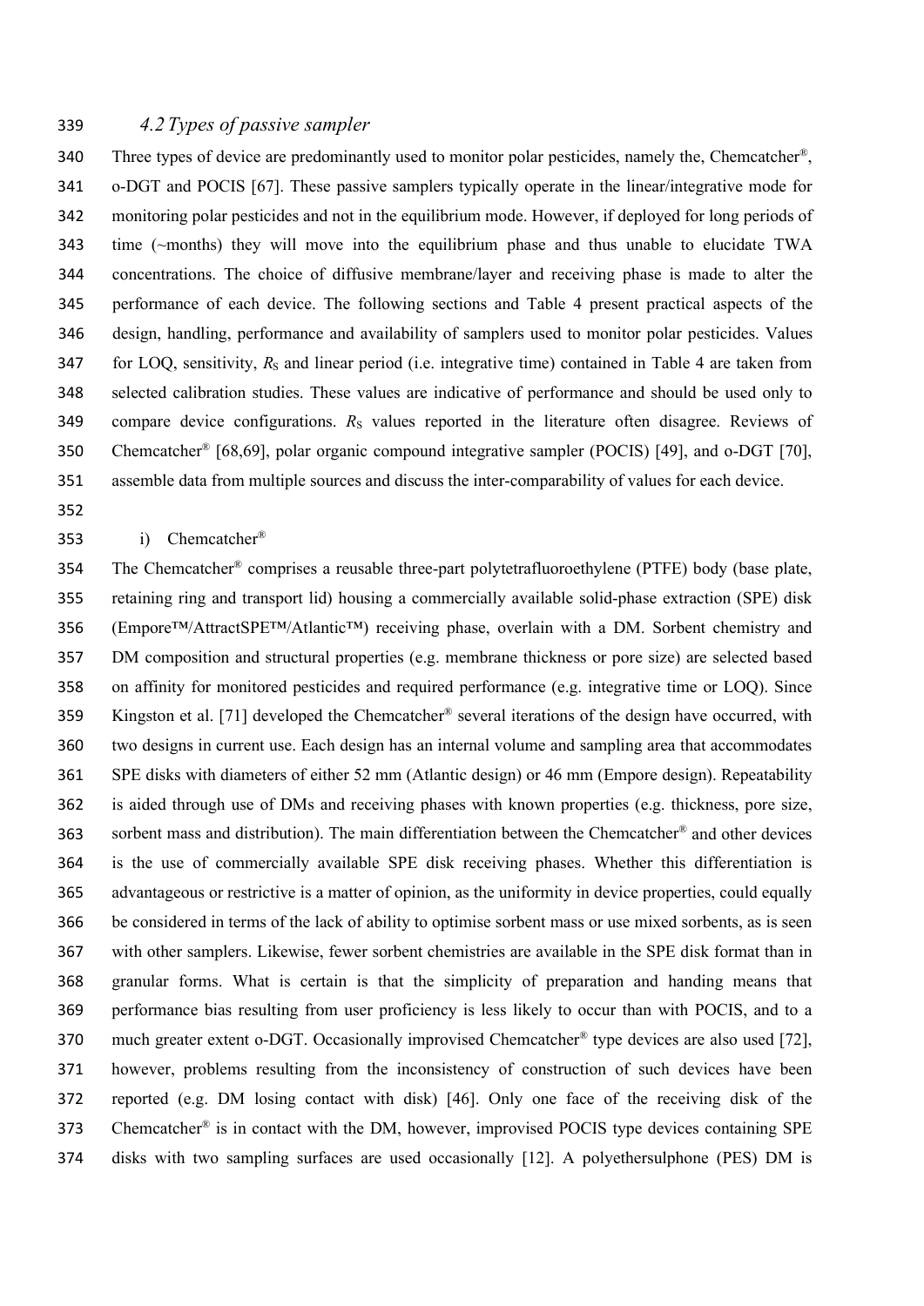### *4.2 Types of passive sampler*

Three types of device are predominantly used to monitor polar pesticides, namely the, Chemcatcher®, o-DGT and POCIS [67]. These passive samplers typically operate in the linear/integrative mode for monitoring polar pesticides and not in the equilibrium mode. However, if deployed for long periods of time (~months) they will move into the equilibrium phase and thus unable to elucidate TWA concentrations. The choice of diffusive membrane/layer and receiving phase is made to alter the performance of each device. The following sections and Table 4 present practical aspects of the design, handling, performance and availability of samplers used to monitor polar pesticides. Values for LOQ, sensitivity, $R_S$ and linear period (i.e. integrative time) contained in Table 4 are taken from selected calibration studies. These values are indicative of performance and should be used only to compare device configurations. $R_S$ values reported in the literature often disagree. Reviews of Chemcatcher® [68,69], polar organic compound integrative sampler (POCIS) [49], and o-DGT [70], assemble data from multiple sources and discuss the inter-comparability of values for each device.

i) Chemcatcher®

The Chemcatcher® comprises a reusable three-part polytetrafluoroethylene (PTFE) body (base plate, retaining ring and transport lid) housing a commercially available solid-phase extraction (SPE) disk (Empore™/AttractSPE™/Atlantic™) receiving phase, overlain with a DM. Sorbent chemistry and DM composition and structural properties (e.g. membrane thickness or pore size) are selected based on affinity for monitored pesticides and required performance (e.g. integrative time or LOQ). Since Kingston et al. [71] developed the Chemcatcher® several iterations of the design have occurred, with two designs in current use. Each design has an internal volume and sampling area that accommodates SPE disks with diameters of either 52 mm (Atlantic design) or 46 mm (Empore design). Repeatability is aided through use of DMs and receiving phases with known properties (e.g. thickness, pore size, sorbent mass and distribution). The main differentiation between the Chemcatcher® and other devices is the use of commercially available SPE disk receiving phases. Whether this differentiation is advantageous or restrictive is a matter of opinion, as the uniformity in device properties, could equally be considered in terms of the lack of ability to optimise sorbent mass or use mixed sorbents, as is seen with other samplers. Likewise, fewer sorbent chemistries are available in the SPE disk format than in granular forms. What is certain is that the simplicity of preparation and handing means that performance bias resulting from user proficiency is less likely to occur than with POCIS, and to a much greater extent o-DGT. Occasionally improvised Chemcatcher® type devices are also used [72], however, problems resulting from the inconsistency of construction of such devices have been reported (e.g. DM losing contact with disk) [46]. Only one face of the receiving disk of the Chemcatcher® is in contact with the DM, however, improvised POCIS type devices containing SPE disks with two sampling surfaces are used occasionally [12]. A polyethersulphone (PES) DM is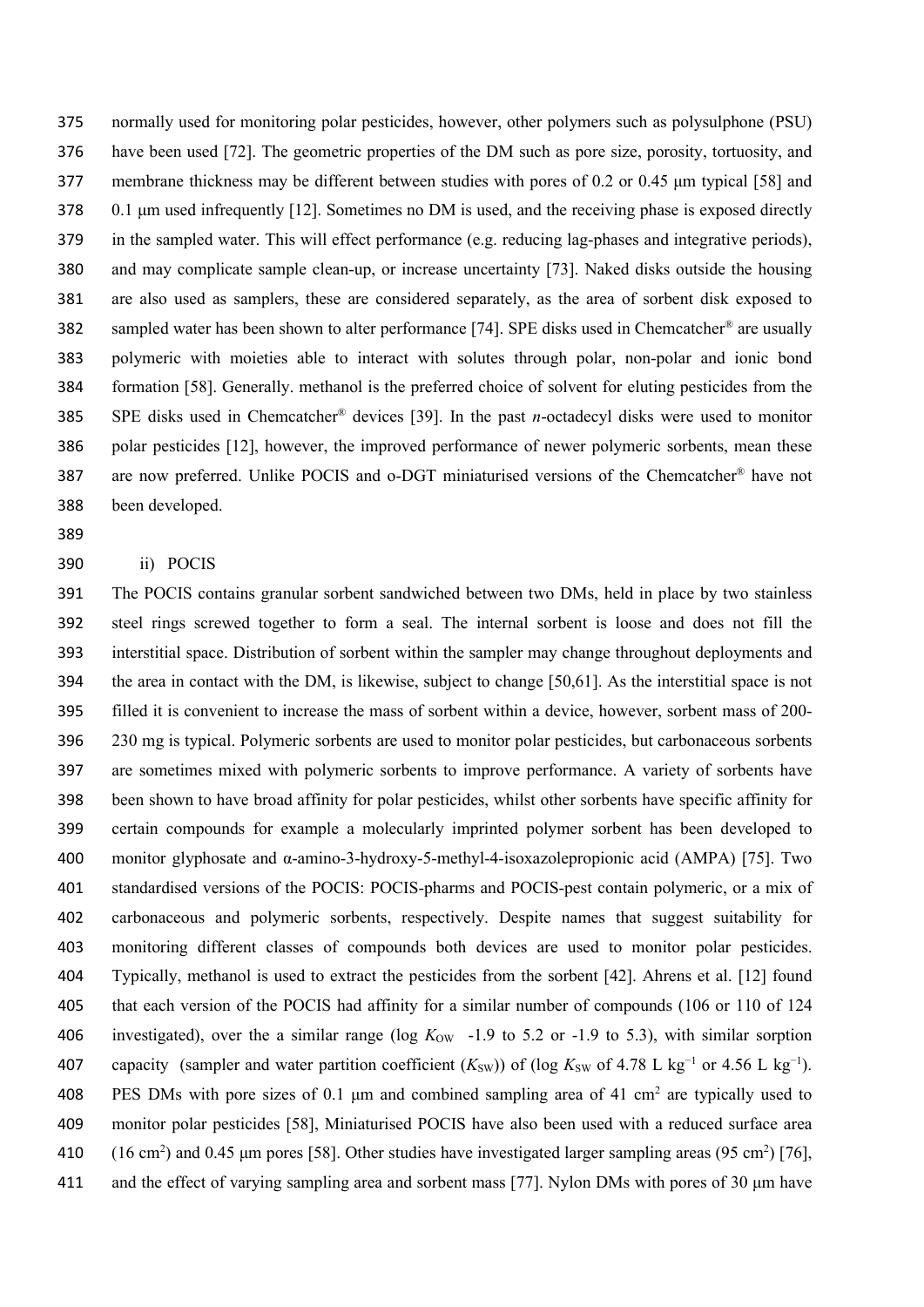normally used for monitoring polar pesticides, however, other polymers such as polysulphone (PSU) have been used [72]. The geometric properties of the DM such as pore size, porosity, tortuosity, and membrane thickness may be different between studies with pores of 0.2 or 0.45 μm typical [58] and 0.1 μm used infrequently [12]. Sometimes no DM is used, and the receiving phase is exposed directly in the sampled water. This will effect performance (e.g. reducing lag-phases and integrative periods), and may complicate sample clean-up, or increase uncertainty [73]. Naked disks outside the housing are also used as samplers, these are considered separately, as the area of sorbent disk exposed to sampled water has been shown to alter performance [74]. SPE disks used in Chemcatcher® are usually polymeric with moieties able to interact with solutes through polar, non-polar and ionic bond formation [58]. Generally. methanol is the preferred choice of solvent for eluting pesticides from the SPE disks used in Chemcatcher® devices [39]. In the past *n*-octadecyl disks were used to monitor polar pesticides [12], however, the improved performance of newer polymeric sorbents, mean these are now preferred. Unlike POCIS and o-DGT miniaturised versions of the Chemcatcher® have not been developed.

ii) POCIS

The POCIS contains granular sorbent sandwiched between two DMs, held in place by two stainless steel rings screwed together to form a seal. The internal sorbent is loose and does not fill the interstitial space. Distribution of sorbent within the sampler may change throughout deployments and the area in contact with the DM, is likewise, subject to change [50,61]. As the interstitial space is not filled it is convenient to increase the mass of sorbent within a device, however, sorbent mass of 200-230 mg is typical. Polymeric sorbents are used to monitor polar pesticides, but carbonaceous sorbents are sometimes mixed with polymeric sorbents to improve performance. A variety of sorbents have been shown to have broad affinity for polar pesticides, whilst other sorbents have specific affinity for certain compounds for example a molecularly imprinted polymer sorbent has been developed to monitor glyphosate and α-amino-3-hydroxy-5-methyl-4-isoxazolepropionic acid (AMPA) [75]. Two standardised versions of the POCIS: POCIS-pharms and POCIS-pest contain polymeric, or a mix of carbonaceous and polymeric sorbents, respectively. Despite names that suggest suitability for monitoring different classes of compounds both devices are used to monitor polar pesticides. Typically, methanol is used to extract the pesticides from the sorbent [42]. Ahrens et al. [12] found that each version of the POCIS had affinity for a similar number of compounds (106 or 110 of 124 investigated), over the a similar range (log $K_{OW}$ -1.9 to 5.2 or -1.9 to 5.3), with similar sorption capacity (sampler and water partition coefficient ($K_{SW}$)) of (log $K_{SW}$ of 4.78 L kg$^{-1}$ or 4.56 L kg$^{-1}$). PES DMs with pore sizes of 0.1 μm and combined sampling area of 41 cm$^2$ are typically used to monitor polar pesticides [58], Miniaturised POCIS have also been used with a reduced surface area (16 cm$^2$) and 0.45 μm pores [58]. Other studies have investigated larger sampling areas (95 cm$^2$) [76], and the effect of varying sampling area and sorbent mass [77]. Nylon DMs with pores of 30 μm have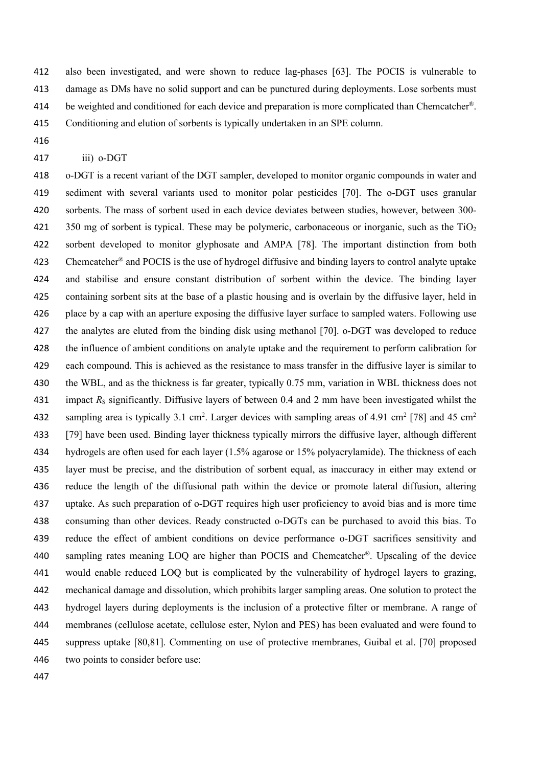also been investigated, and were shown to reduce lag-phases [63]. The POCIS is vulnerable to damage as DMs have no solid support and can be punctured during deployments. Lose sorbents must be weighted and conditioned for each device and preparation is more complicated than Chemcatcher®. Conditioning and elution of sorbents is typically undertaken in an SPE column.

iii) o-DGT

o-DGT is a recent variant of the DGT sampler, developed to monitor organic compounds in water and sediment with several variants used to monitor polar pesticides [70]. The o-DGT uses granular sorbents. The mass of sorbent used in each device deviates between studies, however, between 300-350 mg of sorbent is typical. These may be polymeric, carbonaceous or inorganic, such as the $TiO_2$ sorbent developed to monitor glyphosate and AMPA [78]. The important distinction from both Chemcatcher® and POCIS is the use of hydrogel diffusive and binding layers to control analyte uptake and stabilise and ensure constant distribution of sorbent within the device. The binding layer containing sorbent sits at the base of a plastic housing and is overlain by the diffusive layer, held in place by a cap with an aperture exposing the diffusive layer surface to sampled waters. Following use the analytes are eluted from the binding disk using methanol [70]. o-DGT was developed to reduce the influence of ambient conditions on analyte uptake and the requirement to perform calibration for each compound. This is achieved as the resistance to mass transfer in the diffusive layer is similar to the WBL, and as the thickness is far greater, typically 0.75 mm, variation in WBL thickness does not impact $R_S$ significantly. Diffusive layers of between 0.4 and 2 mm have been investigated whilst the sampling area is typically 3.1 $cm^2$. Larger devices with sampling areas of 4.91 $cm^2$ [78] and 45 $cm^2$ [79] have been used. Binding layer thickness typically mirrors the diffusive layer, although different hydrogels are often used for each layer (1.5% agarose or 15% polyacrylamide). The thickness of each layer must be precise, and the distribution of sorbent equal, as inaccuracy in either may extend or reduce the length of the diffusional path within the device or promote lateral diffusion, altering uptake. As such preparation of o-DGT requires high user proficiency to avoid bias and is more time consuming than other devices. Ready constructed o-DGTs can be purchased to avoid this bias. To reduce the effect of ambient conditions on device performance o-DGT sacrifices sensitivity and sampling rates meaning LOQ are higher than POCIS and Chemcatcher®. Upscaling of the device would enable reduced LOQ but is complicated by the vulnerability of hydrogel layers to grazing, mechanical damage and dissolution, which prohibits larger sampling areas. One solution to protect the hydrogel layers during deployments is the inclusion of a protective filter or membrane. A range of membranes (cellulose acetate, cellulose ester, Nylon and PES) has been evaluated and were found to suppress uptake [80,81]. Commenting on use of protective membranes, Guibal et al. [70] proposed two points to consider before use: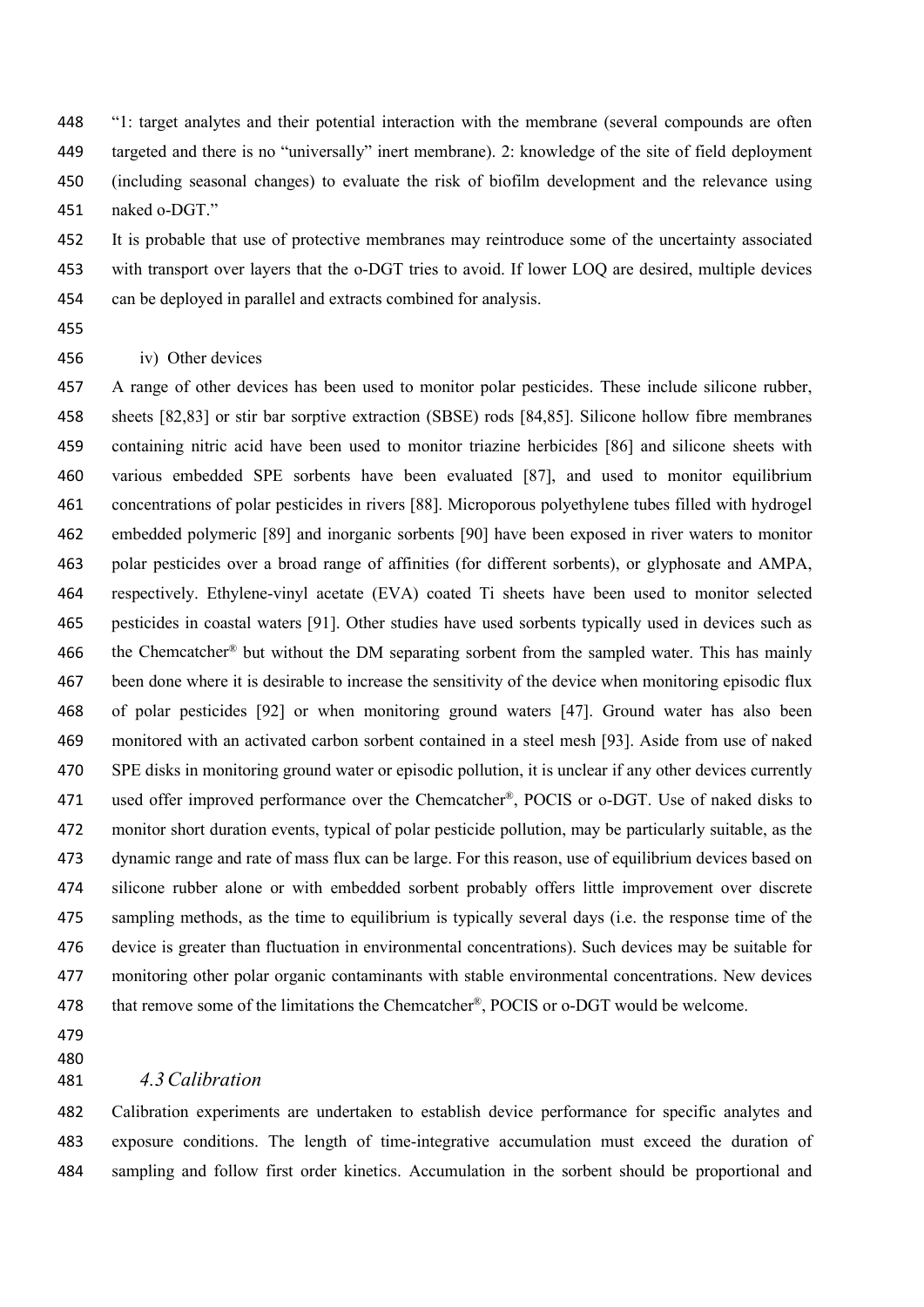"1: target analytes and their potential interaction with the membrane (several compounds are often targeted and there is no "universally" inert membrane). 2: knowledge of the site of field deployment (including seasonal changes) to evaluate the risk of biofilm development and the relevance using naked o-DGT."

It is probable that use of protective membranes may reintroduce some of the uncertainty associated with transport over layers that the o-DGT tries to avoid. If lower LOQ are desired, multiple devices can be deployed in parallel and extracts combined for analysis.

iv) Other devices

A range of other devices has been used to monitor polar pesticides. These include silicone rubber, sheets [82,83] or stir bar sorptive extraction (SBSE) rods [84,85]. Silicone hollow fibre membranes containing nitric acid have been used to monitor triazine herbicides [86] and silicone sheets with various embedded SPE sorbents have been evaluated [87], and used to monitor equilibrium concentrations of polar pesticides in rivers [88]. Microporous polyethylene tubes filled with hydrogel embedded polymeric [89] and inorganic sorbents [90] have been exposed in river waters to monitor polar pesticides over a broad range of affinities (for different sorbents), or glyphosate and AMPA, respectively. Ethylene-vinyl acetate (EVA) coated Ti sheets have been used to monitor selected pesticides in coastal waters [91]. Other studies have used sorbents typically used in devices such as the Chemcatcher® but without the DM separating sorbent from the sampled water. This has mainly been done where it is desirable to increase the sensitivity of the device when monitoring episodic flux of polar pesticides [92] or when monitoring ground waters [47]. Ground water has also been monitored with an activated carbon sorbent contained in a steel mesh [93]. Aside from use of naked SPE disks in monitoring ground water or episodic pollution, it is unclear if any other devices currently used offer improved performance over the Chemcatcher®, POCIS or o-DGT. Use of naked disks to monitor short duration events, typical of polar pesticide pollution, may be particularly suitable, as the dynamic range and rate of mass flux can be large. For this reason, use of equilibrium devices based on silicone rubber alone or with embedded sorbent probably offers little improvement over discrete sampling methods, as the time to equilibrium is typically several days (i.e. the response time of the device is greater than fluctuation in environmental concentrations). Such devices may be suitable for monitoring other polar organic contaminants with stable environmental concentrations. New devices that remove some of the limitations the Chemcatcher®, POCIS or o-DGT would be welcome.

### *4.3 Calibration*

Calibration experiments are undertaken to establish device performance for specific analytes and exposure conditions. The length of time-integrative accumulation must exceed the duration of sampling and follow first order kinetics. Accumulation in the sorbent should be proportional and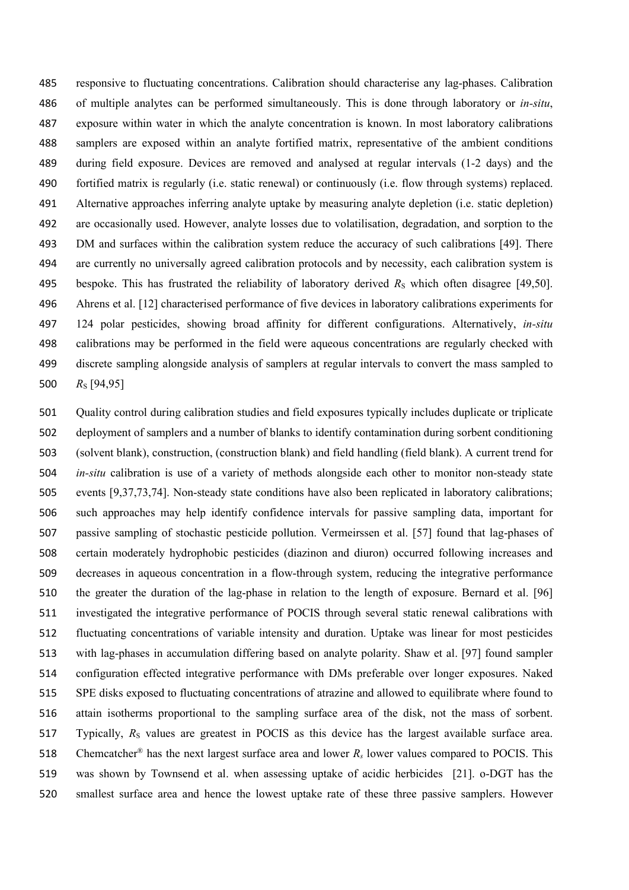responsive to fluctuating concentrations. Calibration should characterise any lag-phases. Calibration of multiple analytes can be performed simultaneously. This is done through laboratory or *in-situ*, exposure within water in which the analyte concentration is known. In most laboratory calibrations samplers are exposed within an analyte fortified matrix, representative of the ambient conditions during field exposure. Devices are removed and analysed at regular intervals (1-2 days) and the fortified matrix is regularly (i.e. static renewal) or continuously (i.e. flow through systems) replaced. Alternative approaches inferring analyte uptake by measuring analyte depletion (i.e. static depletion) are occasionally used. However, analyte losses due to volatilisation, degradation, and sorption to the DM and surfaces within the calibration system reduce the accuracy of such calibrations [49]. There are currently no universally agreed calibration protocols and by necessity, each calibration system is bespoke. This has frustrated the reliability of laboratory derived $R_S$ which often disagree [49,50]. Ahrens et al. [12] characterised performance of five devices in laboratory calibrations experiments for 124 polar pesticides, showing broad affinity for different configurations. Alternatively, *in-situ* calibrations may be performed in the field were aqueous concentrations are regularly checked with discrete sampling alongside analysis of samplers at regular intervals to convert the mass sampled to $R_S$ [94,95]

Quality control during calibration studies and field exposures typically includes duplicate or triplicate deployment of samplers and a number of blanks to identify contamination during sorbent conditioning (solvent blank), construction, (construction blank) and field handling (field blank). A current trend for *in-situ* calibration is use of a variety of methods alongside each other to monitor non-steady state events [9,37,73,74]. Non-steady state conditions have also been replicated in laboratory calibrations; such approaches may help identify confidence intervals for passive sampling data, important for passive sampling of stochastic pesticide pollution. Vermeirssen et al. [57] found that lag-phases of certain moderately hydrophobic pesticides (diazinon and diuron) occurred following increases and decreases in aqueous concentration in a flow-through system, reducing the integrative performance the greater the duration of the lag-phase in relation to the length of exposure. Bernard et al. [96] investigated the integrative performance of POCIS through several static renewal calibrations with fluctuating concentrations of variable intensity and duration. Uptake was linear for most pesticides with lag-phases in accumulation differing based on analyte polarity. Shaw et al. [97] found sampler configuration effected integrative performance with DMs preferable over longer exposures. Naked SPE disks exposed to fluctuating concentrations of atrazine and allowed to equilibrate where found to attain isotherms proportional to the sampling surface area of the disk, not the mass of sorbent. Typically, $R_S$ values are greatest in POCIS as this device has the largest available surface area. Chemcatcher® has the next largest surface area and lower $R_s$ lower values compared to POCIS. This was shown by Townsend et al. when assessing uptake of acidic herbicides [21]. o-DGT has the smallest surface area and hence the lowest uptake rate of these three passive samplers. However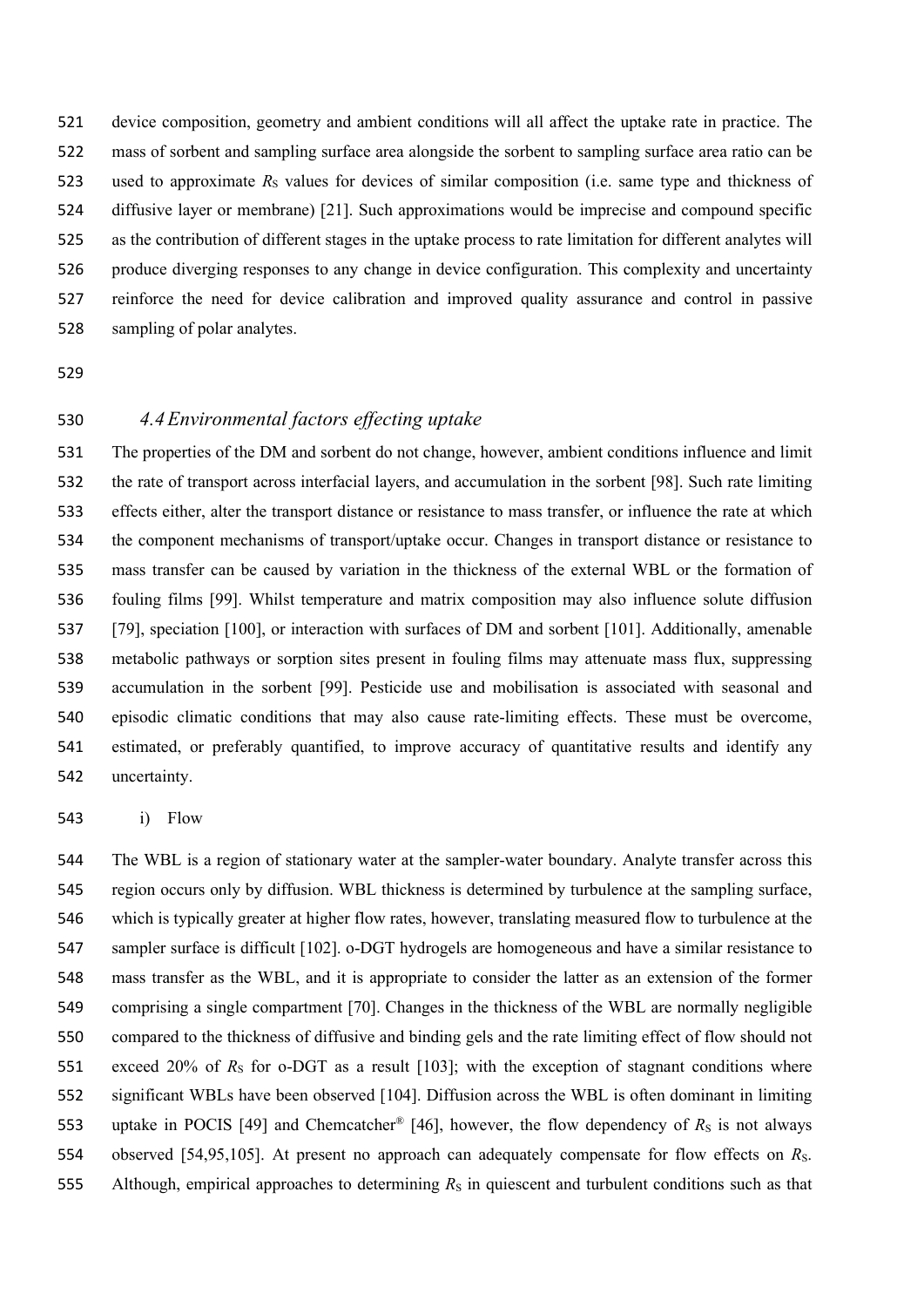device composition, geometry and ambient conditions will all affect the uptake rate in practice. The mass of sorbent and sampling surface area alongside the sorbent to sampling surface area ratio can be used to approximate $R_S$ values for devices of similar composition (i.e. same type and thickness of diffusive layer or membrane) [21]. Such approximations would be imprecise and compound specific as the contribution of different stages in the uptake process to rate limitation for different analytes will produce diverging responses to any change in device configuration. This complexity and uncertainty reinforce the need for device calibration and improved quality assurance and control in passive sampling of polar analytes.

### *4.4 Environmental factors effecting uptake*

The properties of the DM and sorbent do not change, however, ambient conditions influence and limit the rate of transport across interfacial layers, and accumulation in the sorbent [98]. Such rate limiting effects either, alter the transport distance or resistance to mass transfer, or influence the rate at which the component mechanisms of transport/uptake occur. Changes in transport distance or resistance to mass transfer can be caused by variation in the thickness of the external WBL or the formation of fouling films [99]. Whilst temperature and matrix composition may also influence solute diffusion [79], speciation [100], or interaction with surfaces of DM and sorbent [101]. Additionally, amenable metabolic pathways or sorption sites present in fouling films may attenuate mass flux, suppressing accumulation in the sorbent [99]. Pesticide use and mobilisation is associated with seasonal and episodic climatic conditions that may also cause rate-limiting effects. These must be overcome, estimated, or preferably quantified, to improve accuracy of quantitative results and identify any uncertainty.

i) Flow

The WBL is a region of stationary water at the sampler-water boundary. Analyte transfer across this region occurs only by diffusion. WBL thickness is determined by turbulence at the sampling surface, which is typically greater at higher flow rates, however, translating measured flow to turbulence at the sampler surface is difficult [102]. o-DGT hydrogels are homogeneous and have a similar resistance to mass transfer as the WBL, and it is appropriate to consider the latter as an extension of the former comprising a single compartment [70]. Changes in the thickness of the WBL are normally negligible compared to the thickness of diffusive and binding gels and the rate limiting effect of flow should not exceed 20% of $R_S$ for o-DGT as a result [103]; with the exception of stagnant conditions where significant WBLs have been observed [104]. Diffusion across the WBL is often dominant in limiting uptake in POCIS [49] and Chemcatcher® [46], however, the flow dependency of $R_S$ is not always observed [54,95,105]. At present no approach can adequately compensate for flow effects on $R_S$. Although, empirical approaches to determining $R_S$ in quiescent and turbulent conditions such as that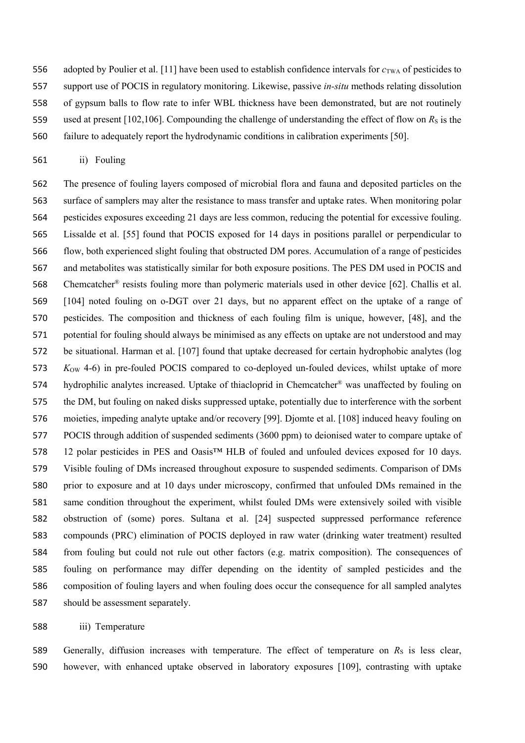adopted by Poulier et al. [11] have been used to establish confidence intervals for $c_{TWA}$ of pesticides to support use of POCIS in regulatory monitoring. Likewise, passive *in-situ* methods relating dissolution of gypsum balls to flow rate to infer WBL thickness have been demonstrated, but are not routinely used at present [102,106]. Compounding the challenge of understanding the effect of flow on $R_S$ is the failure to adequately report the hydrodynamic conditions in calibration experiments [50].

ii) Fouling

The presence of fouling layers composed of microbial flora and fauna and deposited particles on the surface of samplers may alter the resistance to mass transfer and uptake rates. When monitoring polar pesticides exposures exceeding 21 days are less common, reducing the potential for excessive fouling. Lissalde et al. [55] found that POCIS exposed for 14 days in positions parallel or perpendicular to flow, both experienced slight fouling that obstructed DM pores. Accumulation of a range of pesticides and metabolites was statistically similar for both exposure positions. The PES DM used in POCIS and Chemcatcher® resists fouling more than polymeric materials used in other device [62]. Challis et al. [104] noted fouling on o-DGT over 21 days, but no apparent effect on the uptake of a range of pesticides. The composition and thickness of each fouling film is unique, however, [48], and the potential for fouling should always be minimised as any effects on uptake are not understood and may be situational. Harman et al. [107] found that uptake decreased for certain hydrophobic analytes (log $K_{OW}$ 4-6) in pre-fouled POCIS compared to co-deployed un-fouled devices, whilst uptake of more hydrophilic analytes increased. Uptake of thiacloprid in Chemcatcher® was unaffected by fouling on the DM, but fouling on naked disks suppressed uptake, potentially due to interference with the sorbent moieties, impeding analyte uptake and/or recovery [99]. Djomte et al. [108] induced heavy fouling on POCIS through addition of suspended sediments (3600 ppm) to deionised water to compare uptake of 12 polar pesticides in PES and Oasis™ HLB of fouled and unfouled devices exposed for 10 days. Visible fouling of DMs increased throughout exposure to suspended sediments. Comparison of DMs prior to exposure and at 10 days under microscopy, confirmed that unfouled DMs remained in the same condition throughout the experiment, whilst fouled DMs were extensively soiled with visible obstruction of (some) pores. Sultana et al. [24] suspected suppressed performance reference compounds (PRC) elimination of POCIS deployed in raw water (drinking water treatment) resulted from fouling but could not rule out other factors (e.g. matrix composition). The consequences of fouling on performance may differ depending on the identity of sampled pesticides and the composition of fouling layers and when fouling does occur the consequence for all sampled analytes should be assessment separately.

iii) Temperature

Generally, diffusion increases with temperature. The effect of temperature on $R_S$ is less clear, however, with enhanced uptake observed in laboratory exposures [109], contrasting with uptake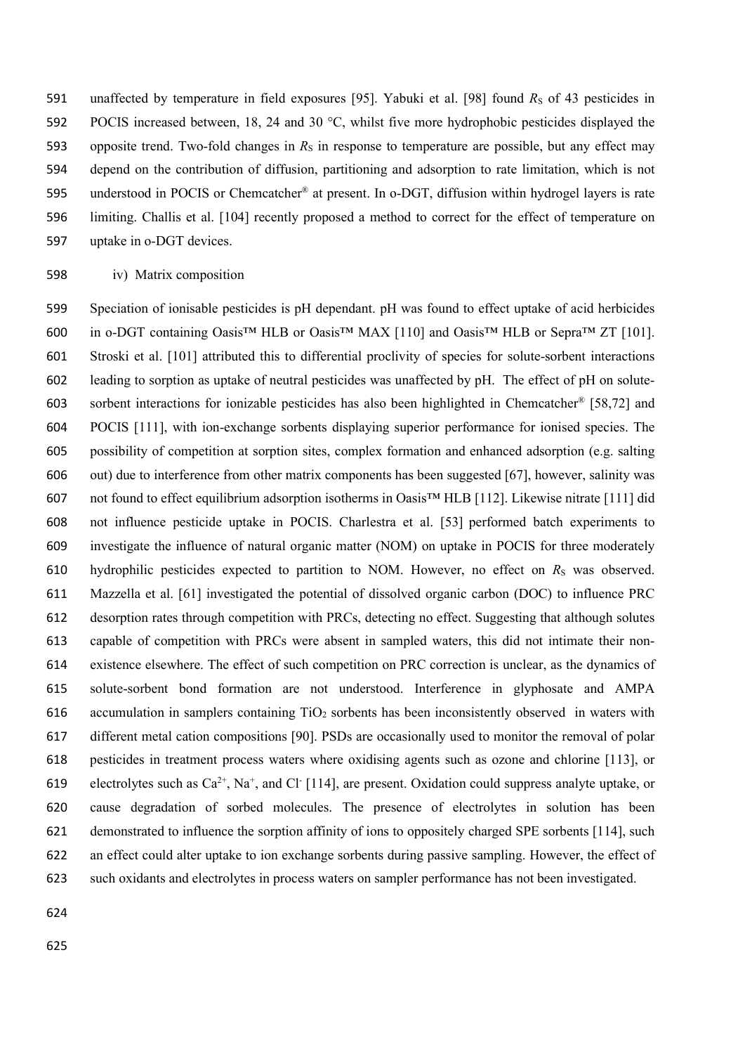unaffected by temperature in field exposures [95]. Yabuki et al. [98] found $R_S$ of 43 pesticides in POCIS increased between, 18, 24 and 30 °C, whilst five more hydrophobic pesticides displayed the opposite trend. Two-fold changes in $R_S$ in response to temperature are possible, but any effect may depend on the contribution of diffusion, partitioning and adsorption to rate limitation, which is not understood in POCIS or Chemcatcher® at present. In o-DGT, diffusion within hydrogel layers is rate limiting. Challis et al. [104] recently proposed a method to correct for the effect of temperature on uptake in o-DGT devices.

iv) Matrix composition

Speciation of ionisable pesticides is pH dependant. pH was found to effect uptake of acid herbicides in o-DGT containing Oasis™ HLB or Oasis™ MAX [110] and Oasis™ HLB or Sepra™ ZT [101]. Stroski et al. [101] attributed this to differential proclivity of species for solute-sorbent interactions leading to sorption as uptake of neutral pesticides was unaffected by pH. The effect of pH on solute-sorbent interactions for ionizable pesticides has also been highlighted in Chemcatcher® [58,72] and POCIS [111], with ion-exchange sorbents displaying superior performance for ionised species. The possibility of competition at sorption sites, complex formation and enhanced adsorption (e.g. salting out) due to interference from other matrix components has been suggested [67], however, salinity was not found to effect equilibrium adsorption isotherms in Oasis™ HLB [112]. Likewise nitrate [111] did not influence pesticide uptake in POCIS. Charlestra et al. [53] performed batch experiments to investigate the influence of natural organic matter (NOM) on uptake in POCIS for three moderately hydrophilic pesticides expected to partition to NOM. However, no effect on $R_S$ was observed. Mazzella et al. [61] investigated the potential of dissolved organic carbon (DOC) to influence PRC desorption rates through competition with PRCs, detecting no effect. Suggesting that although solutes capable of competition with PRCs were absent in sampled waters, this did not intimate their non-existence elsewhere. The effect of such competition on PRC correction is unclear, as the dynamics of solute-sorbent bond formation are not understood. Interference in glyphosate and AMPA accumulation in samplers containing $TiO_2$ sorbents has been inconsistently observed in waters with different metal cation compositions [90]. PSDs are occasionally used to monitor the removal of polar pesticides in treatment process waters where oxidising agents such as ozone and chlorine [113], or electrolytes such as $Ca^{2+}$, $Na^{+}$, and $Cl^{-}$ [114], are present. Oxidation could suppress analyte uptake, or cause degradation of sorbed molecules. The presence of electrolytes in solution has been demonstrated to influence the sorption affinity of ions to oppositely charged SPE sorbents [114], such an effect could alter uptake to ion exchange sorbents during passive sampling. However, the effect of such oxidants and electrolytes in process waters on sampler performance has not been investigated.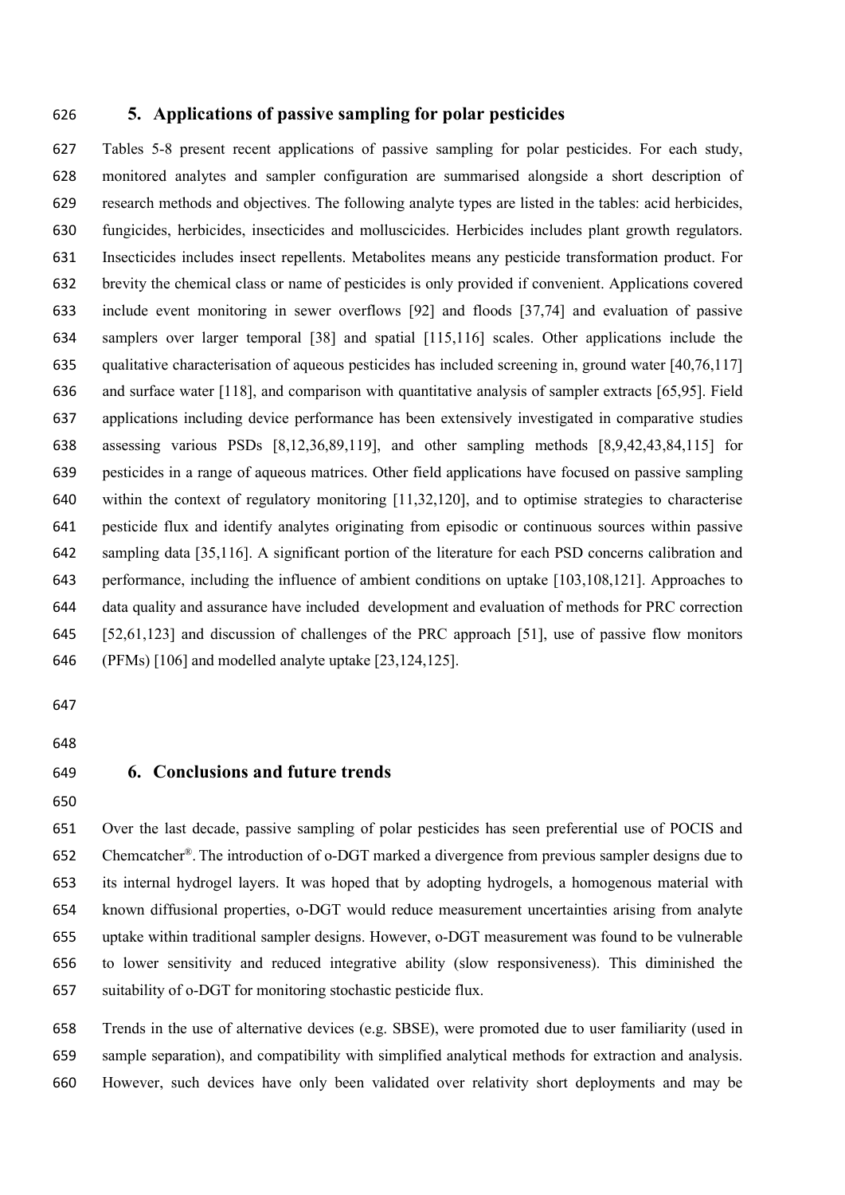## 5. Applications of passive sampling for polar pesticides

Tables 5-8 present recent applications of passive sampling for polar pesticides. For each study, monitored analytes and sampler configuration are summarised alongside a short description of research methods and objectives. The following analyte types are listed in the tables: acid herbicides, fungicides, herbicides, insecticides and molluscicides. Herbicides includes plant growth regulators. Insecticides includes insect repellents. Metabolites means any pesticide transformation product. For brevity the chemical class or name of pesticides is only provided if convenient. Applications covered include event monitoring in sewer overflows [92] and floods [37,74] and evaluation of passive samplers over larger temporal [38] and spatial [115,116] scales. Other applications include the qualitative characterisation of aqueous pesticides has included screening in, ground water [40,76,117] and surface water [118], and comparison with quantitative analysis of sampler extracts [65,95]. Field applications including device performance has been extensively investigated in comparative studies assessing various PSDs [8,12,36,89,119], and other sampling methods [8,9,42,43,84,115] for pesticides in a range of aqueous matrices. Other field applications have focused on passive sampling within the context of regulatory monitoring [11,32,120], and to optimise strategies to characterise pesticide flux and identify analytes originating from episodic or continuous sources within passive sampling data [35,116]. A significant portion of the literature for each PSD concerns calibration and performance, including the influence of ambient conditions on uptake [103,108,121]. Approaches to data quality and assurance have included development and evaluation of methods for PRC correction [52,61,123] and discussion of challenges of the PRC approach [51], use of passive flow monitors (PFMs) [106] and modelled analyte uptake [23,124,125].

## 6. Conclusions and future trends

Over the last decade, passive sampling of polar pesticides has seen preferential use of POCIS and Chemcatcher®. The introduction of o-DGT marked a divergence from previous sampler designs due to its internal hydrogel layers. It was hoped that by adopting hydrogels, a homogenous material with known diffusional properties, o-DGT would reduce measurement uncertainties arising from analyte uptake within traditional sampler designs. However, o-DGT measurement was found to be vulnerable to lower sensitivity and reduced integrative ability (slow responsiveness). This diminished the suitability of o-DGT for monitoring stochastic pesticide flux.

Trends in the use of alternative devices (e.g. SBSE), were promoted due to user familiarity (used in sample separation), and compatibility with simplified analytical methods for extraction and analysis. However, such devices have only been validated over relativity short deployments and may be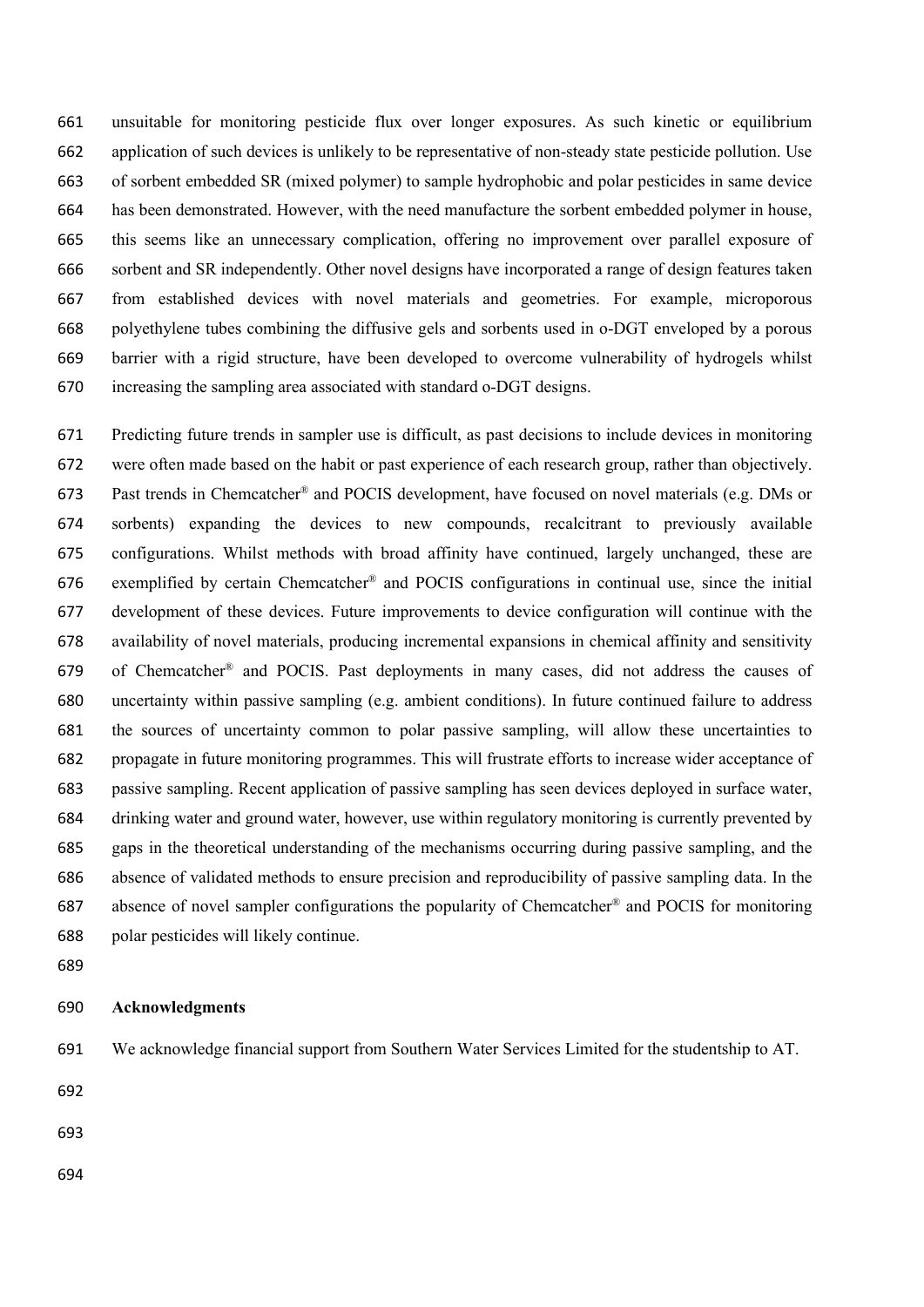unsuitable for monitoring pesticide flux over longer exposures. As such kinetic or equilibrium application of such devices is unlikely to be representative of non-steady state pesticide pollution. Use of sorbent embedded SR (mixed polymer) to sample hydrophobic and polar pesticides in same device has been demonstrated. However, with the need manufacture the sorbent embedded polymer in house, this seems like an unnecessary complication, offering no improvement over parallel exposure of sorbent and SR independently. Other novel designs have incorporated a range of design features taken from established devices with novel materials and geometries. For example, microporous polyethylene tubes combining the diffusive gels and sorbents used in o-DGT enveloped by a porous barrier with a rigid structure, have been developed to overcome vulnerability of hydrogels whilst increasing the sampling area associated with standard o-DGT designs.

Predicting future trends in sampler use is difficult, as past decisions to include devices in monitoring were often made based on the habit or past experience of each research group, rather than objectively. Past trends in Chemcatcher® and POCIS development, have focused on novel materials (e.g. DMs or sorbents) expanding the devices to new compounds, recalcitrant to previously available configurations. Whilst methods with broad affinity have continued, largely unchanged, these are exemplified by certain Chemcatcher® and POCIS configurations in continual use, since the initial development of these devices. Future improvements to device configuration will continue with the availability of novel materials, producing incremental expansions in chemical affinity and sensitivity of Chemcatcher® and POCIS. Past deployments in many cases, did not address the causes of uncertainty within passive sampling (e.g. ambient conditions). In future continued failure to address the sources of uncertainty common to polar passive sampling, will allow these uncertainties to propagate in future monitoring programmes. This will frustrate efforts to increase wider acceptance of passive sampling. Recent application of passive sampling has seen devices deployed in surface water, drinking water and ground water, however, use within regulatory monitoring is currently prevented by gaps in the theoretical understanding of the mechanisms occurring during passive sampling, and the absence of validated methods to ensure precision and reproducibility of passive sampling data. In the absence of novel sampler configurations the popularity of Chemcatcher® and POCIS for monitoring polar pesticides will likely continue.

**Acknowledgments**

We acknowledge financial support from Southern Water Services Limited for the studentship to AT.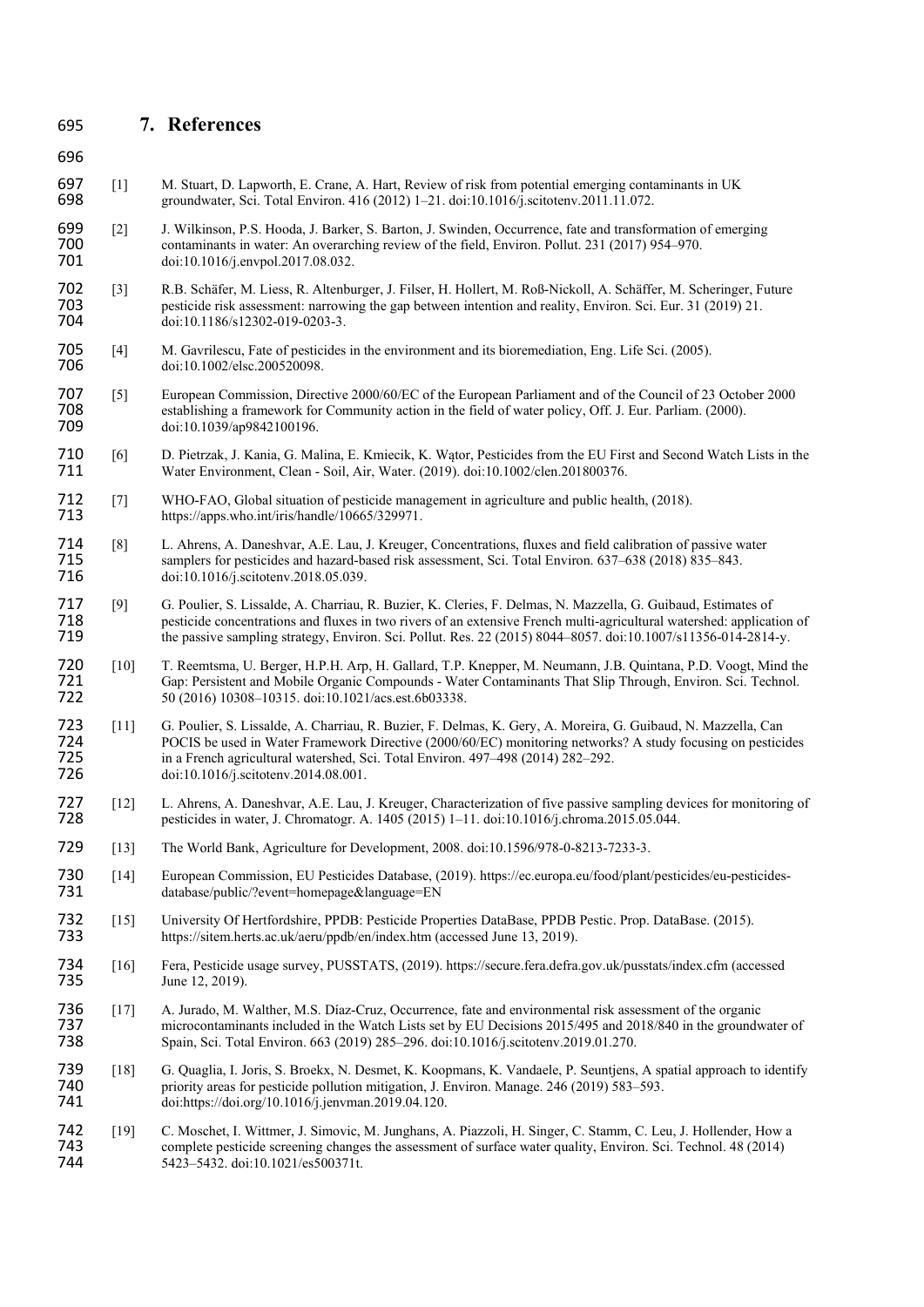## 7. References

[1] M. Stuart, D. Lapworth, E. Crane, A. Hart, Review of risk from potential emerging contaminants in UK groundwater, Sci. Total Environ. 416 (2012) 1–21. doi:10.1016/j.scitotenv.2011.11.072.

[2] J. Wilkinson, P.S. Hooda, J. Barker, S. Barton, J. Swinden, Occurrence, fate and transformation of emerging contaminants in water: An overarching review of the field, Environ. Pollut. 231 (2017) 954–970. doi:10.1016/j.envpol.2017.08.032.

[3] R.B. Schäfer, M. Liess, R. Altenburger, J. Filser, H. Hollert, M. Roß-Nickoll, A. Schäffer, M. Scheringer, Future pesticide risk assessment: narrowing the gap between intention and reality, Environ. Sci. Eur. 31 (2019) 21. doi:10.1186/s12302-019-0203-3.

[4] M. Gavrilescu, Fate of pesticides in the environment and its bioremediation, Eng. Life Sci. (2005). doi:10.1002/elsc.200520098.

[5] European Commission, Directive 2000/60/EC of the European Parliament and of the Council of 23 October 2000 establishing a framework for Community action in the field of water policy, Off. J. Eur. Parliam. (2000). doi:10.1039/ap9842100196.

[6] D. Pietrzak, J. Kania, G. Malina, E. Kmiecik, K. Wątor, Pesticides from the EU First and Second Watch Lists in the Water Environment, Clean - Soil, Air, Water. (2019). doi:10.1002/clen.201800376.

[7] WHO-FAO, Global situation of pesticide management in agriculture and public health, (2018). https://apps.who.int/iris/handle/10665/329971.

[8] L. Ahrens, A. Daneshvar, A.E. Lau, J. Kreuger, Concentrations, fluxes and field calibration of passive water samplers for pesticides and hazard-based risk assessment, Sci. Total Environ. 637–638 (2018) 835–843. doi:10.1016/j.scitotenv.2018.05.039.

[9] G. Poulier, S. Lissalde, A. Charriau, R. Buzier, K. Cleries, F. Delmas, N. Mazzella, G. Guibaud, Estimates of pesticide concentrations and fluxes in two rivers of an extensive French multi-agricultural watershed: application of the passive sampling strategy, Environ. Sci. Pollut. Res. 22 (2015) 8044–8057. doi:10.1007/s11356-014-2814-y.

[10] T. Reemtsma, U. Berger, H.P.H. Arp, H. Gallard, T.P. Knepper, M. Neumann, J.B. Quintana, P.D. Voogt, Mind the Gap: Persistent and Mobile Organic Compounds - Water Contaminants That Slip Through, Environ. Sci. Technol. 50 (2016) 10308–10315. doi:10.1021/acs.est.6b03338.

[11] G. Poulier, S. Lissalde, A. Charriau, R. Buzier, F. Delmas, K. Gery, A. Moreira, G. Guibaud, N. Mazzella, Can POCIS be used in Water Framework Directive (2000/60/EC) monitoring networks? A study focusing on pesticides in a French agricultural watershed, Sci. Total Environ. 497–498 (2014) 282–292. doi:10.1016/j.scitotenv.2014.08.001.

[12] L. Ahrens, A. Daneshvar, A.E. Lau, J. Kreuger, Characterization of five passive sampling devices for monitoring of pesticides in water, J. Chromatogr. A. 1405 (2015) 1–11. doi:10.1016/j.chroma.2015.05.044.

[13] The World Bank, Agriculture for Development, 2008. doi:10.1596/978-0-8213-7233-3.

[14] European Commission, EU Pesticides Database, (2019). https://ec.europa.eu/food/plant/pesticides/eu-pesticides-database/public/?event=homepage&language=EN

[15] University Of Hertfordshire, PPDB: Pesticide Properties DataBase, PPDB Pestic. Prop. DataBase. (2015). https://sitem.herts.ac.uk/aeru/ppdb/en/index.htm (accessed June 13, 2019).

[16] Fera, Pesticide usage survey, PUSSTATS, (2019). https://secure.fera.defra.gov.uk/pusstats/index.cfm (accessed June 12, 2019).

[17] A. Jurado, M. Walther, M.S. Díaz-Cruz, Occurrence, fate and environmental risk assessment of the organic microcontaminants included in the Watch Lists set by EU Decisions 2015/495 and 2018/840 in the groundwater of Spain, Sci. Total Environ. 663 (2019) 285–296. doi:10.1016/j.scitotenv.2019.01.270.

[18] G. Quaglia, I. Joris, S. Broekx, N. Desmet, K. Koopmans, K. Vandaele, P. Seuntjens, A spatial approach to identify priority areas for pesticide pollution mitigation, J. Environ. Manage. 246 (2019) 583–593. doi:https://doi.org/10.1016/j.jenvman.2019.04.120.

[19] C. Moschet, I. Wittmer, J. Simovic, M. Junghans, A. Piazzoli, H. Singer, C. Stamm, C. Leu, J. Hollender, How a complete pesticide screening changes the assessment of surface water quality, Environ. Sci. Technol. 48 (2014) 5423–5432. doi:10.1021/es500371t.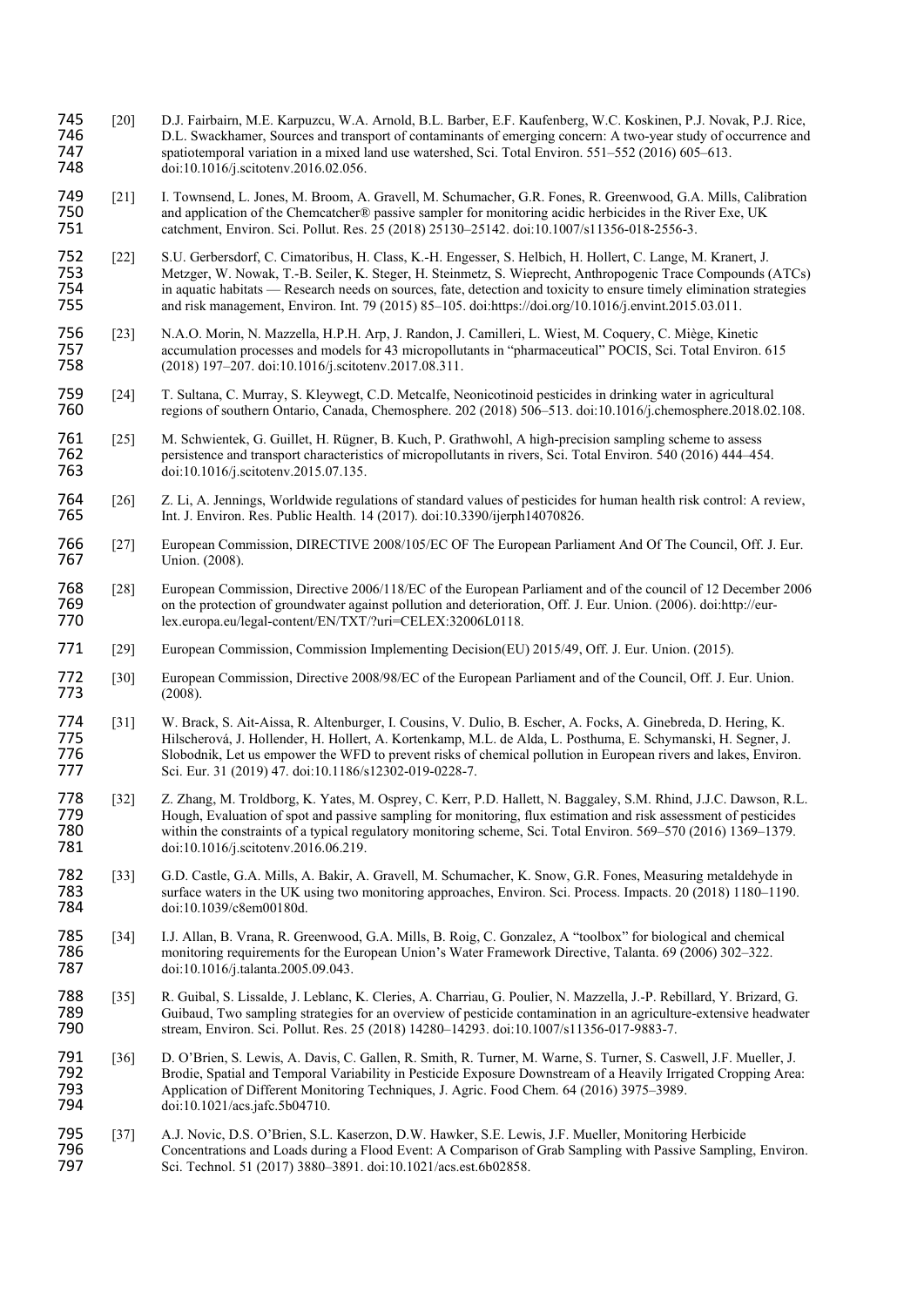[20] D.J. Fairbairn, M.E. Karpuzcu, W.A. Arnold, B.L. Barber, E.F. Kaufenberg, W.C. Koskinen, P.J. Novak, P.J. Rice, D.L. Swackhamer, Sources and transport of contaminants of emerging concern: A two-year study of occurrence and spatiotemporal variation in a mixed land use watershed, Sci. Total Environ. 551–552 (2016) 605–613. doi:10.1016/j.scitotenv.2016.02.056.

[21] I. Townsend, L. Jones, M. Broom, A. Gravell, M. Schumacher, G.R. Fones, R. Greenwood, G.A. Mills, Calibration and application of the Chemcatcher® passive sampler for monitoring acidic herbicides in the River Exe, UK catchment, Environ. Sci. Pollut. Res. 25 (2018) 25130–25142. doi:10.1007/s11356-018-2556-3.

[22] S.U. Gerbersdorf, C. Cimatoribus, H. Class, K.-H. Engesser, S. Helbich, H. Hollert, C. Lange, M. Kranert, J. Metzger, W. Nowak, T.-B. Seiler, K. Steger, H. Steinmetz, S. Wieprecht, Anthropogenic Trace Compounds (ATCs) in aquatic habitats — Research needs on sources, fate, detection and toxicity to ensure timely elimination strategies and risk management, Environ. Int. 79 (2015) 85–105. doi:https://doi.org/10.1016/j.envint.2015.03.011.

[23] N.A.O. Morin, N. Mazzella, H.P.H. Arp, J. Randon, J. Camilleri, L. Wiest, M. Coquery, C. Miège, Kinetic accumulation processes and models for 43 micropollutants in "pharmaceutical" POCIS, Sci. Total Environ. 615 (2018) 197–207. doi:10.1016/j.scitotenv.2017.08.311.

[24] T. Sultana, C. Murray, S. Kleywegt, C.D. Metcalfe, Neonicotinoid pesticides in drinking water in agricultural regions of southern Ontario, Canada, Chemosphere. 202 (2018) 506–513. doi:10.1016/j.chemosphere.2018.02.108.

[25] M. Schwientek, G. Guillet, H. Rügner, B. Kuch, P. Grathwohl, A high-precision sampling scheme to assess persistence and transport characteristics of micropollutants in rivers, Sci. Total Environ. 540 (2016) 444–454. doi:10.1016/j.scitotenv.2015.07.135.

[26] Z. Li, A. Jennings, Worldwide regulations of standard values of pesticides for human health risk control: A review, Int. J. Environ. Res. Public Health. 14 (2017). doi:10.3390/ijerph14070826.

[27] European Commission, DIRECTIVE 2008/105/EC OF The European Parliament And Of The Council, Off. J. Eur. Union. (2008).

[28] European Commission, Directive 2006/118/EC of the European Parliament and of the council of 12 December 2006 on the protection of groundwater against pollution and deterioration, Off. J. Eur. Union. (2006). doi:http://eur-lex.europa.eu/legal-content/EN/TXT/?uri=CELEX:32006L0118.

[29] European Commission, Commission Implementing Decision(EU) 2015/49, Off. J. Eur. Union. (2015).

[30] European Commission, Directive 2008/98/EC of the European Parliament and of the Council, Off. J. Eur. Union. (2008).

[31] W. Brack, S. Ait-Aissa, R. Altenburger, I. Cousins, V. Dulio, B. Escher, A. Focks, A. Ginebreda, D. Hering, K. Hilscherová, J. Hollender, H. Hollert, A. Kortenkamp, M.L. de Alda, L. Posthuma, E. Schymanski, H. Segner, J. Slobodnik, Let us empower the WFD to prevent risks of chemical pollution in European rivers and lakes, Environ. Sci. Eur. 31 (2019) 47. doi:10.1186/s12302-019-0228-7.

[32] Z. Zhang, M. Troldborg, K. Yates, M. Osprey, C. Kerr, P.D. Hallett, N. Baggaley, S.M. Rhind, J.J.C. Dawson, R.L. Hough, Evaluation of spot and passive sampling for monitoring, flux estimation and risk assessment of pesticides within the constraints of a typical regulatory monitoring scheme, Sci. Total Environ. 569–570 (2016) 1369–1379. doi:10.1016/j.scitotenv.2016.06.219.

[33] G.D. Castle, G.A. Mills, A. Bakir, A. Gravell, M. Schumacher, K. Snow, G.R. Fones, Measuring metaldehyde in surface waters in the UK using two monitoring approaches, Environ. Sci. Process. Impacts. 20 (2018) 1180–1190. doi:10.1039/c8em00180d.

[34] I.J. Allan, B. Vrana, R. Greenwood, G.A. Mills, B. Roig, C. Gonzalez, A "toolbox" for biological and chemical monitoring requirements for the European Union's Water Framework Directive, Talanta. 69 (2006) 302–322. doi:10.1016/j.talanta.2005.09.043.

[35] R. Guibal, S. Lissalde, J. Leblanc, K. Cleries, A. Charriau, G. Poulier, N. Mazzella, J.-P. Rebillard, Y. Brizard, G. Guibaud, Two sampling strategies for an overview of pesticide contamination in an agriculture-extensive headwater stream, Environ. Sci. Pollut. Res. 25 (2018) 14280–14293. doi:10.1007/s11356-017-9883-7.

[36] D. O'Brien, S. Lewis, A. Davis, C. Gallen, R. Smith, R. Turner, M. Warne, S. Turner, S. Caswell, J.F. Mueller, J. Brodie, Spatial and Temporal Variability in Pesticide Exposure Downstream of a Heavily Irrigated Cropping Area: Application of Different Monitoring Techniques, J. Agric. Food Chem. 64 (2016) 3975–3989. doi:10.1021/acs.jafc.5b04710.

[37] A.J. Novic, D.S. O'Brien, S.L. Kaserzon, D.W. Hawker, S.E. Lewis, J.F. Mueller, Monitoring Herbicide Concentrations and Loads during a Flood Event: A Comparison of Grab Sampling with Passive Sampling, Environ. Sci. Technol. 51 (2017) 3880–3891. doi:10.1021/acs.est.6b02858.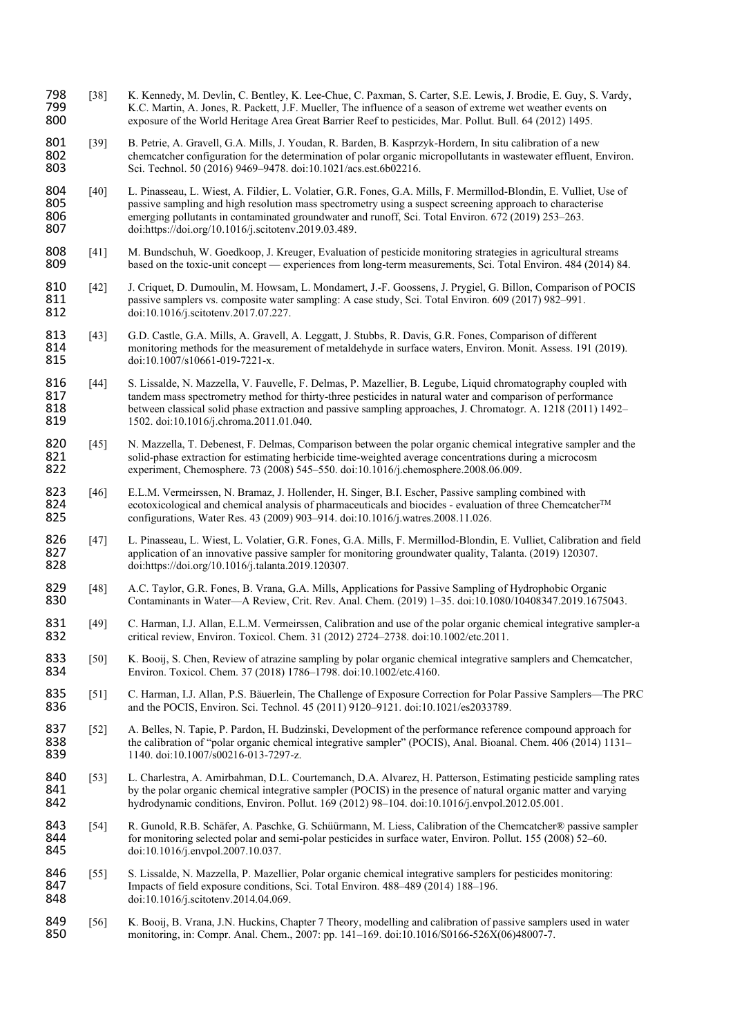[38] K. Kennedy, M. Devlin, C. Bentley, K. Lee-Chue, C. Paxman, S. Carter, S.E. Lewis, J. Brodie, E. Guy, S. Vardy, K.C. Martin, A. Jones, R. Packett, J.F. Mueller, The influence of a season of extreme wet weather events on exposure of the World Heritage Area Great Barrier Reef to pesticides, Mar. Pollut. Bull. 64 (2012) 1495.

[39] B. Petrie, A. Gravell, G.A. Mills, J. Youdan, R. Barden, B. Kasprzyk-Hordern, In situ calibration of a new chemcatcher configuration for the determination of polar organic micropollutants in wastewater effluent, Environ. Sci. Technol. 50 (2016) 9469–9478. doi:10.1021/acs.est.6b02216.

[40] L. Pinasseau, L. Wiest, A. Fildier, L. Volatier, G.R. Fones, G.A. Mills, F. Mermillod-Blondin, E. Vulliet, Use of passive sampling and high resolution mass spectrometry using a suspect screening approach to characterise emerging pollutants in contaminated groundwater and runoff, Sci. Total Environ. 672 (2019) 253–263. doi:https://doi.org/10.1016/j.scitotenv.2019.03.489.

[41] M. Bundschuh, W. Goedkoop, J. Kreuger, Evaluation of pesticide monitoring strategies in agricultural streams based on the toxic-unit concept — experiences from long-term measurements, Sci. Total Environ. 484 (2014) 84.

[42] J. Criquet, D. Dumoulin, M. Howsam, L. Mondamert, J.-F. Goossens, J. Prygiel, G. Billon, Comparison of POCIS passive samplers vs. composite water sampling: A case study, Sci. Total Environ. 609 (2017) 982–991. doi:10.1016/j.scitotenv.2017.07.227.

[43] G.D. Castle, G.A. Mills, A. Gravell, A. Leggatt, J. Stubbs, R. Davis, G.R. Fones, Comparison of different monitoring methods for the measurement of metaldehyde in surface waters, Environ. Monit. Assess. 191 (2019). doi:10.1007/s10661-019-7221-x.

[44] S. Lissalde, N. Mazzella, V. Fauvelle, F. Delmas, P. Mazellier, B. Legube, Liquid chromatography coupled with tandem mass spectrometry method for thirty-three pesticides in natural water and comparison of performance between classical solid phase extraction and passive sampling approaches, J. Chromatogr. A. 1218 (2011) 1492–1502. doi:10.1016/j.chroma.2011.01.040.

[45] N. Mazzella, T. Debenest, F. Delmas, Comparison between the polar organic chemical integrative sampler and the solid-phase extraction for estimating herbicide time-weighted average concentrations during a microcosm experiment, Chemosphere. 73 (2008) 545–550. doi:10.1016/j.chemosphere.2008.06.009.

[46] E.L.M. Vermeirssen, N. Bramaz, J. Hollender, H. Singer, B.I. Escher, Passive sampling combined with ecotoxicological and chemical analysis of pharmaceuticals and biocides - evaluation of three Chemcatcher™ configurations, Water Res. 43 (2009) 903–914. doi:10.1016/j.watres.2008.11.026.

[47] L. Pinasseau, L. Wiest, L. Volatier, G.R. Fones, G.A. Mills, F. Mermillod-Blondin, E. Vulliet, Calibration and field application of an innovative passive sampler for monitoring groundwater quality, Talanta. (2019) 120307. doi:https://doi.org/10.1016/j.talanta.2019.120307.

[48] A.C. Taylor, G.R. Fones, B. Vrana, G.A. Mills, Applications for Passive Sampling of Hydrophobic Organic Contaminants in Water—A Review, Crit. Rev. Anal. Chem. (2019) 1–35. doi:10.1080/10408347.2019.1675043.

[49] C. Harman, I.J. Allan, E.L.M. Vermeirssen, Calibration and use of the polar organic chemical integrative sampler-a critical review, Environ. Toxicol. Chem. 31 (2012) 2724–2738. doi:10.1002/etc.2011.

[50] K. Booij, S. Chen, Review of atrazine sampling by polar organic chemical integrative samplers and Chemcatcher, Environ. Toxicol. Chem. 37 (2018) 1786–1798. doi:10.1002/etc.4160.

[51] C. Harman, I.J. Allan, P.S. Bäuerlein, The Challenge of Exposure Correction for Polar Passive Samplers—The PRC and the POCIS, Environ. Sci. Technol. 45 (2011) 9120–9121. doi:10.1021/es2033789.

[52] A. Belles, N. Tapie, P. Pardon, H. Budzinski, Development of the performance reference compound approach for the calibration of "polar organic chemical integrative sampler" (POCIS), Anal. Bioanal. Chem. 406 (2014) 1131–1140. doi:10.1007/s00216-013-7297-z.

[53] L. Charlestra, A. Amirbahman, D.L. Courtemanch, D.A. Alvarez, H. Patterson, Estimating pesticide sampling rates by the polar organic chemical integrative sampler (POCIS) in the presence of natural organic matter and varying hydrodynamic conditions, Environ. Pollut. 169 (2012) 98–104. doi:10.1016/j.envpol.2012.05.001.

[54] R. Gunold, R.B. Schäfer, A. Paschke, G. Schüürmann, M. Liess, Calibration of the Chemcatcher® passive sampler for monitoring selected polar and semi-polar pesticides in surface water, Environ. Pollut. 155 (2008) 52–60. doi:10.1016/j.envpol.2007.10.037.

[55] S. Lissalde, N. Mazzella, P. Mazellier, Polar organic chemical integrative samplers for pesticides monitoring: Impacts of field exposure conditions, Sci. Total Environ. 488–489 (2014) 188–196. doi:10.1016/j.scitotenv.2014.04.069.

[56] K. Booij, B. Vrana, J.N. Huckins, Chapter 7 Theory, modelling and calibration of passive samplers used in water monitoring, in: Compr. Anal. Chem., 2007: pp. 141–169. doi:10.1016/S0166-526X(06)48007-7.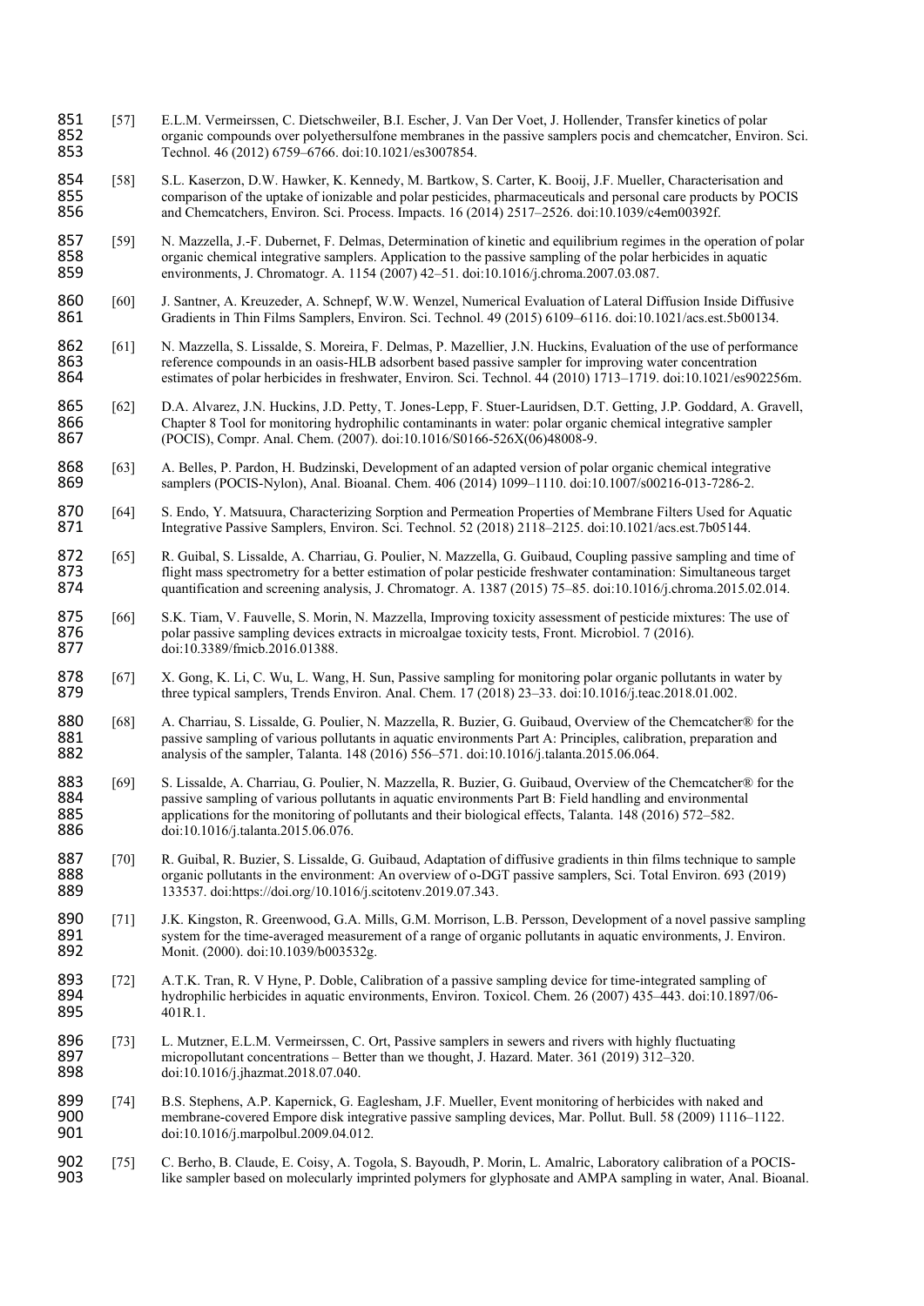[57] E.L.M. Vermeirssen, C. Dietschweiler, B.I. Escher, J. Van Der Voet, J. Hollender, Transfer kinetics of polar organic compounds over polyethersulfone membranes in the passive samplers pocis and chemcatcher, Environ. Sci. Technol. 46 (2012) 6759–6766. doi:10.1021/es3007854.

[58] S.L. Kaserzon, D.W. Hawker, K. Kennedy, M. Bartkow, S. Carter, K. Booij, J.F. Mueller, Characterisation and comparison of the uptake of ionizable and polar pesticides, pharmaceuticals and personal care products by POCIS and Chemcatchers, Environ. Sci. Process. Impacts. 16 (2014) 2517–2526. doi:10.1039/c4em00392f.

[59] N. Mazzella, J.-F. Dubernet, F. Delmas, Determination of kinetic and equilibrium regimes in the operation of polar organic chemical integrative samplers. Application to the passive sampling of the polar herbicides in aquatic environments, J. Chromatogr. A. 1154 (2007) 42–51. doi:10.1016/j.chroma.2007.03.087.

[60] J. Santner, A. Kreuzeder, A. Schnepf, W.W. Wenzel, Numerical Evaluation of Lateral Diffusion Inside Diffusive Gradients in Thin Films Samplers, Environ. Sci. Technol. 49 (2015) 6109–6116. doi:10.1021/acs.est.5b00134.

[61] N. Mazzella, S. Lissalde, S. Moreira, F. Delmas, P. Mazellier, J.N. Huckins, Evaluation of the use of performance reference compounds in an oasis-HLB adsorbent based passive sampler for improving water concentration estimates of polar herbicides in freshwater, Environ. Sci. Technol. 44 (2010) 1713–1719. doi:10.1021/es902256m.

[62] D.A. Alvarez, J.N. Huckins, J.D. Petty, T. Jones-Lepp, F. Stuer-Lauridsen, D.T. Getting, J.P. Goddard, A. Gravell, Chapter 8 Tool for monitoring hydrophilic contaminants in water: polar organic chemical integrative sampler (POCIS), Compr. Anal. Chem. (2007). doi:10.1016/S0166-526X(06)48008-9.

[63] A. Belles, P. Pardon, H. Budzinski, Development of an adapted version of polar organic chemical integrative samplers (POCIS-Nylon), Anal. Bioanal. Chem. 406 (2014) 1099–1110. doi:10.1007/s00216-013-7286-2.

[64] S. Endo, Y. Matsuura, Characterizing Sorption and Permeation Properties of Membrane Filters Used for Aquatic Integrative Passive Samplers, Environ. Sci. Technol. 52 (2018) 2118–2125. doi:10.1021/acs.est.7b05144.

[65] R. Guibal, S. Lissalde, A. Charriau, G. Poulier, N. Mazzella, G. Guibaud, Coupling passive sampling and time of flight mass spectrometry for a better estimation of polar pesticide freshwater contamination: Simultaneous target quantification and screening analysis, J. Chromatogr. A. 1387 (2015) 75–85. doi:10.1016/j.chroma.2015.02.014.

[66] S.K. Tiam, V. Fauvelle, S. Morin, N. Mazzella, Improving toxicity assessment of pesticide mixtures: The use of polar passive sampling devices extracts in microalgae toxicity tests, Front. Microbiol. 7 (2016). doi:10.3389/fmicb.2016.01388.

[67] X. Gong, K. Li, C. Wu, L. Wang, H. Sun, Passive sampling for monitoring polar organic pollutants in water by three typical samplers, Trends Environ. Anal. Chem. 17 (2018) 23–33. doi:10.1016/j.teac.2018.01.002.

[68] A. Charriau, S. Lissalde, G. Poulier, N. Mazzella, R. Buzier, G. Guibaud, Overview of the Chemcatcher® for the passive sampling of various pollutants in aquatic environments Part A: Principles, calibration, preparation and analysis of the sampler, Talanta. 148 (2016) 556–571. doi:10.1016/j.talanta.2015.06.064.

[69] S. Lissalde, A. Charriau, G. Poulier, N. Mazzella, R. Buzier, G. Guibaud, Overview of the Chemcatcher® for the passive sampling of various pollutants in aquatic environments Part B: Field handling and environmental applications for the monitoring of pollutants and their biological effects, Talanta. 148 (2016) 572–582. doi:10.1016/j.talanta.2015.06.076.

[70] R. Guibal, R. Buzier, S. Lissalde, G. Guibaud, Adaptation of diffusive gradients in thin films technique to sample organic pollutants in the environment: An overview of o-DGT passive samplers, Sci. Total Environ. 693 (2019) 133537. doi:https://doi.org/10.1016/j.scitotenv.2019.07.343.

[71] J.K. Kingston, R. Greenwood, G.A. Mills, G.M. Morrison, L.B. Persson, Development of a novel passive sampling system for the time-averaged measurement of a range of organic pollutants in aquatic environments, J. Environ. Monit. (2000). doi:10.1039/b003532g.

[72] A.T.K. Tran, R. V Hyne, P. Doble, Calibration of a passive sampling device for time-integrated sampling of hydrophilic herbicides in aquatic environments, Environ. Toxicol. Chem. 26 (2007) 435–443. doi:10.1897/06-401R.1.

[73] L. Mutzner, E.L.M. Vermeirssen, C. Ort, Passive samplers in sewers and rivers with highly fluctuating micropollutant concentrations – Better than we thought, J. Hazard. Mater. 361 (2019) 312–320. doi:10.1016/j.jhazmat.2018.07.040.

[74] B.S. Stephens, A.P. Kapernick, G. Eaglesham, J.F. Mueller, Event monitoring of herbicides with naked and membrane-covered Empore disk integrative passive sampling devices, Mar. Pollut. Bull. 58 (2009) 1116–1122. doi:10.1016/j.marpolbul.2009.04.012.

[75] C. Berho, B. Claude, E. Coisy, A. Togola, S. Bayoudh, P. Morin, L. Amalric, Laboratory calibration of a POCIS-like sampler based on molecularly imprinted polymers for glyphosate and AMPA sampling in water, Anal. Bioanal.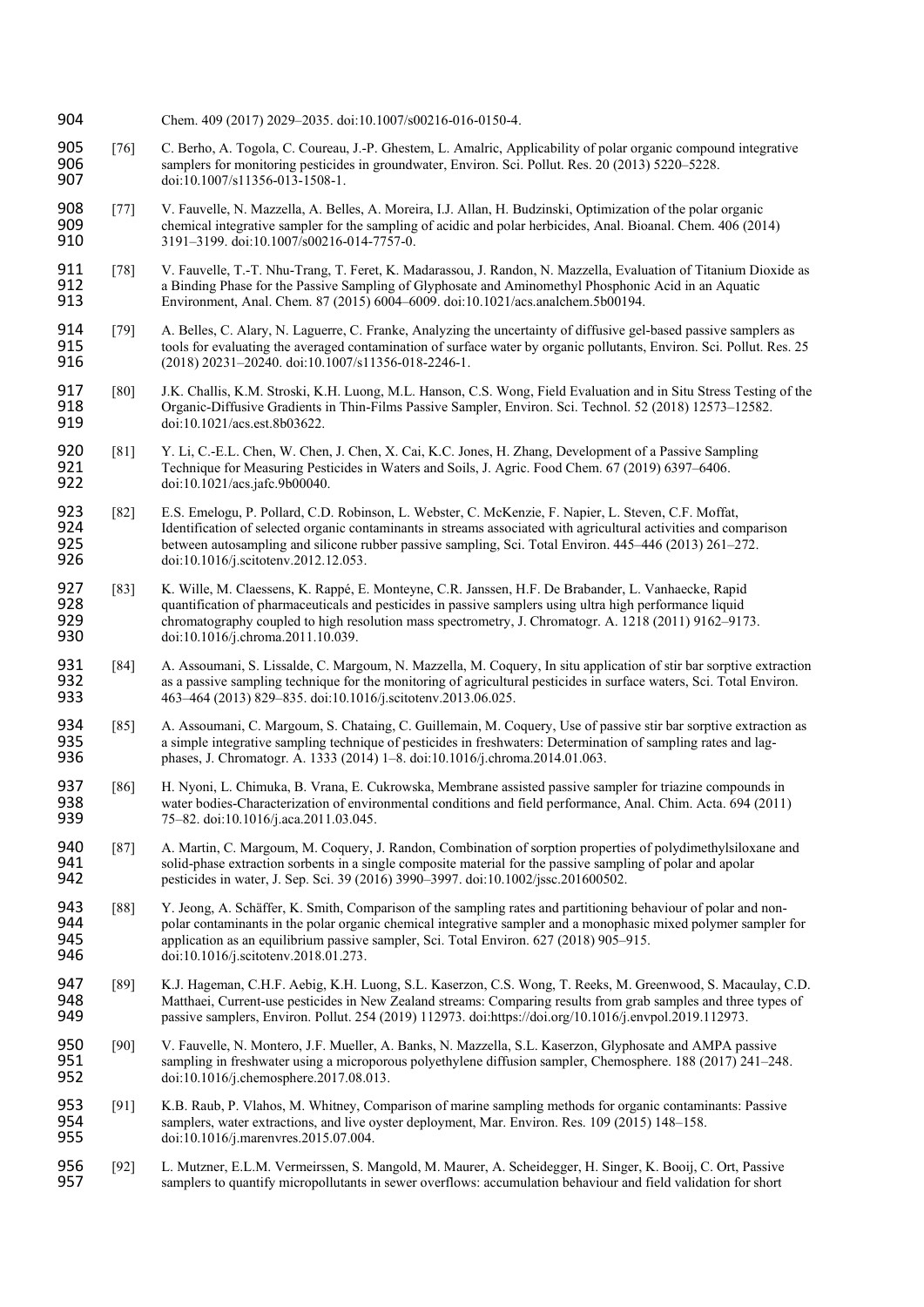Chem. 409 (2017) 2029–2035. doi:10.1007/s00216-016-0150-4.

[76] C. Berho, A. Togola, C. Coureau, J.-P. Ghestem, L. Amalric, Applicability of polar organic compound integrative samplers for monitoring pesticides in groundwater, Environ. Sci. Pollut. Res. 20 (2013) 5220–5228. doi:10.1007/s11356-013-1508-1.

[77] V. Fauvelle, N. Mazzella, A. Belles, A. Moreira, I.J. Allan, H. Budzinski, Optimization of the polar organic chemical integrative sampler for the sampling of acidic and polar herbicides, Anal. Bioanal. Chem. 406 (2014) 3191–3199. doi:10.1007/s00216-014-7757-0.

[78] V. Fauvelle, T.-T. Nhu-Trang, T. Feret, K. Madarassou, J. Randon, N. Mazzella, Evaluation of Titanium Dioxide as a Binding Phase for the Passive Sampling of Glyphosate and Aminomethyl Phosphonic Acid in an Aquatic Environment, Anal. Chem. 87 (2015) 6004–6009. doi:10.1021/acs.analchem.5b00194.

[79] A. Belles, C. Alary, N. Laguerre, C. Franke, Analyzing the uncertainty of diffusive gel-based passive samplers as tools for evaluating the averaged contamination of surface water by organic pollutants, Environ. Sci. Pollut. Res. 25 (2018) 20231–20240. doi:10.1007/s11356-018-2246-1.

[80] J.K. Challis, K.M. Stroski, K.H. Luong, M.L. Hanson, C.S. Wong, Field Evaluation and in Situ Stress Testing of the Organic-Diffusive Gradients in Thin-Films Passive Sampler, Environ. Sci. Technol. 52 (2018) 12573–12582. doi:10.1021/acs.est.8b03622.

[81] Y. Li, C.-E.L. Chen, W. Chen, J. Chen, X. Cai, K.C. Jones, H. Zhang, Development of a Passive Sampling Technique for Measuring Pesticides in Waters and Soils, J. Agric. Food Chem. 67 (2019) 6397–6406. doi:10.1021/acs.jafc.9b00040.

[82] E.S. Emelogu, P. Pollard, C.D. Robinson, L. Webster, C. McKenzie, F. Napier, L. Steven, C.F. Moffat, Identification of selected organic contaminants in streams associated with agricultural activities and comparison between autosampling and silicone rubber passive sampling, Sci. Total Environ. 445–446 (2013) 261–272. doi:10.1016/j.scitotenv.2012.12.053.

[83] K. Wille, M. Claessens, K. Rappé, E. Monteyne, C.R. Janssen, H.F. De Brabander, L. Vanhaecke, Rapid quantification of pharmaceuticals and pesticides in passive samplers using ultra high performance liquid chromatography coupled to high resolution mass spectrometry, J. Chromatogr. A. 1218 (2011) 9162–9173. doi:10.1016/j.chroma.2011.10.039.

[84] A. Assoumani, S. Lissalde, C. Margoum, N. Mazzella, M. Coquery, In situ application of stir bar sorptive extraction as a passive sampling technique for the monitoring of agricultural pesticides in surface waters, Sci. Total Environ. 463–464 (2013) 829–835. doi:10.1016/j.scitotenv.2013.06.025.

[85] A. Assoumani, C. Margoum, S. Chataing, C. Guillemain, M. Coquery, Use of passive stir bar sorptive extraction as a simple integrative sampling technique of pesticides in freshwaters: Determination of sampling rates and lag-phases, J. Chromatogr. A. 1333 (2014) 1–8. doi:10.1016/j.chroma.2014.01.063.

[86] H. Nyoni, L. Chimuka, B. Vrana, E. Cukrowska, Membrane assisted passive sampler for triazine compounds in water bodies-Characterization of environmental conditions and field performance, Anal. Chim. Acta. 694 (2011) 75–82. doi:10.1016/j.aca.2011.03.045.

[87] A. Martin, C. Margoum, M. Coquery, J. Randon, Combination of sorption properties of polydimethylsiloxane and solid-phase extraction sorbents in a single composite material for the passive sampling of polar and apolar pesticides in water, J. Sep. Sci. 39 (2016) 3990–3997. doi:10.1002/jssc.201600502.

[88] Y. Jeong, A. Schäffer, K. Smith, Comparison of the sampling rates and partitioning behaviour of polar and non-polar contaminants in the polar organic chemical integrative sampler and a monophasic mixed polymer sampler for application as an equilibrium passive sampler, Sci. Total Environ. 627 (2018) 905–915. doi:10.1016/j.scitotenv.2018.01.273.

[89] K.J. Hageman, C.H.F. Aebig, K.H. Luong, S.L. Kaserzon, C.S. Wong, T. Reeks, M. Greenwood, S. Macaulay, C.D. Matthaei, Current-use pesticides in New Zealand streams: Comparing results from grab samples and three types of passive samplers, Environ. Pollut. 254 (2019) 112973. doi:https://doi.org/10.1016/j.envpol.2019.112973.

[90] V. Fauvelle, N. Montero, J.F. Mueller, A. Banks, N. Mazzella, S.L. Kaserzon, Glyphosate and AMPA passive sampling in freshwater using a microporous polyethylene diffusion sampler, Chemosphere. 188 (2017) 241–248. doi:10.1016/j.chemosphere.2017.08.013.

[91] K.B. Raub, P. Vlahos, M. Whitney, Comparison of marine sampling methods for organic contaminants: Passive samplers, water extractions, and live oyster deployment, Mar. Environ. Res. 109 (2015) 148–158. doi:10.1016/j.marenvres.2015.07.004.

[92] L. Mutzner, E.L.M. Vermeirssen, S. Mangold, M. Maurer, A. Scheidegger, H. Singer, K. Booij, C. Ort, Passive samplers to quantify micropollutants in sewer overflows: accumulation behaviour and field validation for short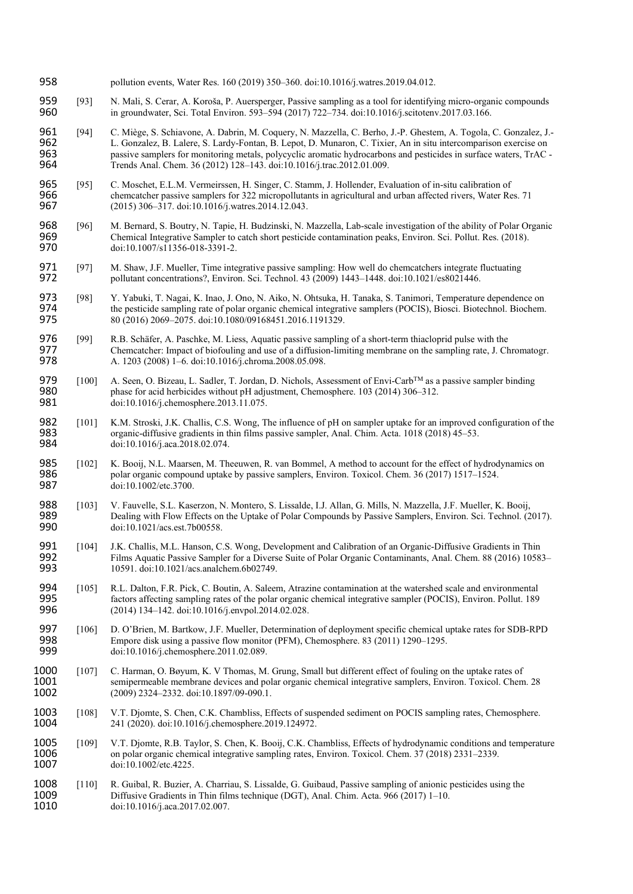pollution events, Water Res. 160 (2019) 350–360. doi:10.1016/j.watres.2019.04.012.

[93] N. Mali, S. Cerar, A. Koroša, P. Auersperger, Passive sampling as a tool for identifying micro-organic compounds in groundwater, Sci. Total Environ. 593–594 (2017) 722–734. doi:10.1016/j.scitotenv.2017.03.166.

[94] C. Miège, S. Schiavone, A. Dabrin, M. Coquery, N. Mazzella, C. Berho, J.-P. Ghestem, A. Togola, C. Gonzalez, J.-L. Gonzalez, B. Lalere, S. Lardy-Fontan, B. Lepot, D. Munaron, C. Tixier, An in situ intercomparison exercise on passive samplers for monitoring metals, polycyclic aromatic hydrocarbons and pesticides in surface waters, TrAC - Trends Anal. Chem. 36 (2012) 128–143. doi:10.1016/j.trac.2012.01.009.

[95] C. Moschet, E.L.M. Vermeirssen, H. Singer, C. Stamm, J. Hollender, Evaluation of in-situ calibration of chemcatcher passive samplers for 322 micropollutants in agricultural and urban affected rivers, Water Res. 71 (2015) 306–317. doi:10.1016/j.watres.2014.12.043.

[96] M. Bernard, S. Boutry, N. Tapie, H. Budzinski, N. Mazzella, Lab-scale investigation of the ability of Polar Organic Chemical Integrative Sampler to catch short pesticide contamination peaks, Environ. Sci. Pollut. Res. (2018). doi:10.1007/s11356-018-3391-2.

[97] M. Shaw, J.F. Mueller, Time integrative passive sampling: How well do chemcatchers integrate fluctuating pollutant concentrations?, Environ. Sci. Technol. 43 (2009) 1443–1448. doi:10.1021/es8021446.

[98] Y. Yabuki, T. Nagai, K. Inao, J. Ono, N. Aiko, N. Ohtsuka, H. Tanaka, S. Tanimori, Temperature dependence on the pesticide sampling rate of polar organic chemical integrative samplers (POCIS), Biosci. Biotechnol. Biochem. 80 (2016) 2069–2075. doi:10.1080/09168451.2016.1191329.

[99] R.B. Schäfer, A. Paschke, M. Liess, Aquatic passive sampling of a short-term thiacloprid pulse with the Chemcatcher: Impact of biofouling and use of a diffusion-limiting membrane on the sampling rate, J. Chromatogr. A. 1203 (2008) 1–6. doi:10.1016/j.chroma.2008.05.098.

[100] A. Seen, O. Bizeau, L. Sadler, T. Jordan, D. Nichols, Assessment of Envi-Carb™ as a passive sampler binding phase for acid herbicides without pH adjustment, Chemosphere. 103 (2014) 306–312. doi:10.1016/j.chemosphere.2013.11.075.

[101] K.M. Stroski, J.K. Challis, C.S. Wong, The influence of pH on sampler uptake for an improved configuration of the organic-diffusive gradients in thin films passive sampler, Anal. Chim. Acta. 1018 (2018) 45–53. doi:10.1016/j.aca.2018.02.074.

[102] K. Booij, N.L. Maarsen, M. Theeuwen, R. van Bommel, A method to account for the effect of hydrodynamics on polar organic compound uptake by passive samplers, Environ. Toxicol. Chem. 36 (2017) 1517–1524. doi:10.1002/etc.3700.

[103] V. Fauvelle, S.L. Kaserzon, N. Montero, S. Lissalde, I.J. Allan, G. Mills, N. Mazzella, J.F. Mueller, K. Booij, Dealing with Flow Effects on the Uptake of Polar Compounds by Passive Samplers, Environ. Sci. Technol. (2017). doi:10.1021/acs.est.7b00558.

[104] J.K. Challis, M.L. Hanson, C.S. Wong, Development and Calibration of an Organic-Diffusive Gradients in Thin Films Aquatic Passive Sampler for a Diverse Suite of Polar Organic Contaminants, Anal. Chem. 88 (2016) 10583–10591. doi:10.1021/acs.analchem.6b02749.

[105] R.L. Dalton, F.R. Pick, C. Boutin, A. Saleem, Atrazine contamination at the watershed scale and environmental factors affecting sampling rates of the polar organic chemical integrative sampler (POCIS), Environ. Pollut. 189 (2014) 134–142. doi:10.1016/j.envpol.2014.02.028.

[106] D. O'Brien, M. Bartkow, J.F. Mueller, Determination of deployment specific chemical uptake rates for SDB-RPD Empore disk using a passive flow monitor (PFM), Chemosphere. 83 (2011) 1290–1295. doi:10.1016/j.chemosphere.2011.02.089.

[107] C. Harman, O. Bøyum, K. V Thomas, M. Grung, Small but different effect of fouling on the uptake rates of semipermeable membrane devices and polar organic chemical integrative samplers, Environ. Toxicol. Chem. 28 (2009) 2324–2332. doi:10.1897/09-090.1.

[108] V.T. Djomte, S. Chen, C.K. Chambliss, Effects of suspended sediment on POCIS sampling rates, Chemosphere. 241 (2020). doi:10.1016/j.chemosphere.2019.124972.

[109] V.T. Djomte, R.B. Taylor, S. Chen, K. Booij, C.K. Chambliss, Effects of hydrodynamic conditions and temperature on polar organic chemical integrative sampling rates, Environ. Toxicol. Chem. 37 (2018) 2331–2339. doi:10.1002/etc.4225.

[110] R. Guibal, R. Buzier, A. Charriau, S. Lissalde, G. Guibaud, Passive sampling of anionic pesticides using the Diffusive Gradients in Thin films technique (DGT), Anal. Chim. Acta. 966 (2017) 1–10. doi:10.1016/j.aca.2017.02.007.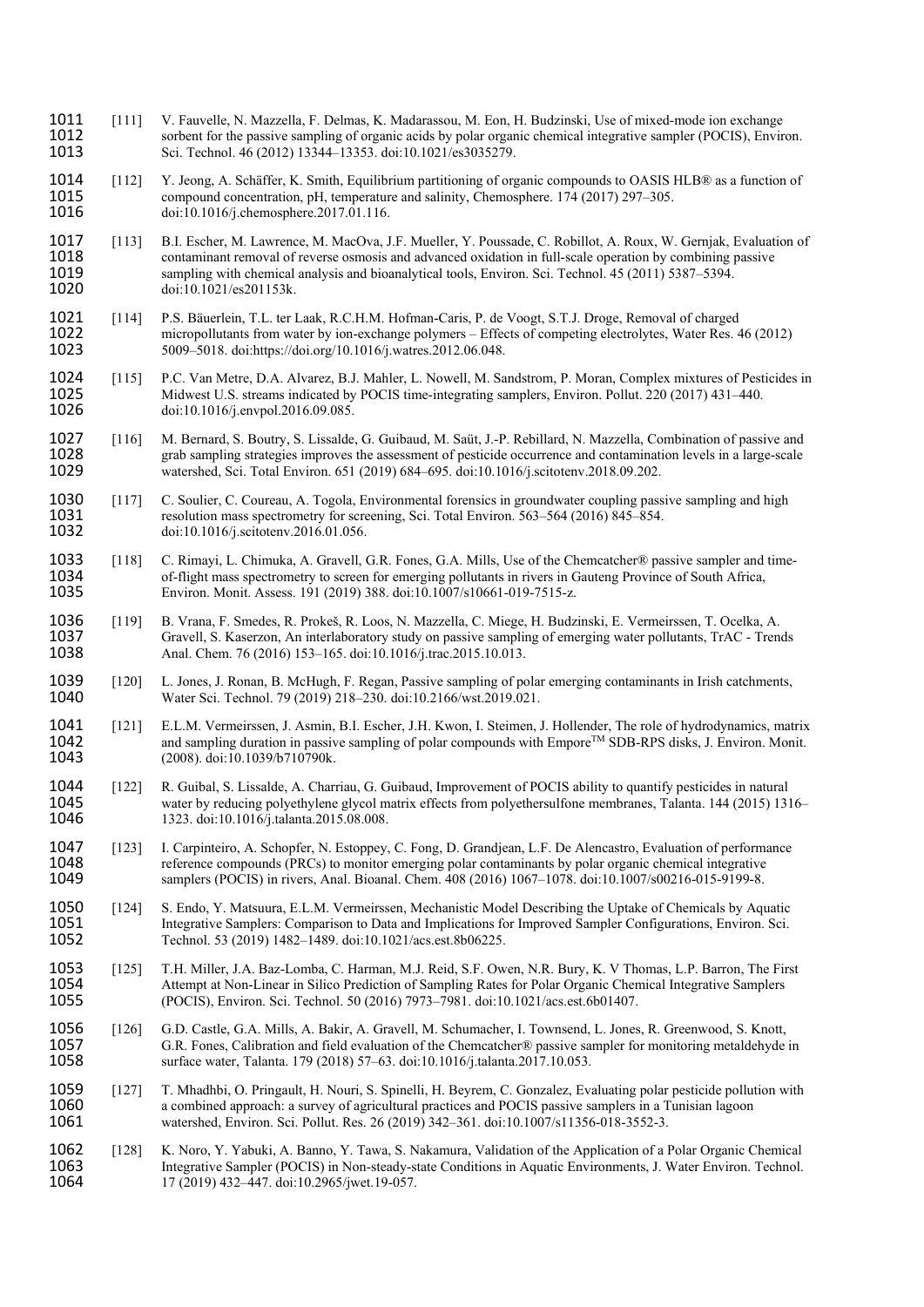[111] V. Fauvelle, N. Mazzella, F. Delmas, K. Madarassou, M. Eon, H. Budzinski, Use of mixed-mode ion exchange sorbent for the passive sampling of organic acids by polar organic chemical integrative sampler (POCIS), Environ. Sci. Technol. 46 (2012) 13344–13353. doi:10.1021/es3035279.

[112] Y. Jeong, A. Schäffer, K. Smith, Equilibrium partitioning of organic compounds to OASIS HLB® as a function of compound concentration, pH, temperature and salinity, Chemosphere. 174 (2017) 297–305. doi:10.1016/j.chemosphere.2017.01.116.

[113] B.I. Escher, M. Lawrence, M. MacOva, J.F. Mueller, Y. Poussade, C. Robillot, A. Roux, W. Gernjak, Evaluation of contaminant removal of reverse osmosis and advanced oxidation in full-scale operation by combining passive sampling with chemical analysis and bioanalytical tools, Environ. Sci. Technol. 45 (2011) 5387–5394. doi:10.1021/es201153k.

[114] P.S. Bäuerlein, T.L. ter Laak, R.C.H.M. Hofman-Caris, P. de Voogt, S.T.J. Droge, Removal of charged micropollutants from water by ion-exchange polymers – Effects of competing electrolytes, Water Res. 46 (2012) 5009–5018. doi:https://doi.org/10.1016/j.watres.2012.06.048.

[115] P.C. Van Metre, D.A. Alvarez, B.J. Mahler, L. Nowell, M. Sandstrom, P. Moran, Complex mixtures of Pesticides in Midwest U.S. streams indicated by POCIS time-integrating samplers, Environ. Pollut. 220 (2017) 431–440. doi:10.1016/j.envpol.2016.09.085.

[116] M. Bernard, S. Boutry, S. Lissalde, G. Guibaud, M. Saüt, J.-P. Rebillard, N. Mazzella, Combination of passive and grab sampling strategies improves the assessment of pesticide occurrence and contamination levels in a large-scale watershed, Sci. Total Environ. 651 (2019) 684–695. doi:10.1016/j.scitotenv.2018.09.202.

[117] C. Soulier, C. Coureau, A. Togola, Environmental forensics in groundwater coupling passive sampling and high resolution mass spectrometry for screening, Sci. Total Environ. 563–564 (2016) 845–854. doi:10.1016/j.scitotenv.2016.01.056.

[118] C. Rimayi, L. Chimuka, A. Gravell, G.R. Fones, G.A. Mills, Use of the Chemcatcher® passive sampler and time-of-flight mass spectrometry to screen for emerging pollutants in rivers in Gauteng Province of South Africa, Environ. Monit. Assess. 191 (2019) 388. doi:10.1007/s10661-019-7515-z.

[119] B. Vrana, F. Smedes, R. Prokeš, R. Loos, N. Mazzella, C. Miege, H. Budzinski, E. Vermeirssen, T. Ocelka, A. Gravell, S. Kaserzon, An interlaboratory study on passive sampling of emerging water pollutants, TrAC - Trends Anal. Chem. 76 (2016) 153–165. doi:10.1016/j.trac.2015.10.013.

[120] L. Jones, J. Ronan, B. McHugh, F. Regan, Passive sampling of polar emerging contaminants in Irish catchments, Water Sci. Technol. 79 (2019) 218–230. doi:10.2166/wst.2019.021.

[121] E.L.M. Vermeirssen, J. Asmin, B.I. Escher, J.H. Kwon, I. Steimen, J. Hollender, The role of hydrodynamics, matrix and sampling duration in passive sampling of polar compounds with Empore™ SDB-RPS disks, J. Environ. Monit. (2008). doi:10.1039/b710790k.

[122] R. Guibal, S. Lissalde, A. Charriau, G. Guibaud, Improvement of POCIS ability to quantify pesticides in natural water by reducing polyethylene glycol matrix effects from polyethersulfone membranes, Talanta. 144 (2015) 1316–1323. doi:10.1016/j.talanta.2015.08.008.

[123] I. Carpinteiro, A. Schopfer, N. Estoppey, C. Fong, D. Grandjean, L.F. De Alencastro, Evaluation of performance reference compounds (PRCs) to monitor emerging polar contaminants by polar organic chemical integrative samplers (POCIS) in rivers, Anal. Bioanal. Chem. 408 (2016) 1067–1078. doi:10.1007/s00216-015-9199-8.

[124] S. Endo, Y. Matsuura, E.L.M. Vermeirssen, Mechanistic Model Describing the Uptake of Chemicals by Aquatic Integrative Samplers: Comparison to Data and Implications for Improved Sampler Configurations, Environ. Sci. Technol. 53 (2019) 1482–1489. doi:10.1021/acs.est.8b06225.

[125] T.H. Miller, J.A. Baz-Lomba, C. Harman, M.J. Reid, S.F. Owen, N.R. Bury, K. V Thomas, L.P. Barron, The First Attempt at Non-Linear in Silico Prediction of Sampling Rates for Polar Organic Chemical Integrative Samplers (POCIS), Environ. Sci. Technol. 50 (2016) 7973–7981. doi:10.1021/acs.est.6b01407.

[126] G.D. Castle, G.A. Mills, A. Bakir, A. Gravell, M. Schumacher, I. Townsend, L. Jones, R. Greenwood, S. Knott, G.R. Fones, Calibration and field evaluation of the Chemcatcher® passive sampler for monitoring metaldehyde in surface water, Talanta. 179 (2018) 57–63. doi:10.1016/j.talanta.2017.10.053.

[127] T. Mhadhbi, O. Pringault, H. Nouri, S. Spinelli, H. Beyrem, C. Gonzalez, Evaluating polar pesticide pollution with a combined approach: a survey of agricultural practices and POCIS passive samplers in a Tunisian lagoon watershed, Environ. Sci. Pollut. Res. 26 (2019) 342–361. doi:10.1007/s11356-018-3552-3.

[128] K. Noro, Y. Yabuki, A. Banno, Y. Tawa, S. Nakamura, Validation of the Application of a Polar Organic Chemical Integrative Sampler (POCIS) in Non-steady-state Conditions in Aquatic Environments, J. Water Environ. Technol. 17 (2019) 432–447. doi:10.2965/jwet.19-057.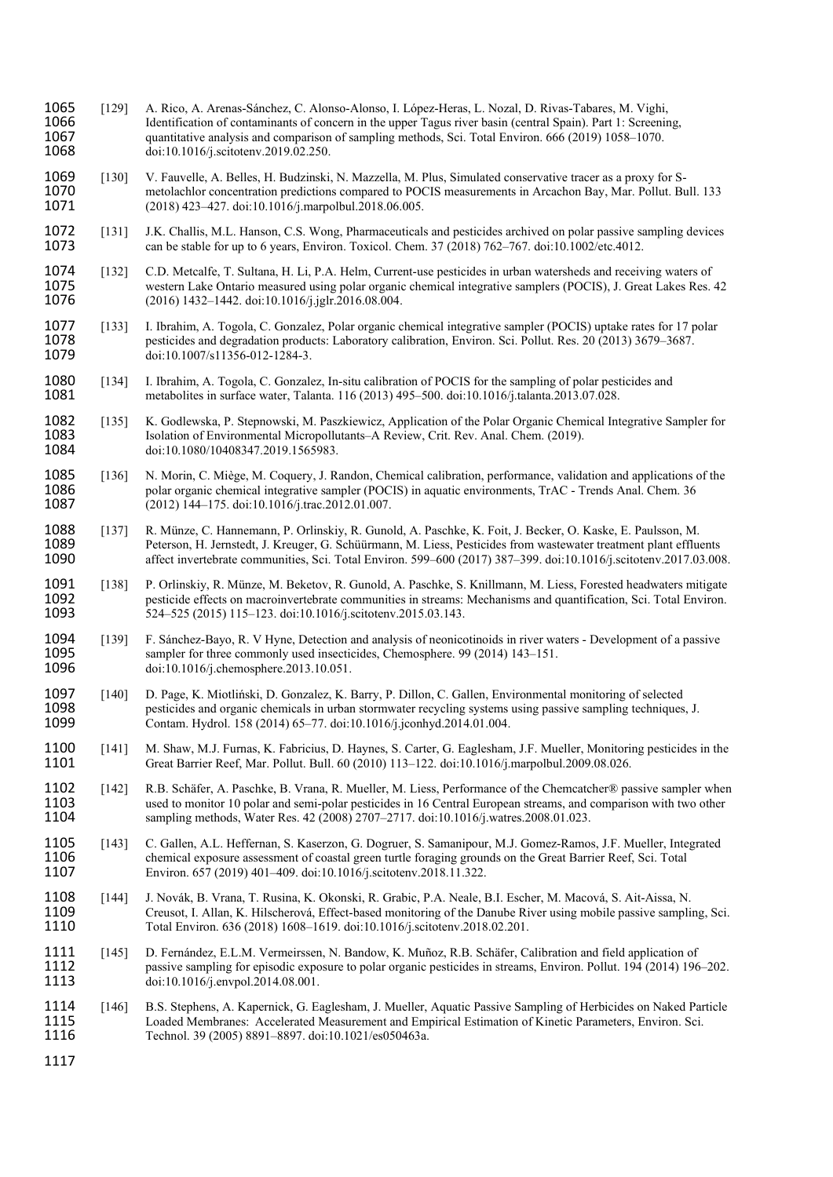[129] A. Rico, A. Arenas-Sánchez, C. Alonso-Alonso, I. López-Heras, L. Nozal, D. Rivas-Tabares, M. Vighi, Identification of contaminants of concern in the upper Tagus river basin (central Spain). Part 1: Screening, quantitative analysis and comparison of sampling methods, Sci. Total Environ. 666 (2019) 1058–1070. doi:10.1016/j.scitotenv.2019.02.250.

[130] V. Fauvelle, A. Belles, H. Budzinski, N. Mazzella, M. Plus, Simulated conservative tracer as a proxy for S-metolachlor concentration predictions compared to POCIS measurements in Arcachon Bay, Mar. Pollut. Bull. 133 (2018) 423–427. doi:10.1016/j.marpolbul.2018.06.005.

[131] J.K. Challis, M.L. Hanson, C.S. Wong, Pharmaceuticals and pesticides archived on polar passive sampling devices can be stable for up to 6 years, Environ. Toxicol. Chem. 37 (2018) 762–767. doi:10.1002/etc.4012.

[132] C.D. Metcalfe, T. Sultana, H. Li, P.A. Helm, Current-use pesticides in urban watersheds and receiving waters of western Lake Ontario measured using polar organic chemical integrative samplers (POCIS), J. Great Lakes Res. 42 (2016) 1432–1442. doi:10.1016/j.jglr.2016.08.004.

[133] I. Ibrahim, A. Togola, C. Gonzalez, Polar organic chemical integrative sampler (POCIS) uptake rates for 17 polar pesticides and degradation products: Laboratory calibration, Environ. Sci. Pollut. Res. 20 (2013) 3679–3687. doi:10.1007/s11356-012-1284-3.

[134] I. Ibrahim, A. Togola, C. Gonzalez, In-situ calibration of POCIS for the sampling of polar pesticides and metabolites in surface water, Talanta. 116 (2013) 495–500. doi:10.1016/j.talanta.2013.07.028.

[135] K. Godlewska, P. Stepnowski, M. Paszkiewicz, Application of the Polar Organic Chemical Integrative Sampler for Isolation of Environmental Micropollutants–A Review, Crit. Rev. Anal. Chem. (2019). doi:10.1080/10408347.2019.1565983.

[136] N. Morin, C. Miège, M. Coquery, J. Randon, Chemical calibration, performance, validation and applications of the polar organic chemical integrative sampler (POCIS) in aquatic environments, TrAC - Trends Anal. Chem. 36 (2012) 144–175. doi:10.1016/j.trac.2012.01.007.

[137] R. Münze, C. Hannemann, P. Orlinskiy, R. Gunold, A. Paschke, K. Foit, J. Becker, O. Kaske, E. Paulsson, M. Peterson, H. Jernstedt, J. Kreuger, G. Schüürmann, M. Liess, Pesticides from wastewater treatment plant effluents affect invertebrate communities, Sci. Total Environ. 599–600 (2017) 387–399. doi:10.1016/j.scitotenv.2017.03.008.

[138] P. Orlinskiy, R. Münze, M. Beketov, R. Gunold, A. Paschke, S. Knillmann, M. Liess, Forested headwaters mitigate pesticide effects on macroinvertebrate communities in streams: Mechanisms and quantification, Sci. Total Environ. 524–525 (2015) 115–123. doi:10.1016/j.scitotenv.2015.03.143.

[139] F. Sánchez-Bayo, R. V Hyne, Detection and analysis of neonicotinoids in river waters - Development of a passive sampler for three commonly used insecticides, Chemosphere. 99 (2014) 143–151. doi:10.1016/j.chemosphere.2013.10.051.

[140] D. Page, K. Miotliński, D. Gonzalez, K. Barry, P. Dillon, C. Gallen, Environmental monitoring of selected pesticides and organic chemicals in urban stormwater recycling systems using passive sampling techniques, J. Contam. Hydrol. 158 (2014) 65–77. doi:10.1016/j.jconhyd.2014.01.004.

[141] M. Shaw, M.J. Furnas, K. Fabricius, D. Haynes, S. Carter, G. Eaglesham, J.F. Mueller, Monitoring pesticides in the Great Barrier Reef, Mar. Pollut. Bull. 60 (2010) 113–122. doi:10.1016/j.marpolbul.2009.08.026.

[142] R.B. Schäfer, A. Paschke, B. Vrana, R. Mueller, M. Liess, Performance of the Chemcatcher® passive sampler when used to monitor 10 polar and semi-polar pesticides in 16 Central European streams, and comparison with two other sampling methods, Water Res. 42 (2008) 2707–2717. doi:10.1016/j.watres.2008.01.023.

[143] C. Gallen, A.L. Heffernan, S. Kaserzon, G. Dogruer, S. Samanipour, M.J. Gomez-Ramos, J.F. Mueller, Integrated chemical exposure assessment of coastal green turtle foraging grounds on the Great Barrier Reef, Sci. Total Environ. 657 (2019) 401–409. doi:10.1016/j.scitotenv.2018.11.322.

[144] J. Novák, B. Vrana, T. Rusina, K. Okonski, R. Grabic, P.A. Neale, B.I. Escher, M. Macová, S. Ait-Aissa, N. Creusot, I. Allan, K. Hilscherová, Effect-based monitoring of the Danube River using mobile passive sampling, Sci. Total Environ. 636 (2018) 1608–1619. doi:10.1016/j.scitotenv.2018.02.201.

[145] D. Fernández, E.L.M. Vermeirssen, N. Bandow, K. Muñoz, R.B. Schäfer, Calibration and field application of passive sampling for episodic exposure to polar organic pesticides in streams, Environ. Pollut. 194 (2014) 196–202. doi:10.1016/j.envpol.2014.08.001.

[146] B.S. Stephens, A. Kapernick, G. Eaglesham, J. Mueller, Aquatic Passive Sampling of Herbicides on Naked Particle Loaded Membranes: Accelerated Measurement and Empirical Estimation of Kinetic Parameters, Environ. Sci. Technol. 39 (2005) 8891–8897. doi:10.1021/es050463a.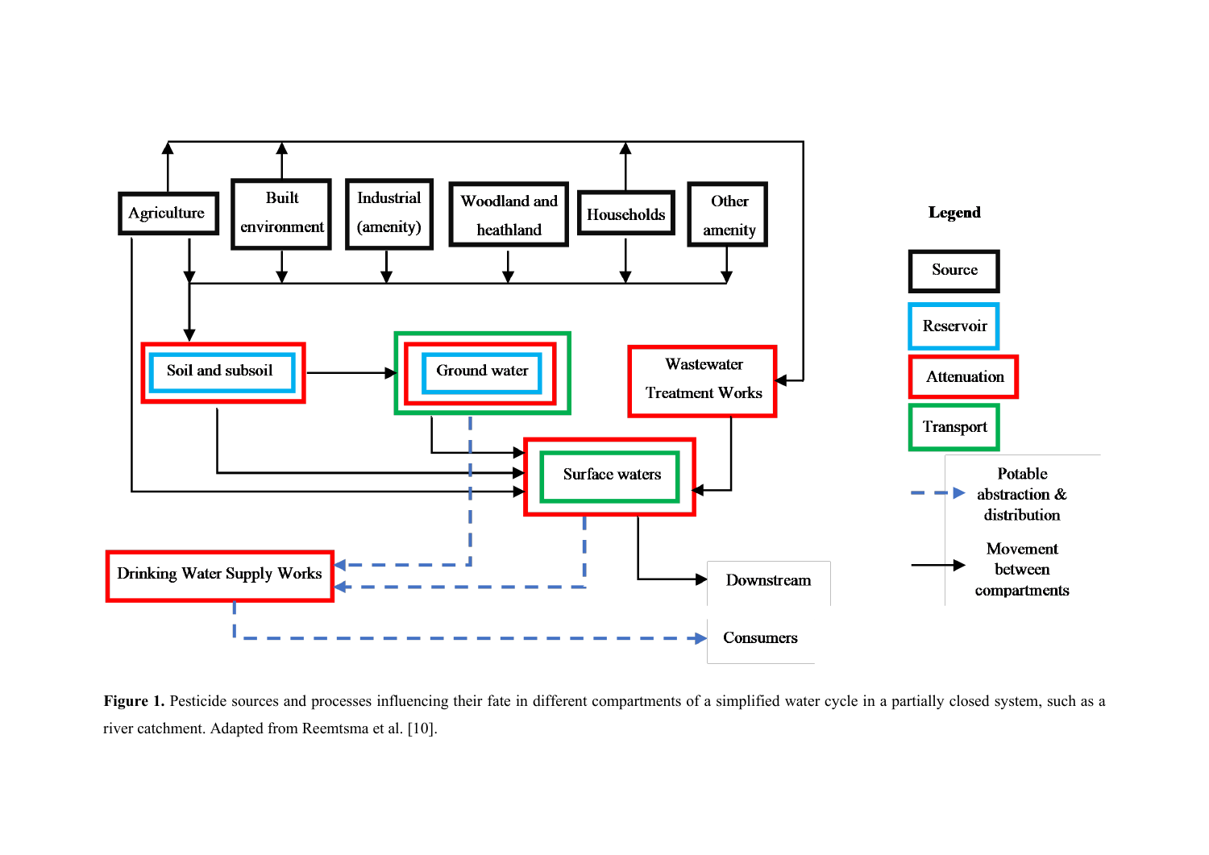**Figure 1.** Pesticide sources and processes influencing their fate in different compartments of a simplified water cycle in a partially closed system, such as a river catchment. Adapted from Reemtsma et al. [10].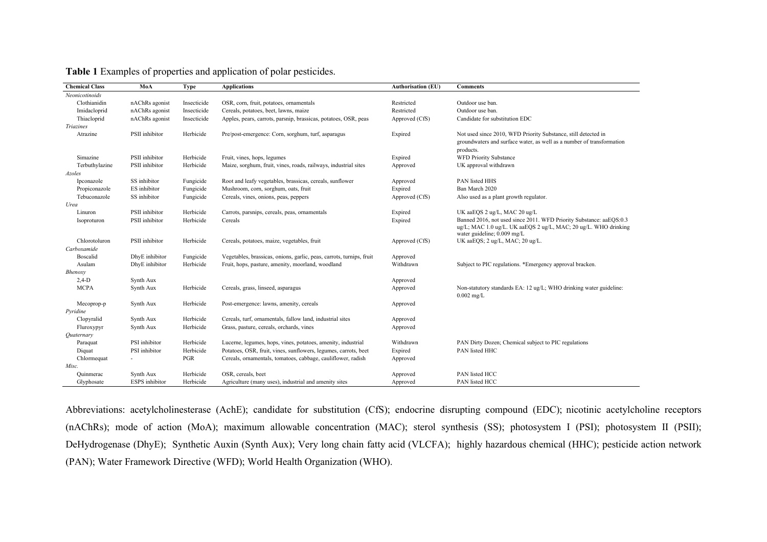**Table 1** Examples of properties and application of polar pesticides.

| Chemical Class | MoA | Type | Applications | Authorisation (EU) | Comments |
|---|---|---|---|---|---|
| *Neonicotinoids* | | | | | |
| Clothianidin | nAChRs agonist | Insecticide | OSR, corn, fruit, potatoes, ornamentals | Restricted | Outdoor use ban. |
| Imidacloprid | nAChRs agonist | Insecticide | Cereals, potatoes, beet, lawns, maize | Restricted | Outdoor use ban. |
| Thiacloprid | nAChRs agonist | Insecticide | Apples, pears, carrots, parsnip, brassicas, potatoes, OSR, peas | Approved (CfS) | Candidate for substitution EDC |
| *Triazines* | | | | | |
| Atrazine | PSII inhibitor | Herbicide | Pre/post-emergence: Corn, sorghum, turf, asparagus | Expired | Not used since 2010, WFD Priority Substance, still detected in groundwaters and surface water, as well as a number of transformation products. |
| Simazine | PSII inhibitor | Herbicide | Fruit, vines, hops, legumes | Expired | WFD Priority Substance |
| Terbuthylazine | PSII inhibitor | Herbicide | Maize, sorghum, fruit, vines, roads, railways, industrial sites | Approved | UK approval withdrawn |
| *Azoles* | | | | | |
| Ipconazole | SS inhibitor | Fungicide | Root and leafy vegetables, brassicas, cereals, sunflower | Approved | PAN listed HHS |
| Propiconazole | ES inhibitor | Fungicide | Mushroom, corn, sorghum, oats, fruit | Expired | Ban March 2020 |
| Tebuconazole | SS inhibitor | Fungicide | Cereals, vines, onions, peas, peppers | Approved (CfS) | Also used as a plant growth regulator. |
| *Urea* | | | | | |
| Linuron | PSII inhibitor | Herbicide | Carrots, parsnips, cereals, peas, ornamentals | Expired | UK aaEQS 2 ug/L, MAC 20 ug/L |
| Isoproturon | PSII inhibitor | Herbicide | Cereals | Expired | Banned 2016, not used since 2011. WFD Priority Substance: aaEQS:0.3 ug/L; MAC 1.0 ug/L. UK aaEQS 2 ug/L, MAC; 20 ug/L. WHO drinking water guideline; 0.009 mg/L |
| Chlorotoluron | PSII inhibitor | Herbicide | Cereals, potatoes, maize, vegetables, fruit | Approved (CfS) | UK aaEQS; 2 ug/L, MAC; 20 ug/L. |
| *Carboxamide* | | | | | |
| Boscalid | DhyE inhibitor | Fungicide | Vegetables, brassicas, onions, garlic, peas, carrots, turnips, fruit | Approved | |
| Asulam | DhyE inhibitor | Herbicide | Fruit, hops, pasture, amenity, moorland, woodland | Withdrawn | Subject to PIC regulations. *Emergency approval bracken. |
| *Bhenoxy* | | | | | |
| 2,4-D | Synth Aux | | | Approved | |
| MCPA | Synth Aux | Herbicide | Cereals, grass, linseed, asparagus | Approved | Non-statutory standards EA: 12 ug/L; WHO drinking water guideline: 0.002 mg/L |
| Mecoprop-p | Synth Aux | Herbicide | Post-emergence: lawns, amenity, cereals | Approved | |
| *Pyridine* | | | | | |
| Clopyralid | Synth Aux | Herbicide | Cereals, turf, ornamentals, fallow land, industrial sites | Approved | |
| Fluroxypyr | Synth Aux | Herbicide | Grass, pasture, cereals, orchards, vines | Approved | |
| *Quaternary* | | | | | |
| Paraquat | PSI inhibitor | Herbicide | Lucerne, legumes, hops, vines, potatoes, amenity, industrial | Withdrawn | PAN Dirty Dozen; Chemical subject to PIC regulations |
| Diquat | PSI inhibitor | Herbicide | Potatoes, OSR, fruit, vines, sunflowers, legumes, carrots, beet | Expired | PAN listed HHC |
| Chlormequat | - | PGR | Cereals, ornamentals, tomatoes, cabbage, cauliflower, radish | Approved | |
| *Misc.* | | | | | |
| Quinmerac | Synth Aux | Herbicide | OSR, cereals, beet | Approved | PAN listed HCC |
| Glyphosate | ESPS inhibitor | Herbicide | Agriculture (many uses), industrial and amenity sites | Approved | PAN listed HCC |

Abbreviations: acetylcholinesterase (AchE); candidate for substitution (CfS); endocrine disrupting compound (EDC); nicotinic acetylcholine receptors (nAChRs); mode of action (MoA); maximum allowable concentration (MAC); sterol synthesis (SS); photosystem I (PSI); photosystem II (PSII); DeHydrogenase (DhyE); Synthetic Auxin (Synth Aux); Very long chain fatty acid (VLCFA); highly hazardous chemical (HHC); pesticide action network (PAN); Water Framework Directive (WFD); World Health Organization (WHO).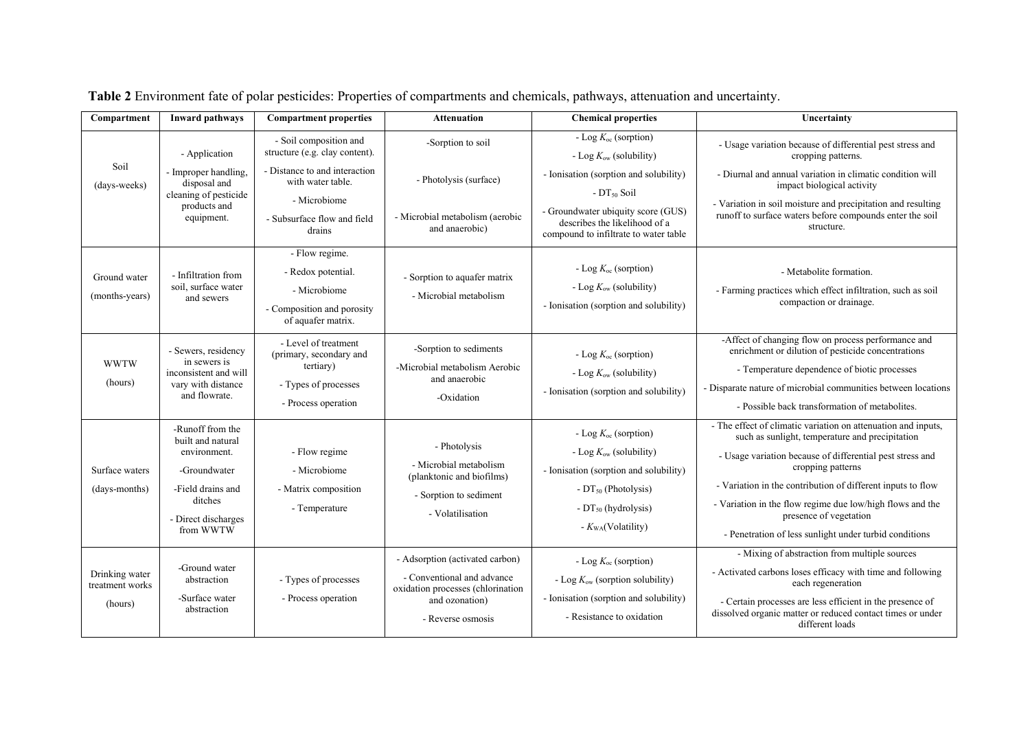**Table 2** Environment fate of polar pesticides: Properties of compartments and chemicals, pathways, attenuation and uncertainty.

| Compartment | Inward pathways | Compartment properties | Attenuation | Chemical properties | Uncertainty |
|---|---|---|---|---|---|
| Soil (days-weeks) | - Application<br>- Improper handling, disposal and cleaning of pesticide products and equipment. | - Soil composition and structure (e.g. clay content).<br>- Distance to and interaction with water table.<br>- Microbiome<br>- Subsurface flow and field drains | -Sorption to soil<br>- Photolysis (surface)<br>- Microbial metabolism (aerobic and anaerobic) | - Log $K_{oc}$ (sorption)<br>- Log $K_{ow}$ (solubility)<br>- Ionisation (sorption and solubility)<br>- $DT_{50}$ Soil<br>- Groundwater ubiquity score (GUS) describes the likelihood of a compound to infiltrate to water table | - Usage variation because of differential pest stress and cropping patterns.<br>- Diurnal and annual variation in climatic condition will impact biological activity<br>- Variation in soil moisture and precipitation and resulting runoff to surface waters before compounds enter the soil structure. |
| Ground water (months-years) | - Infiltration from soil, surface water and sewers | - Flow regime.<br>- Redox potential.<br>- Microbiome<br>- Composition and porosity of aquafer matrix. | - Sorption to aquafer matrix<br>- Microbial metabolism | - Log $K_{oc}$ (sorption)<br>- Log $K_{ow}$ (solubility)<br>- Ionisation (sorption and solubility) | - Metabolite formation.<br>- Farming practices which effect infiltration, such as soil compaction or drainage. |
| WWTW (hours) | - Sewers, residency in sewers is inconsistent and will vary with distance and flowrate. | - Level of treatment (primary, secondary and tertiary)<br>- Types of processes<br>- Process operation | -Sorption to sediments<br>-Microbial metabolism Aerobic and anaerobic<br>-Oxidation | - Log $K_{oc}$ (sorption)<br>- Log $K_{ow}$ (solubility)<br>- Ionisation (sorption and solubility) | -Affect of changing flow on process performance and enrichment or dilution of pesticide concentrations<br>- Temperature dependence of biotic processes<br>- Disparate nature of microbial communities between locations<br>- Possible back transformation of metabolites. |
| Surface waters (days-months) | -Runoff from the built and natural environment.<br>-Groundwater<br>-Field drains and ditches<br>- Direct discharges from WWTW | - Flow regime<br>- Microbiome<br>- Matrix composition<br>- Temperature | - Photolysis<br>- Microbial metabolism (planktonic and biofilms)<br>- Sorption to sediment<br>- Volatilisation | - Log $K_{oc}$ (sorption)<br>- Log $K_{ow}$ (solubility)<br>- Ionisation (sorption and solubility)<br>- $DT_{50}$ (Photolysis)<br>- $DT_{50}$ (hydrolysis)<br>- $K_{WA}$(Volatility) | - The effect of climatic variation on attenuation and inputs, such as sunlight, temperature and precipitation<br>- Usage variation because of differential pest stress and cropping patterns<br>- Variation in the contribution of different inputs to flow<br>- Variation in the flow regime due low/high flows and the presence of vegetation<br>- Penetration of less sunlight under turbid conditions |
| Drinking water treatment works (hours) | -Ground water abstraction<br>-Surface water abstraction | - Types of processes<br>- Process operation | - Adsorption (activated carbon)<br>- Conventional and advance oxidation processes (chlorination and ozonation)<br>- Reverse osmosis | - Log $K_{oc}$ (sorption)<br>- Log $K_{ow}$ (sorption solubility)<br>- Ionisation (sorption and solubility)<br>- Resistance to oxidation | - Mixing of abstraction from multiple sources<br>- Activated carbons loses efficacy with time and following each regeneration<br>- Certain processes are less efficient in the presence of dissolved organic matter or reduced contact times or under different loads |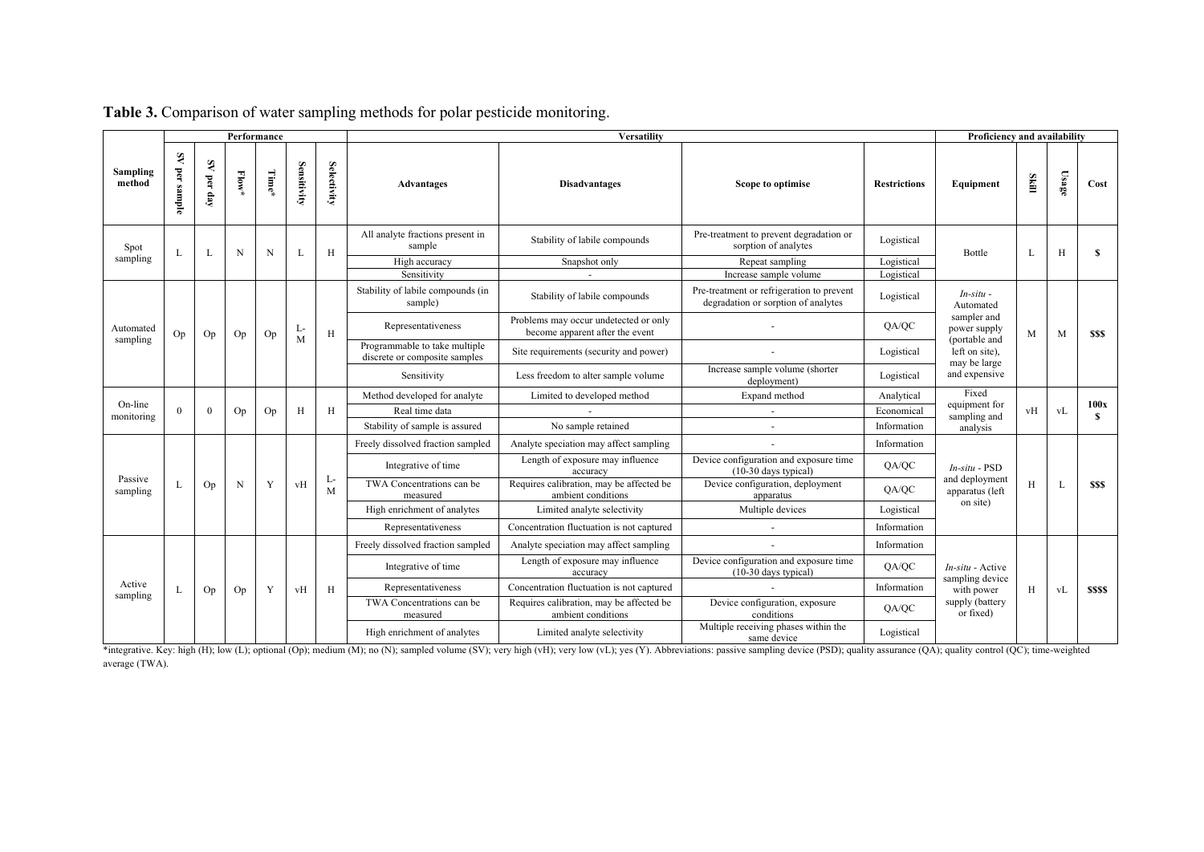**Table 3.** Comparison of water sampling methods for polar pesticide monitoring.

| | Performance | | | | | | Versatility | | | | Proficiency and availability | | | |
|---|---|---|---|---|---|---|---|---|---|---|---|---|---|---|
| Sampling method | SV per sample | SV per day | Flow* | Time* | Sensitivity | Selectivity | Advantages | Disadvantages | Scope to optimise | Restrictions | Equipment | Skill | Usage | Cost |
| Spot sampling | L | L | N | N | L | H | All analyte fractions present in sample | Stability of labile compounds | Pre-treatment to prevent degradation or sorption of analytes | Logistical | Bottle | L | H | $ |
| | | | | | | | High accuracy | Snapshot only | Repeat sampling | Logistical | | | | |
| | | | | | | | Sensitivity | - | Increase sample volume | Logistical | | | | |
| Automated sampling | Op | Op | Op | Op | L-M | H | Stability of labile compounds (in sample) | Stability of labile compounds | Pre-treatment or refrigeration to prevent degradation or sorption of analytes | Logistical | *In-situ* - Automated sampler and power supply (portable and left on site), may be large and expensive | M | M | $$$ |
| | | | | | | | Representativeness | Problems may occur undetected or only become apparent after the event | - | QA/QC | | | | |
| | | | | | | | Programmable to take multiple discrete or composite samples | Site requirements (security and power) | - | Logistical | | | | |
| | | | | | | | Sensitivity | Less freedom to alter sample volume | Increase sample volume (shorter deployment) | Logistical | | | | |
| On-line monitoring | 0 | 0 | Op | Op | H | H | Method developed for analyte | Limited to developed method | Expand method | Analytical | Fixed equipment for sampling and analysis | vH | vL | 100x $ |
| | | | | | | | Real time data | - | - | Economical | | | | |
| | | | | | | | Stability of sample is assured | No sample retained | - | Information | | | | |
| Passive sampling | L | Op | N | Y | vH | L-M | Freely dissolved fraction sampled | Analyte speciation may affect sampling | - | Information | *In-situ* - PSD and deployment apparatus (left on site) | H | L | $$$ |
| | | | | | | | Integrative of time | Length of exposure may influence accuracy | Device configuration and exposure time (10-30 days typical) | QA/QC | | | | |
| | | | | | | | TWA Concentrations can be measured | Requires calibration, may be affected be ambient conditions | Device configuration, deployment apparatus | QA/QC | | | | |
| | | | | | | | High enrichment of analytes | Limited analyte selectivity | Multiple devices | Logistical | | | | |
| | | | | | | | Representativeness | Concentration fluctuation is not captured | - | Information | | | | |
| Active sampling | L | Op | Op | Y | vH | H | Freely dissolved fraction sampled | Analyte speciation may affect sampling | - | Information | *In-situ* - Active sampling device with power supply (battery or fixed) | H | vL | $$$$ |
| | | | | | | | Integrative of time | Length of exposure may influence accuracy | Device configuration and exposure time (10-30 days typical) | QA/QC | | | | |
| | | | | | | | Representativeness | Concentration fluctuation is not captured | - | Information | | | | |
| | | | | | | | TWA Concentrations can be measured | Requires calibration, may be affected be ambient conditions | Device configuration, exposure conditions | QA/QC | | | | |
| | | | | | | | High enrichment of analytes | Limited analyte selectivity | Multiple receiving phases within the same device | Logistical | | | | |

*integrative. Key: high (H); low (L); optional (Op); medium (M); no (N); sampled volume (SV); very high (vH); very low (vL); yes (Y). Abbreviations: passive sampling device (PSD); quality assurance (QA); quality control (QC); time-weighted average (TWA).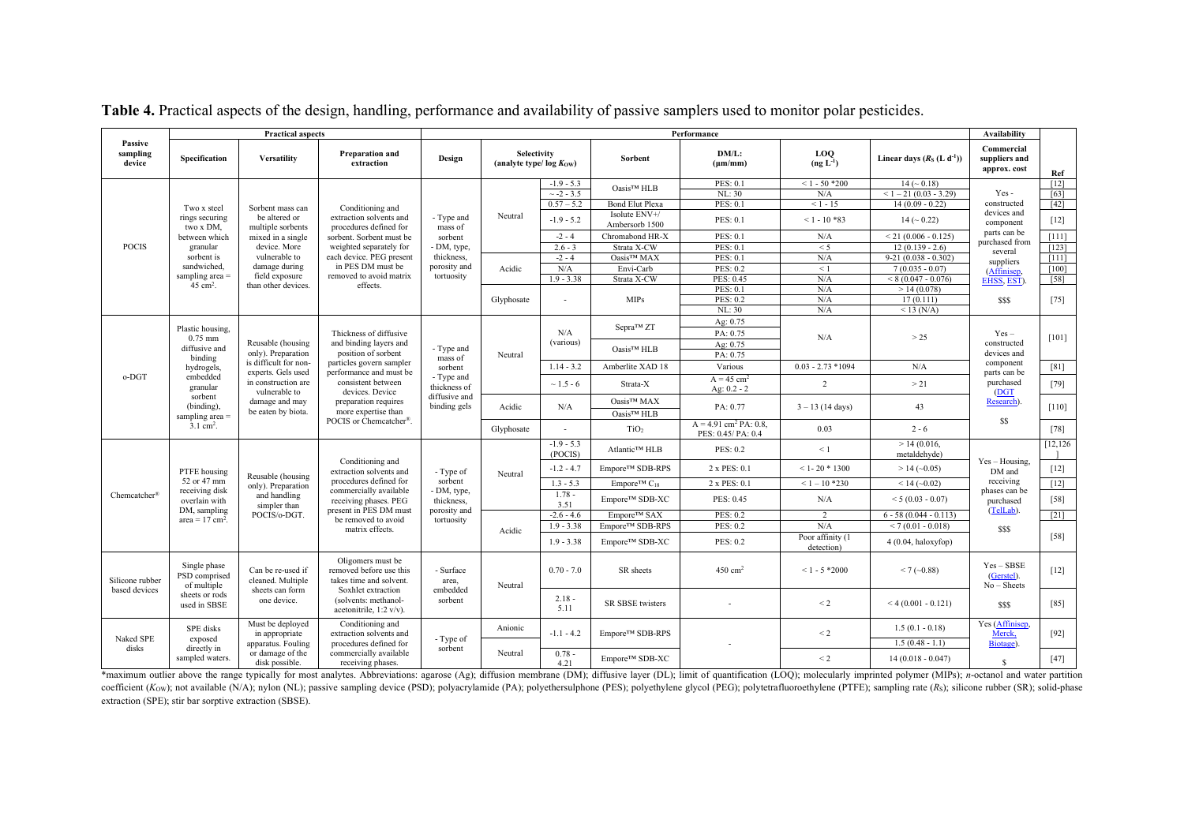**Table 4.** Practical aspects of the design, handling, performance and availability of passive samplers used to monitor polar pesticides.

| Passive sampling device | Practical aspects | | | Performance | | | | | | | | Availability | Ref |
|---|---|---|---|---|---|---|---|---|---|---|---|---|---|
| | Specification | Versatility | Preparation and extraction | Design | Selectivity (analyte type/ log $K_{OW}$) | | Sorbent | DM/L: (μm/mm) | LOQ (ng $L^{-1}$) | Linear days ($R_S$ (L $d^{-1}$)) | | Commercial suppliers and approx. cost | |
| POCIS | Two x steel rings securing two x DM, between which granular sorbent is sandwiched, sampling area = 45 $cm^2$. | Sorbent mass can be altered or multiple sorbents mixed in a single device. More vulnerable to damage during field exposure than other devices. | Conditioning and extraction solvents and procedures defined for sorbent. Sorbent must be weighted separately for each device. PEG present in PES DM must be removed to avoid matrix effects. | - Type and mass of sorbent - DM, type, thickness, porosity and tortuosity | Neutral | -1.9 - 5.3 | Oasis™ HLB | PES: 0.1 | < 1 - 50 *200 | 14 (~ 0.18) | | Yes - constructed devices and component parts can be purchased from several suppliers (Affinisep, EHSS, EST). $$$ | [12] |
| | | | | | | ~ -2 - 3.5 | | NL: 30 | N/A | < 1 – 21 (0.03 - 3.29) | | | [63] |
| | | | | | | 0.57 – 5.2 | Bond Elut Plexa | PES: 0.1 | < 1 - 15 | 14 (0.09 - 0.22) | | | [42] |
| | | | | | | -1.9 - 5.2 | Isolute ENV+/ Ambersorb 1500 | PES: 0.1 | < 1 - 10 *83 | 14 (~ 0.22) | | | [12] |
| | | | | | | -2 - 4 | Chromabond HR-X | PES: 0.1 | N/A | < 21 (0.006 - 0.125) | | | [111] |
| | | | | | | 2.6 - 3 | Strata X-CW | PES: 0.1 | < 5 | 12 (0.139 - 2.6) | | | [123] |
| | | | | | Acidic | -2 - 4 | Oasis™ MAX | PES: 0.1 | N/A | 9-21 (0.038 - 0.302) | | | [111] |
| | | | | | | N/A | Envi-Carb | PES: 0.2 | < 1 | 7 (0.035 - 0.07) | | | [100] |
| | | | | | | 1.9 - 3.38 | Strata X-CW | PES: 0.45 | N/A | < 8 (0.047 - 0.076) | | | [58] |
| | | | | | Glyphosate | - | MIPs | PES: 0.1 | N/A | > 14 (0.078) | | | [75] |
| | | | | | | | | PES: 0.2 | N/A | 17 (0.111) | | | |
| | | | | | | | | NL: 30 | N/A | < 13 (N/A) | | | |
| o-DGT | Plastic housing, 0.75 mm diffusive and binding hydrogels, embedded granular sorbent (binding), sampling area = 3.1 $cm^2$. | Reusable (housing only). Preparation is difficult for non-experts. Gels used in construction are vulnerable to damage and may be eaten by biota. | Thickness of diffusive and binding layers and position of sorbent particles govern sampler performance and must be consistent between devices. Device preparation requires more expertise than POCIS or Chemcatcher®. | - Type and mass of sorbent - Type and thickness of diffusive and binding gels | Neutral | N/A (various) | Sepra™ ZT | Ag: 0.75 | N/A | > 25 | | Yes – constructed devices and component parts can be purchased (DGT Research). $$ | [101] |
| | | | | | | | | PA: 0.75 | | | | | |
| | | | | | | | Oasis™ HLB | Ag: 0.75 | | | | | |
| | | | | | | | | PA: 0.75 | | | | | |
| | | | | | | 1.14 - 3.2 | Amberlite XAD 18 | Various | 0.03 - 2.73 *1094 | N/A | | | [81] |
| | | | | | | ~ 1.5 - 6 | Strata-X | A = 45 $cm^2$ Ag: 0.2 - 2 | 2 | > 21 | | | [79] |
| | | | | | Acidic | N/A | Oasis™ MAX | PA: 0.77 | 3 – 13 (14 days) | 43 | | | [110] |
| | | | | | | | Oasis™ HLB | | | | | | |
| | | | | | Glyphosate | - | $TiO_2$ | A = 4.91 $cm^2$ PA: 0.8, PES: 0.45/ PA: 0.4 | 0.03 | 2 - 6 | | | [78] |
| Chemcatcher® | PTFE housing 52 or 47 mm receiving disk overlain with DM, sampling area = 17 $cm^2$. | Reusable (housing only). Preparation and handling simpler than POCIS/o-DGT. | Conditioning and extraction solvents and procedures defined for commercially available receiving phases. PEG present in PES DM must be removed to avoid matrix effects. | - Type of sorbent - DM, type, thickness, porosity and tortuosity | Neutral | -1.9 - 5.3 (POCIS) | Atlantic™ HLB | PES: 0.2 | < 1 | > 14 (0.016, metaldehyde) | | Yes – Housing, DM and receiving phases can be purchased (TelLab). $$$ | [12,126] |
| | | | | | | -1.2 - 4.7 | Empore™ SDB-RPS | 2 x PES: 0.1 | < 1- 20 * 1300 | > 14 (~0.05) | | | [12] |
| | | | | | | 1.3 - 5.3 | Empore™ $C_{18}$ | 2 x PES: 0.1 | < 1 – 10 *230 | < 14 (~0.02) | | | [12] |
| | | | | | | 1.78 - 3.51 | Empore™ SDB-XC | PES: 0.45 | N/A | < 5 (0.03 - 0.07) | | | [58] |
| | | | | | Acidic | -2.6 - 4.6 | Empore™ SAX | PES: 0.2 | 2 | 6 - 58 (0.044 - 0.113) | | | [21] |
| | | | | | | 1.9 - 3.38 | Empore™ SDB-RPS | PES: 0.2 | N/A | < 7 (0.01 - 0.018) | | | [58] |
| | | | | | | 1.9 - 3.38 | Empore™ SDB-XC | PES: 0.2 | Poor affinity (1 detection) | 4 (0.04, haloxyfop) | | | |
| Silicone rubber based devices | Single phase PSD comprised of multiple sheets or rods used in SBSE | Can be re-used if cleaned. Multiple sheets can form one device. | Oligomers must be removed before use this takes time and solvent. Soxhlet extraction (solvents: methanol-acetonitrile, 1:2 v/v). | - Surface area, embedded sorbent | Neutral | 0.70 - 7.0 | SR sheets | 450 $cm^2$ | < 1 - 5 *2000 | < 7 (~0.88) | | Yes – SBSE (Gerstel). No – Sheets $$$ | [12] |
| | | | | | | 2.18 - 5.11 | SR SBSE twisters | - | < 2 | < 4 (0.001 - 0.121) | | | [85] |
| Naked SPE disks | SPE disks exposed directly in sampled waters. | Must be deployed in appropriate apparatus. Fouling or damage of the disk possible. | Conditioning and extraction solvents and procedures defined for commercially available receiving phases. | - Type of sorbent | Anionic | -1.1 - 4.2 | Empore™ SDB-RPS | - | < 2 | 1.5 (0.1 - 0.18) | | Yes (Affinisep, Merck, Biotage). $ | [92] |
| | | | | | | | | | | 1.5 (0.48 - 1.1) | | | |
| | | | | | Neutral | 0.78 - 4.21 | Empore™ SDB-XC | | < 2 | 14 (0.018 - 0.047) | | | [47] |

*maximum outlier above the range typically for most analytes. Abbreviations: agarose (Ag); diffusion membrane (DM); diffusive layer (DL); limit of quantification (LOQ); molecularly imprinted polymer (MIPs); *n*-octanol and water partition coefficient ($K_{OW}$); not available (N/A); nylon (NL); passive sampling device (PSD); polyacrylamide (PA); polyethersulphone (PES); polyethylene glycol (PEG); polytetrafluoroethylene (PTFE); sampling rate ($R_S$); silicone rubber (SR); solid-phase extraction (SPE); stir bar sorptive extraction (SBSE).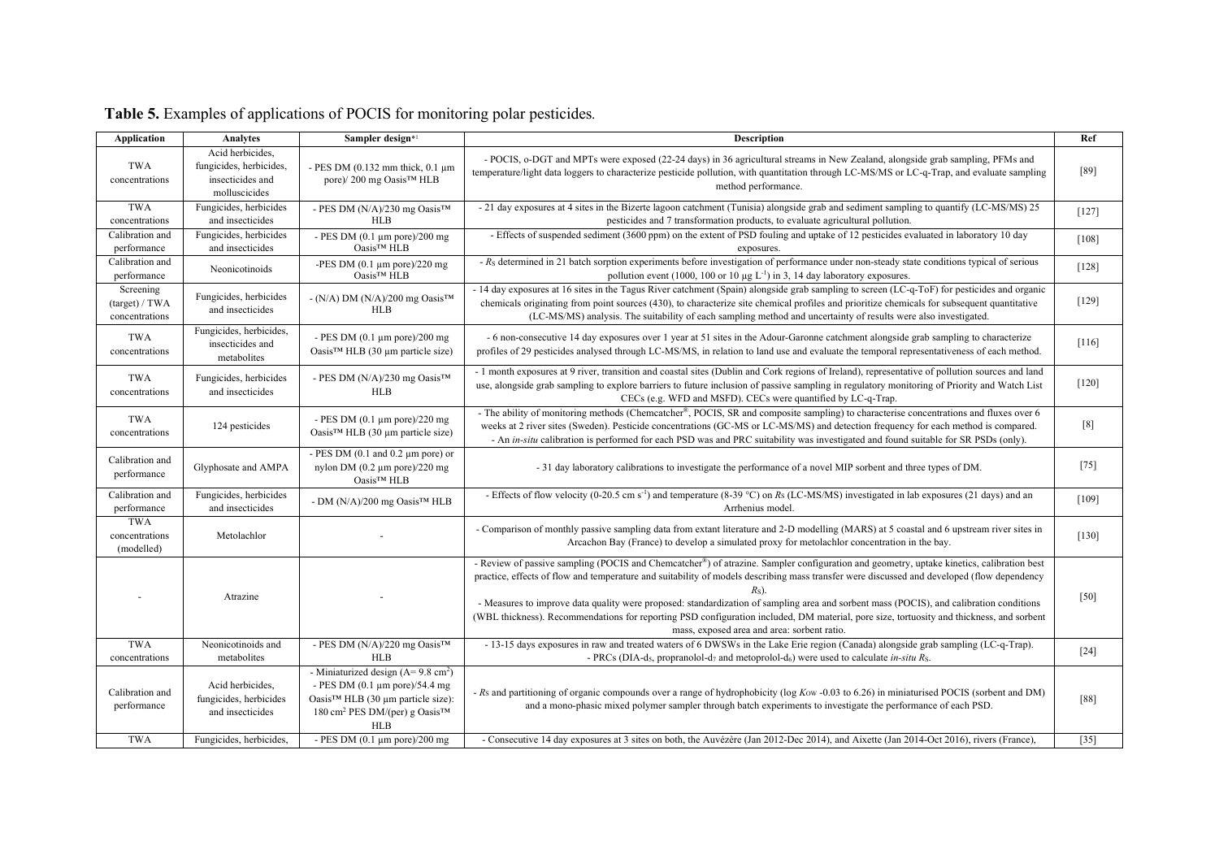**Table 5.** Examples of applications of POCIS for monitoring polar pesticides.

| Application | Analytes | Sampler design*[1] | Description | Ref |
|---|---|---|---|---|
| TWA concentrations | Acid herbicides, fungicides, herbicides, insecticides and molluscicides | - PES DM (0.132 mm thick, 0.1 µm pore)/ 200 mg Oasis™ HLB | - POCIS, o-DGT and MPTs were exposed (22-24 days) in 36 agricultural streams in New Zealand, alongside grab sampling, PFMs and temperature/light data loggers to characterize pesticide pollution, with quantitation through LC-MS/MS or LC-q-Trap, and evaluate sampling method performance. | [89] |
| TWA concentrations | Fungicides, herbicides and insecticides | - PES DM (N/A)/230 mg Oasis™ HLB | - 21 day exposures at 4 sites in the Bizerte lagoon catchment (Tunisia) alongside grab and sediment sampling to quantify (LC-MS/MS) 25 pesticides and 7 transformation products, to evaluate agricultural pollution. | [127] |
| Calibration and performance | Fungicides, herbicides and insecticides | - PES DM (0.1 µm pore)/200 mg Oasis™ HLB | - Effects of suspended sediment (3600 ppm) on the extent of PSD fouling and uptake of 12 pesticides evaluated in laboratory 10 day exposures. | [108] |
| Calibration and performance | Neonicotinoids | -PES DM (0.1 µm pore)/220 mg Oasis™ HLB | - $R_S$ determined in 21 batch sorption experiments before investigation of performance under non-steady state conditions typical of serious pollution event (1000, 100 or 10 µg $L^{-1}$) in 3, 14 day laboratory exposures. | [128] |
| Screening (target) / TWA concentrations | Fungicides, herbicides and insecticides | - (N/A) DM (N/A)/200 mg Oasis™ HLB | - 14 day exposures at 16 sites in the Tagus River catchment (Spain) alongside grab sampling to screen (LC-q-ToF) for pesticides and organic chemicals originating from point sources (430), to characterize site chemical profiles and prioritize chemicals for subsequent quantitative (LC-MS/MS) analysis. The suitability of each sampling method and uncertainty of results were also investigated. | [129] |
| TWA concentrations | Fungicides, herbicides, insecticides and metabolites | - PES DM (0.1 µm pore)/200 mg Oasis™ HLB (30 µm particle size) | - 6 non-consecutive 14 day exposures over 1 year at 51 sites in the Adour-Garonne catchment alongside grab sampling to characterize profiles of 29 pesticides analysed through LC-MS/MS, in relation to land use and evaluate the temporal representativeness of each method. | [116] |
| TWA concentrations | Fungicides, herbicides and insecticides | - PES DM (N/A)/230 mg Oasis™ HLB | - 1 month exposures at 9 river, transition and coastal sites (Dublin and Cork regions of Ireland), representative of pollution sources and land use, alongside grab sampling to explore barriers to future inclusion of passive sampling in regulatory monitoring of Priority and Watch List CECs (e.g. WFD and MSFD). CECs were quantified by LC-q-Trap. | [120] |
| TWA concentrations | 124 pesticides | - PES DM (0.1 µm pore)/220 mg Oasis™ HLB (30 µm particle size) | - The ability of monitoring methods (Chemcatcher®, POCIS, SR and composite sampling) to characterise concentrations and fluxes over 6 weeks at 2 river sites (Sweden). Pesticide concentrations (GC-MS or LC-MS/MS) and detection frequency for each method is compared. - An *in-situ* calibration is performed for each PSD was and PRC suitability was investigated and found suitable for SR PSDs (only). | [8] |
| Calibration and performance | Glyphosate and AMPA | - PES DM (0.1 and 0.2 µm pore) or nylon DM (0.2 µm pore)/220 mg Oasis™ HLB | - 31 day laboratory calibrations to investigate the performance of a novel MIP sorbent and three types of DM. | [75] |
| Calibration and performance | Fungicides, herbicides and insecticides | - DM (N/A)/200 mg Oasis™ HLB | - Effects of flow velocity (0-20.5 cm $s^{-1}$) and temperature (8-39 °C) on $R_S$ (LC-MS/MS) investigated in lab exposures (21 days) and an Arrhenius model. | [109] |
| TWA concentrations (modelled) | Metolachlor | - | - Comparison of monthly passive sampling data from extant literature and 2-D modelling (MARS) at 5 coastal and 6 upstream river sites in Arcachon Bay (France) to develop a simulated proxy for metolachlor concentration in the bay. | [130] |
| - | Atrazine | - | - Review of passive sampling (POCIS and Chemcatcher®) of atrazine. Sampler configuration and geometry, uptake kinetics, calibration best practice, effects of flow and temperature and suitability of models describing mass transfer were discussed and developed (flow dependency $R_S$). - Measures to improve data quality were proposed: standardization of sampling area and sorbent mass (POCIS), and calibration conditions (WBL thickness). Recommendations for reporting PSD configuration included, DM material, pore size, tortuosity and thickness, and sorbent mass, exposed area and area: sorbent ratio. | [50] |
| TWA concentrations | Neonicotinoids and metabolites | - PES DM (N/A)/220 mg Oasis™ HLB | - 13-15 days exposures in raw and treated waters of 6 DWSWs in the Lake Erie region (Canada) alongside grab sampling (LC-q-Trap). - PRCs (DIA-$d_5$, propranolol-$d_7$ and metoprolol-$d_6$) were used to calculate *in-situ* $R_S$. | [24] |
| Calibration and performance | Acid herbicides, fungicides, herbicides and insecticides | - Miniaturized design (A= 9.8 $cm^2$) - PES DM (0.1 µm pore)/54.4 mg Oasis™ HLB (30 µm particle size): 180 $cm^2$ PES DM/(per) g Oasis™ HLB | - $R_S$ and partitioning of organic compounds over a range of hydrophobicity (log $K_{OW}$ -0.03 to 6.26) in miniaturised POCIS (sorbent and DM) and a mono-phasic mixed polymer sampler through batch experiments to investigate the performance of each PSD. | [88] |
| TWA | Fungicides, herbicides, | - PES DM (0.1 µm pore)/200 mg | - Consecutive 14 day exposures at 3 sites on both, the Auvézère (Jan 2012-Dec 2014), and Aixette (Jan 2014-Oct 2016), rivers (France), | [35] |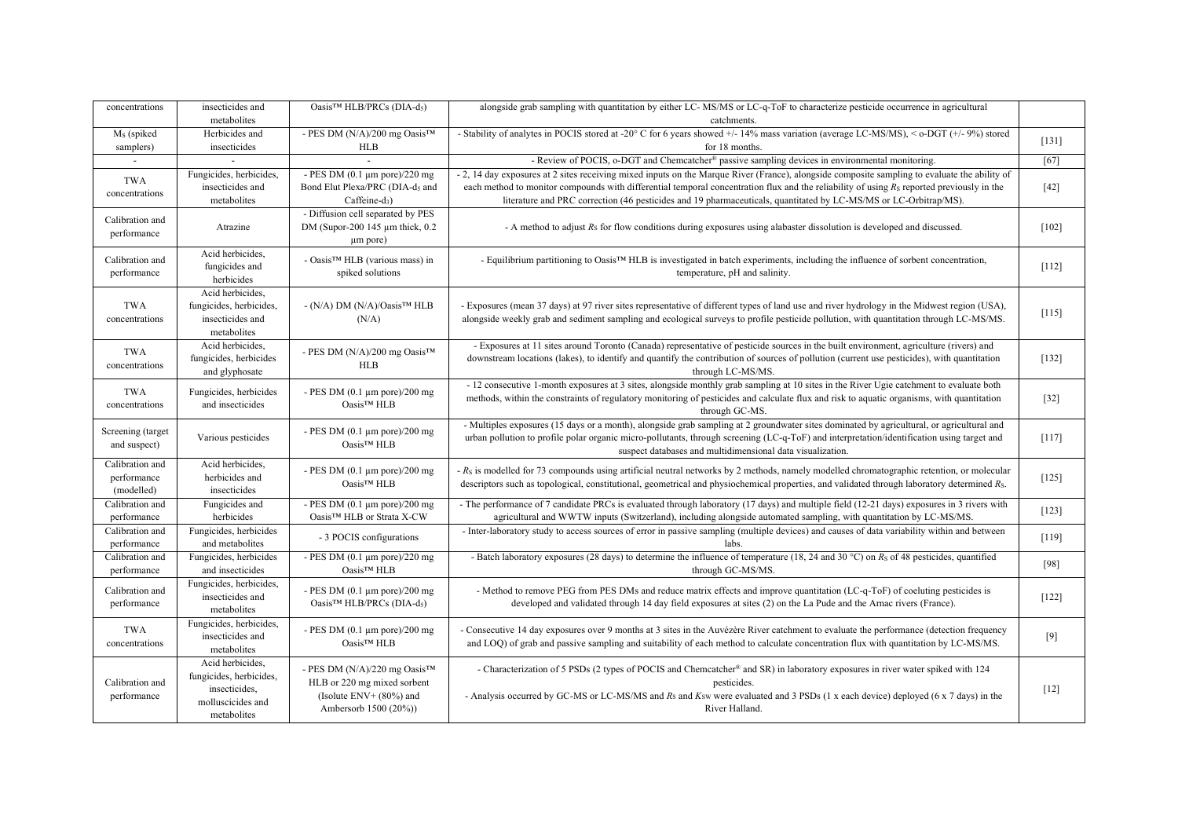| | | | | |
|---|---|---|---|---|
| concentrations | insecticides and metabolites | Oasis™ HLB/PRCs (DIA-$d_5$) | alongside grab sampling with quantitation by either LC- MS/MS or LC-q-ToF to characterize pesticide occurrence in agricultural catchments. | |
| $M_S$ (spiked samplers) | Herbicides and insecticides | - PES DM (N/A)/200 mg Oasis™ HLB | - Stability of analytes in POCIS stored at -20° C for 6 years showed +/- 14% mass variation (average LC-MS/MS), < o-DGT (+/- 9%) stored for 18 months. | [131] |
| - | - | - | - Review of POCIS, o-DGT and Chemcatcher® passive sampling devices in environmental monitoring. | [67] |
| TWA concentrations | Fungicides, herbicides, insecticides and metabolites | - PES DM (0.1 µm pore)/220 mg Bond Elut Plexa/PRC (DIA-$d_5$ and Caffeine-$d_3$) | - 2, 14 day exposures at 2 sites receiving mixed inputs on the Marque River (France), alongside composite sampling to evaluate the ability of each method to monitor compounds with differential temporal concentration flux and the reliability of using $R_S$ reported previously in the literature and PRC correction (46 pesticides and 19 pharmaceuticals, quantitated by LC-MS/MS or LC-Orbitrap/MS). | [42] |
| Calibration and performance | Atrazine | - Diffusion cell separated by PES DM (Supor-200 145 µm thick, 0.2 µm pore) | - A method to adjust $R_S$ for flow conditions during exposures using alabaster dissolution is developed and discussed. | [102] |
| Calibration and performance | Acid herbicides, fungicides and herbicides | - Oasis™ HLB (various mass) in spiked solutions | - Equilibrium partitioning to Oasis™ HLB is investigated in batch experiments, including the influence of sorbent concentration, temperature, pH and salinity. | [112] |
| TWA concentrations | Acid herbicides, fungicides, herbicides, insecticides and metabolites | - (N/A) DM (N/A)/Oasis™ HLB (N/A) | - Exposures (mean 37 days) at 97 river sites representative of different types of land use and river hydrology in the Midwest region (USA), alongside weekly grab and sediment sampling and ecological surveys to profile pesticide pollution, with quantitation through LC-MS/MS. | [115] |
| TWA concentrations | Acid herbicides, fungicides, herbicides and glyphosate | - PES DM (N/A)/200 mg Oasis™ HLB | - Exposures at 11 sites around Toronto (Canada) representative of pesticide sources in the built environment, agriculture (rivers) and downstream locations (lakes), to identify and quantify the contribution of sources of pollution (current use pesticides), with quantitation through LC-MS/MS. | [132] |
| TWA concentrations | Fungicides, herbicides and insecticides | - PES DM (0.1 µm pore)/200 mg Oasis™ HLB | - 12 consecutive 1-month exposures at 3 sites, alongside monthly grab sampling at 10 sites in the River Ugie catchment to evaluate both methods, within the constraints of regulatory monitoring of pesticides and calculate flux and risk to aquatic organisms, with quantitation through GC-MS. | [32] |
| Screening (target and suspect) | Various pesticides | - PES DM (0.1 µm pore)/200 mg Oasis™ HLB | - Multiples exposures (15 days or a month), alongside grab sampling at 2 groundwater sites dominated by agricultural, or agricultural and urban pollution to profile polar organic micro-pollutants, through screening (LC-q-ToF) and interpretation/identification using target and suspect databases and multidimensional data visualization. | [117] |
| Calibration and performance (modelled) | Acid herbicides, herbicides and insecticides | - PES DM (0.1 µm pore)/200 mg Oasis™ HLB | - $R_S$ is modelled for 73 compounds using artificial neutral networks by 2 methods, namely modelled chromatographic retention, or molecular descriptors such as topological, constitutional, geometrical and physiochemical properties, and validated through laboratory determined $R_S$. | [125] |
| Calibration and performance | Fungicides and herbicides | - PES DM (0.1 µm pore)/200 mg Oasis™ HLB or Strata X-CW | - The performance of 7 candidate PRCs is evaluated through laboratory (17 days) and multiple field (12-21 days) exposures in 3 rivers with agricultural and WWTW inputs (Switzerland), including alongside automated sampling, with quantitation by LC-MS/MS. | [123] |
| Calibration and performance | Fungicides, herbicides and metabolites | - 3 POCIS configurations | - Inter-laboratory study to access sources of error in passive sampling (multiple devices) and causes of data variability within and between labs. | [119] |
| Calibration and performance | Fungicides, herbicides and insecticides | - PES DM (0.1 µm pore)/220 mg Oasis™ HLB | - Batch laboratory exposures (28 days) to determine the influence of temperature (18, 24 and 30 °C) on $R_S$ of 48 pesticides, quantified through GC-MS/MS. | [98] |
| Calibration and performance | Fungicides, herbicides, insecticides and metabolites | - PES DM (0.1 µm pore)/200 mg Oasis™ HLB/PRCs (DIA-$d_5$) | - Method to remove PEG from PES DMs and reduce matrix effects and improve quantitation (LC-q-ToF) of coeluting pesticides is developed and validated through 14 day field exposures at sites (2) on the La Pude and the Arnac rivers (France). | [122] |
| TWA concentrations | Fungicides, herbicides, insecticides and metabolites | - PES DM (0.1 µm pore)/200 mg Oasis™ HLB | - Consecutive 14 day exposures over 9 months at 3 sites in the Auvézère River catchment to evaluate the performance (detection frequency and LOQ) of grab and passive sampling and suitability of each method to calculate concentration flux with quantitation by LC-MS/MS. | [9] |
| Calibration and performance | Acid herbicides, fungicides, herbicides, insecticides, molluscicides and metabolites | - PES DM (N/A)/220 mg Oasis™ HLB or 220 mg mixed sorbent (Isolute ENV+ (80%) and Ambersorb 1500 (20%)) | - Characterization of 5 PSDs (2 types of POCIS and Chemcatcher® and SR) in laboratory exposures in river water spiked with 124 pesticides.<br>- Analysis occurred by GC-MS or LC-MS/MS and $R_S$ and $K_{SW}$ were evaluated and 3 PSDs (1 x each device) deployed (6 x 7 days) in the River Halland. | [12] |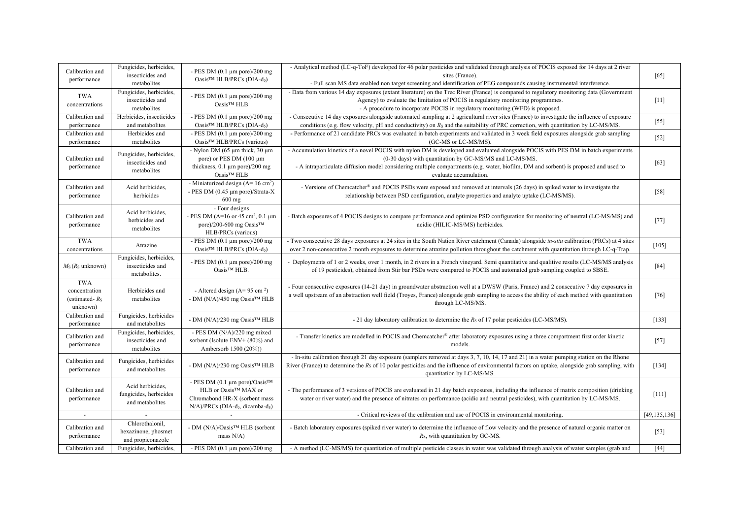| Calibration and performance | Fungicides, herbicides, insecticides and metabolites | - PES DM (0.1 µm pore)/200 mg Oasis™ HLB/PRCs (DIA-$d_5$) | - Analytical method (LC-q-ToF) developed for 46 polar pesticides and validated through analysis of POCIS exposed for 14 days at 2 river sites (France). - Full scan MS data enabled non target screening and identification of PEG compounds causing instrumental interference. | [65] |
|---|---|---|---|---|
| TWA concentrations | Fungicides, herbicides, insecticides and metabolites | - PES DM (0.1 µm pore)/200 mg Oasis™ HLB | - Data from various 14 day exposures (extant literature) on the Trec River (France) is compared to regulatory monitoring data (Government Agency) to evaluate the limitation of POCIS in regulatory monitoring programmes. - A procedure to incorporate POCIS in regulatory monitoring (WFD) is proposed. | [11] |
| Calibration and performance | Herbicides, insecticides and metabolites | - PES DM (0.1 µm pore)/200 mg Oasis™ HLB/PRCs (DIA-$d_5$) | - Consecutive 14 day exposures alongside automated sampling at 2 agricultural river sites (France) to investigate the influence of exposure conditions (e.g. flow velocity, pH and conductivity) on $R_S$ and the suitability of PRC correction, with quantitation by LC-MS/MS. | [55] |
| Calibration and performance | Herbicides and metabolites | - PES DM (0.1 µm pore)/200 mg Oasis™ HLB/PRCs (various) | - Performance of 21 candidate PRCs was evaluated in batch experiments and validated in 3 week field exposures alongside grab sampling (GC-MS or LC-MS/MS). | [52] |
| Calibration and performance | Fungicides, herbicides, insecticides and metabolites | - Nylon DM (65 µm thick, 30 µm pore) or PES DM (100 µm thickness, 0.1 µm pore)/200 mg Oasis™ HLB | - Accumulation kinetics of a novel POCIS with nylon DM is developed and evaluated alongside POCIS with PES DM in batch experiments (0-30 days) with quantitation by GC-MS/MS and LC-MS/MS. - A intraparticulate diffusion model considering multiple compartments (e.g. water, biofilm, DM and sorbent) is proposed and used to evaluate accumulation. | [63] |
| Calibration and performance | Acid herbicides, herbicides | - Miniaturized design (A= 16 cm$^2$) - PES DM (0.45 µm pore)/Strata-X 600 mg | - Versions of Chemcatcher® and POCIS PSDs were exposed and removed at intervals (26 days) in spiked water to investigate the relationship between PSD configuration, analyte properties and analyte uptake (LC-MS/MS). | [58] |
| Calibration and performance | Acid herbicides, herbicides and metabolites | - Four designs - PES DM (A=16 or 45 cm$^2$, 0.1 µm pore)/200-600 mg Oasis™ HLB/PRCs (various) | - Batch exposures of 4 POCIS designs to compare performance and optimize PSD configuration for monitoring of neutral (LC-MS/MS) and acidic (HILIC-MS/MS) herbicides. | [77] |
| TWA concentrations | Atrazine | - PES DM (0.1 µm pore)/200 mg Oasis™ HLB/PRCs (DIA-$d_5$) | - Two consecutive 28 days exposures at 24 sites in the South Nation River catchment (Canada) alongside *in-situ* calibration (PRCs) at 4 sites over 2 non-consecutive 2 month exposures to determine atrazine pollution throughout the catchment with quantitation through LC-q-Trap. | [105] |
| $M_S$ ($R_S$ unknown) | Fungicides, herbicides, insecticides and metabolites. | - PES DM (0.1 µm pore)/200 mg Oasis™ HLB. | - Deployments of 1 or 2 weeks, over 1 month, in 2 rivers in a French vineyard. Semi quantitative and qualitive results (LC-MS/MS analysis of 19 pesticides), obtained from Stir bar PSDs were compared to POCIS and automated grab sampling coupled to SBSE. | [84] |
| TWA concentration (estimated- $R_S$ unknown) | Herbicides and metabolites | - Altered design (A= 95 cm $^2$) - DM (N/A)/450 mg Oasis™ HLB | - Four consecutive exposures (14-21 day) in groundwater abstraction well at a DWSW (Paris, France) and 2 consecutive 7 day exposures in a well upstream of an abstraction well field (Troyes, France) alongside grab sampling to access the ability of each method with quantitation through LC-MS/MS. | [76] |
| Calibration and performance | Fungicides, herbicides and metabolites | - DM (N/A)/230 mg Oasis™ HLB | - 21 day laboratory calibration to determine the $R_S$ of 17 polar pesticides (LC-MS/MS). | [133] |
| Calibration and performance | Fungicides, herbicides, insecticides and metabolites | - PES DM (N/A)/220 mg mixed sorbent (Isolute ENV+ (80%) and Ambersorb 1500 (20%)) | - Transfer kinetics are modelled in POCIS and Chemcatcher® after laboratory exposures using a three compartment first order kinetic models. | [57] |
| Calibration and performance | Fungicides, herbicides and metabolites | - DM (N/A)/230 mg Oasis™ HLB | - In-situ calibration through 21 day exposure (samplers removed at days 3, 7, 10, 14, 17 and 21) in a water pumping station on the Rhone River (France) to determine the $Rs$ of 10 polar pesticides and the influence of environmental factors on uptake, alongside grab sampling, with quantitation by LC-MS/MS. | [134] |
| Calibration and performance | Acid herbicides, fungicides, herbicides and metabolites | - PES DM (0.1 µm pore)/Oasis™ HLB or Oasis™ MAX or Chromabond HR-X (sorbent mass N/A)/PRCs (DIA-$d_5$, dicamba-$d_3$) | - The performance of 3 versions of POCIS are evaluated in 21 day batch exposures, including the influence of matrix composition (drinking water or river water) and the presence of nitrates on performance (acidic and neutral pesticides), with quantitation by LC-MS/MS. | [111] |
| - | - | - | - Critical reviews of the calibration and use of POCIS in environmental monitoring. | [49,135,136] |
| Calibration and performance | Chlorothalonil, hexazinone, phosmet and propiconazole | - DM (N/A)/Oasis™ HLB (sorbent mass N/A) | - Batch laboratory exposures (spiked river water) to determine the influence of flow velocity and the presence of natural organic matter on $R_S$, with quantitation by GC-MS. | [53] |
| Calibration and | Fungicides, herbicides, | - PES DM (0.1 µm pore)/200 mg | - A method (LC-MS/MS) for quantitation of multiple pesticide classes in water was validated through analysis of water samples (grab and | [44] |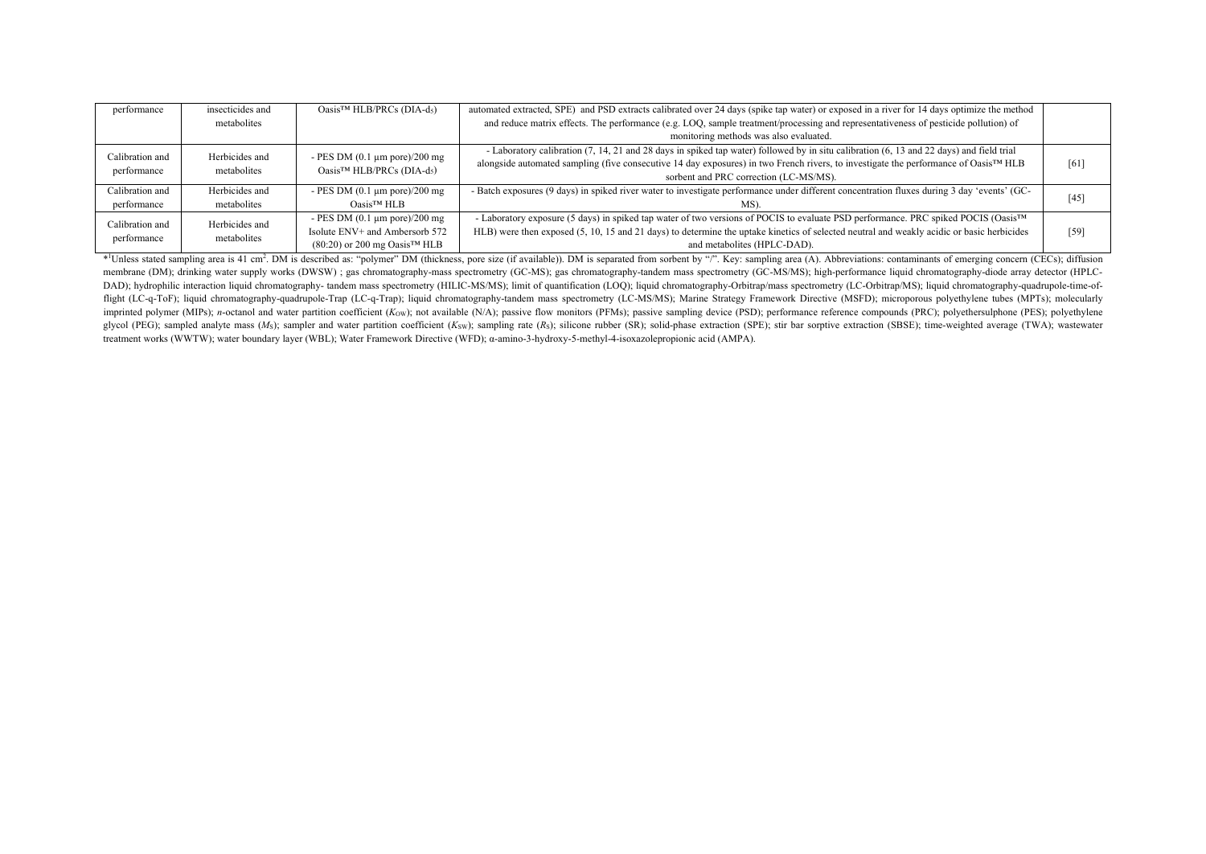| | | | | |
|---|---|---|---|---|
| performance | insecticides and metabolites | Oasis™ HLB/PRCs (DIA-$d_5$) | automated extracted, SPE) and PSD extracts calibrated over 24 days (spike tap water) or exposed in a river for 14 days optimize the method and reduce matrix effects. The performance (e.g. LOQ, sample treatment/processing and representativeness of pesticide pollution) of monitoring methods was also evaluated. | |
| Calibration and performance | Herbicides and metabolites | - PES DM (0.1 µm pore)/200 mg Oasis™ HLB/PRCs (DIA-$d_5$) | - Laboratory calibration (7, 14, 21 and 28 days in spiked tap water) followed by in situ calibration (6, 13 and 22 days) and field trial alongside automated sampling (five consecutive 14 day exposures) in two French rivers, to investigate the performance of Oasis™ HLB sorbent and PRC correction (LC-MS/MS). | [61] |
| Calibration and performance | Herbicides and metabolites | - PES DM (0.1 µm pore)/200 mg Oasis™ HLB | - Batch exposures (9 days) in spiked river water to investigate performance under different concentration fluxes during 3 day 'events' (GC-MS). | [45] |
| Calibration and performance | Herbicides and metabolites | - PES DM (0.1 µm pore)/200 mg Isolute ENV+ and Ambersorb 572 (80:20) or 200 mg Oasis™ HLB | - Laboratory exposure (5 days) in spiked tap water of two versions of POCIS to evaluate PSD performance. PRC spiked POCIS (Oasis™ HLB) were then exposed (5, 10, 15 and 21 days) to determine the uptake kinetics of selected neutral and weakly acidic or basic herbicides and metabolites (HPLC-DAD). | [59] |

*[1]Unless stated sampling area is 41 cm$^2$. DM is described as: "polymer" DM (thickness, pore size (if available)). DM is separated from sorbent by "/". Key: sampling area (A). Abbreviations: contaminants of emerging concern (CECs); diffusion membrane (DM); drinking water supply works (DWSW) ; gas chromatography-mass spectrometry (GC-MS); gas chromatography-tandem mass spectrometry (GC-MS/MS); high-performance liquid chromatography-diode array detector (HPLC-DAD); hydrophilic interaction liquid chromatography- tandem mass spectrometry (HILIC-MS/MS); limit of quantification (LOQ); liquid chromatography-Orbitrap/mass spectrometry (LC-Orbitrap/MS); liquid chromatography-quadrupole-time-of-flight (LC-q-ToF); liquid chromatography-quadrupole-Trap (LC-q-Trap); liquid chromatography-tandem mass spectrometry (LC-MS/MS); Marine Strategy Framework Directive (MSFD); microporous polyethylene tubes (MPTs); molecularly imprinted polymer (MIPs); *n*-octanol and water partition coefficient ($K_{OW}$); not available (N/A); passive flow monitors (PFMs); passive sampling device (PSD); performance reference compounds (PRC); polyethersulphone (PES); polyethylene glycol (PEG); sampled analyte mass ($M_S$); sampler and water partition coefficient ($K_{SW}$); sampling rate ($R_S$); silicone rubber (SR); solid-phase extraction (SPE); stir bar sorptive extraction (SBSE); time-weighted average (TWA); wastewater treatment works (WWTW); water boundary layer (WBL); Water Framework Directive (WFD); α-amino-3-hydroxy-5-methyl-4-isoxazolepropionic acid (AMPA).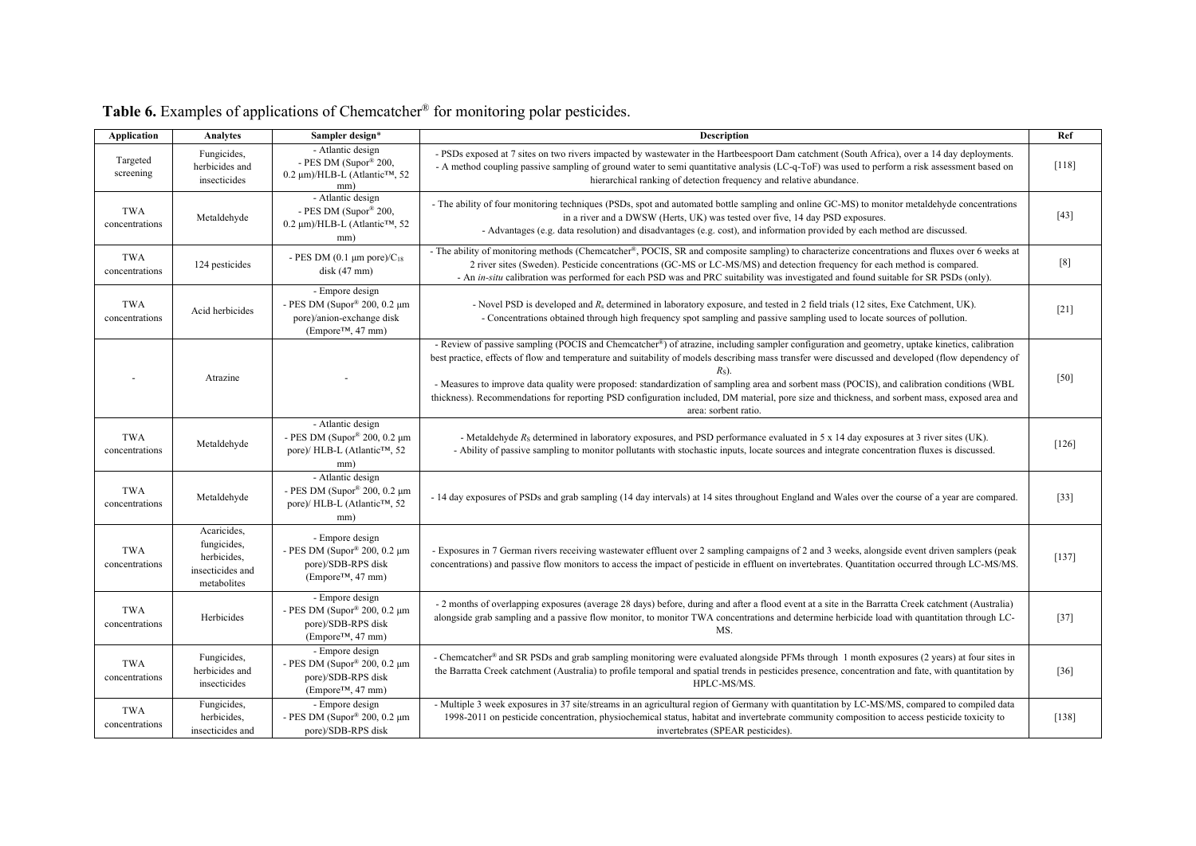**Table 6.** Examples of applications of Chemcatcher® for monitoring polar pesticides.

| Application | Analytes | Sampler design* | Description | Ref |
|---|---|---|---|---|
| Targeted screening | Fungicides, herbicides and insecticides | - Atlantic design - PES DM (Supor® 200, 0.2 µm)/HLB-L (Atlantic™, 52 mm) | - PSDs exposed at 7 sites on two rivers impacted by wastewater in the Hartbeespoort Dam catchment (South Africa), over a 14 day deployments. - A method coupling passive sampling of ground water to semi quantitative analysis (LC-q-ToF) was used to perform a risk assessment based on hierarchical ranking of detection frequency and relative abundance. | [118] |
| TWA concentrations | Metaldehyde | - Atlantic design - PES DM (Supor® 200, 0.2 µm)/HLB-L (Atlantic™, 52 mm) | - The ability of four monitoring techniques (PSDs, spot and automated bottle sampling and online GC-MS) to monitor metaldehyde concentrations in a river and a DWSW (Herts, UK) was tested over five, 14 day PSD exposures. - Advantages (e.g. data resolution) and disadvantages (e.g. cost), and information provided by each method are discussed. | [43] |
| TWA concentrations | 124 pesticides | - PES DM (0.1 µm pore)/$C_{18}$ disk (47 mm) | - The ability of monitoring methods (Chemcatcher®, POCIS, SR and composite sampling) to characterize concentrations and fluxes over 6 weeks at 2 river sites (Sweden). Pesticide concentrations (GC-MS or LC-MS/MS) and detection frequency for each method is compared. - An *in-situ* calibration was performed for each PSD and PRC suitability was investigated and found suitable for SR PSDs (only). | [8] |
| TWA concentrations | Acid herbicides | - Empore design - PES DM (Supor® 200, 0.2 µm pore)/anion-exchange disk (Empore™, 47 mm) | - Novel PSD is developed and $R_s$ determined in laboratory exposure, and tested in 2 field trials (12 sites, Exe Catchment, UK). - Concentrations obtained through high frequency spot sampling and passive sampling used to locate sources of pollution. | [21] |
| - | Atrazine | - | - Review of passive sampling (POCIS and Chemcatcher®) of atrazine, including sampler configuration and geometry, uptake kinetics, calibration best practice, effects of flow and temperature and suitability of models describing mass transfer were discussed and developed (flow dependency of $R_S$). - Measures to improve data quality were proposed: standardization of sampling area and sorbent mass (POCIS), and calibration conditions (WBL thickness). Recommendations for reporting PSD configuration included, DM material, pore size and thickness, and sorbent mass, exposed area and area: sorbent ratio. | [50] |
| TWA concentrations | Metaldehyde | - Atlantic design - PES DM (Supor® 200, 0.2 µm pore)/ HLB-L (Atlantic™, 52 mm) | - Metaldehyde $R_S$ determined in laboratory exposures, and PSD performance evaluated in 5 x 14 day exposures at 3 river sites (UK). - Ability of passive sampling to monitor pollutants with stochastic inputs, locate sources and integrate concentration fluxes is discussed. | [126] |
| TWA concentrations | Metaldehyde | - Atlantic design - PES DM (Supor® 200, 0.2 µm pore)/ HLB-L (Atlantic™, 52 mm) | - 14 day exposures of PSDs and grab sampling (14 day intervals) at 14 sites throughout England and Wales over the course of a year are compared. | [33] |
| TWA concentrations | Acaricides, fungicides, herbicides, insecticides and metabolites | - Empore design - PES DM (Supor® 200, 0.2 µm pore)/SDB-RPS disk (Empore™, 47 mm) | - Exposures in 7 German rivers receiving wastewater effluent over 2 sampling campaigns of 2 and 3 weeks, alongside event driven samplers (peak concentrations) and passive flow monitors to access the impact of pesticide in effluent on invertebrates. Quantitation occurred through LC-MS/MS. | [137] |
| TWA concentrations | Herbicides | - Empore design - PES DM (Supor® 200, 0.2 µm pore)/SDB-RPS disk (Empore™, 47 mm) | - 2 months of overlapping exposures (average 28 days) before, during and after a flood event at a site in the Barratta Creek catchment (Australia) alongside grab sampling and a passive flow monitor, to monitor TWA concentrations and determine herbicide load with quantitation through LC-MS. | [37] |
| TWA concentrations | Fungicides, herbicides and insecticides | - Empore design - PES DM (Supor® 200, 0.2 µm pore)/SDB-RPS disk (Empore™, 47 mm) | - Chemcatcher® and SR PSDs and grab sampling monitoring were evaluated alongside PFMs through 1 month exposures (2 years) at four sites in the Barratta Creek catchment (Australia) to profile temporal and spatial trends in pesticides presence, concentration and fate, with quantitation by HPLC-MS/MS. | [36] |
| TWA concentrations | Fungicides, herbicides, insecticides and | - Empore design - PES DM (Supor® 200, 0.2 µm pore)/SDB-RPS disk | - Multiple 3 week exposures in 37 site/streams in an agricultural region of Germany with quantitation by LC-MS/MS, compared to compiled data 1998-2011 on pesticide concentration, physiochemical status, habitat and invertebrate community composition to access pesticide toxicity to invertebrates (SPEAR pesticides). | [138] |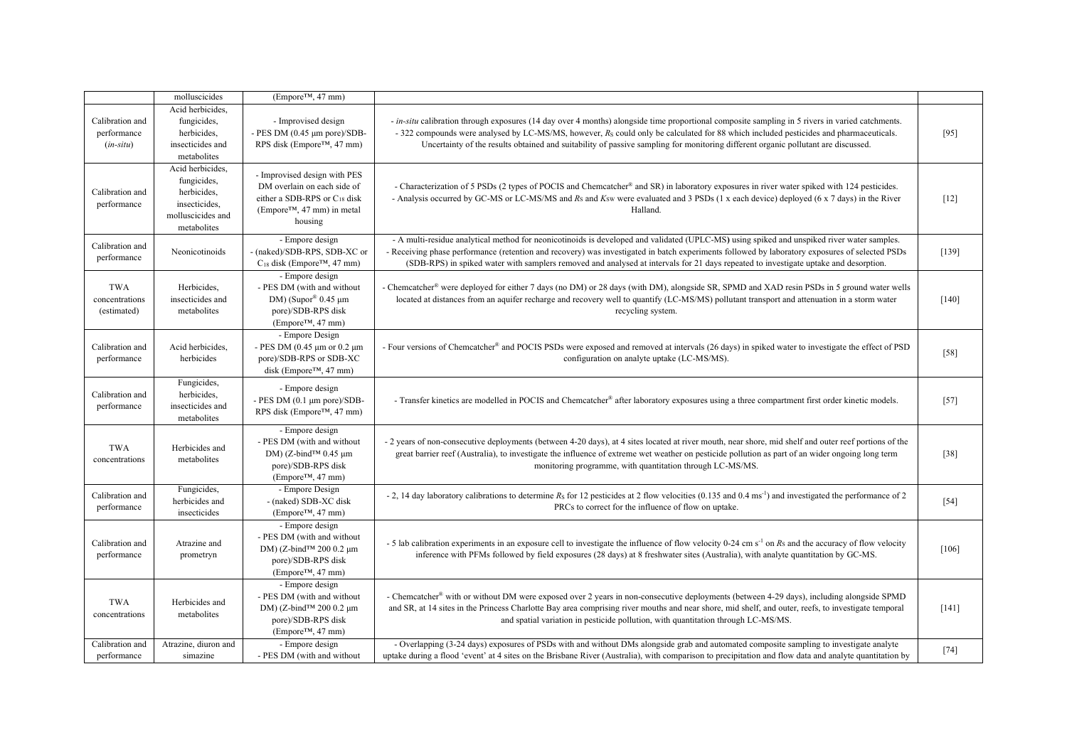| | molluscicides | (Empore™, 47 mm) | | |
|---|---|---|---|---|
| Calibration and performance (*in-situ*) | Acid herbicides, fungicides, herbicides, insecticides and metabolites | - Improvised design - PES DM (0.45 µm pore)/SDB-RPS disk (Empore™, 47 mm) | - *in-situ* calibration through exposures (14 day over 4 months) alongside time proportional composite sampling in 5 rivers in varied catchments. - 322 compounds were analysed by LC-MS/MS, however, $R_S$ could only be calculated for 88 which included pesticides and pharmaceuticals. Uncertainty of the results obtained and suitability of passive sampling for monitoring different organic pollutant are discussed. | [95] |
| Calibration and performance | Acid herbicides, fungicides, herbicides, insecticides, molluscicides and metabolites | - Improvised design with PES DM overlain on each side of either a SDB-RPS or $C_{18}$ disk (Empore™, 47 mm) in metal housing | - Characterization of 5 PSDs (2 types of POCIS and Chemcatcher® and SR) in laboratory exposures in river water spiked with 124 pesticides. - Analysis occurred by GC-MS or LC-MS/MS and $R_S$ and $K_{SW}$ were evaluated and 3 PSDs (1 x each device) deployed (6 x 7 days) in the River Halland. | [12] |
| Calibration and performance | Neonicotinoids | - Empore design - (naked)/SDB-RPS, SDB-XC or $C_{18}$ disk (Empore™, 47 mm) | - A multi-residue analytical method for neonicotinoids is developed and validated (UPLC-MS) using spiked and unspiked river water samples. - Receiving phase performance (retention and recovery) was investigated in batch experiments followed by laboratory exposures of selected PSDs (SDB-RPS) in spiked water with samplers removed and analysed at intervals for 21 days repeated to investigate uptake and desorption. | [139] |
| TWA concentrations (estimated) | Herbicides, insecticides and metabolites | - Empore design - PES DM (with and without DM) (Supor® 0.45 µm pore)/SDB-RPS disk (Empore™, 47 mm) | - Chemcatcher® were deployed for either 7 days (no DM) or 28 days (with DM), alongside SR, SPMD and XAD resin PSDs in 5 ground water wells located at distances from an aquifer recharge and recovery well to quantify (LC-MS/MS) pollutant transport and attenuation in a storm water recycling system. | [140] |
| Calibration and performance | Acid herbicides, herbicides | - Empore Design - PES DM (0.45 µm or 0.2 µm pore)/SDB-RPS or SDB-XC disk (Empore™, 47 mm) | - Four versions of Chemcatcher® and POCIS PSDs were exposed and removed at intervals (26 days) in spiked water to investigate the effect of PSD configuration on analyte uptake (LC-MS/MS). | [58] |
| Calibration and performance | Fungicides, herbicides, insecticides and metabolites | - Empore design - PES DM (0.1 µm pore)/SDB-RPS disk (Empore™, 47 mm) | - Transfer kinetics are modelled in POCIS and Chemcatcher® after laboratory exposures using a three compartment first order kinetic models. | [57] |
| TWA concentrations | Herbicides and metabolites | - Empore design - PES DM (with and without DM) (Z-bind™ 0.45 µm pore)/SDB-RPS disk (Empore™, 47 mm) | - 2 years of non-consecutive deployments (between 4-20 days), at 4 sites located at river mouth, near shore, mid shelf and outer reef portions of the great barrier reef (Australia), to investigate the influence of extreme wet weather on pesticide pollution as part of an wider ongoing long term monitoring programme, with quantitation through LC-MS/MS. | [38] |
| Calibration and performance | Fungicides, herbicides and insecticides | - Empore Design - (naked) SDB-XC disk (Empore™, 47 mm) | - 2, 14 day laboratory calibrations to determine $R_S$ for 12 pesticides at 2 flow velocities (0.135 and 0.4 $ms^{-1}$) and investigated the performance of 2 PRCs to correct for the influence of flow on uptake. | [54] |
| Calibration and performance | Atrazine and prometryn | - Empore design - PES DM (with and without DM) (Z-bind™ 200 0.2 µm pore)/SDB-RPS disk (Empore™, 47 mm) | - 5 lab calibration experiments in an exposure cell to investigate the influence of flow velocity 0-24 cm $s^{-1}$ on $R_S$ and the accuracy of flow velocity inference with PFMs followed by field exposures (28 days) at 8 freshwater sites (Australia), with analyte quantitation by GC-MS. | [106] |
| TWA concentrations | Herbicides and metabolites | - Empore design - PES DM (with and without DM) (Z-bind™ 200 0.2 µm pore)/SDB-RPS disk (Empore™, 47 mm) | - Chemcatcher® with or without DM were exposed over 2 years in non-consecutive deployments (between 4-29 days), including alongside SPMD and SR, at 14 sites in the Princess Charlotte Bay area comprising river mouths and near shore, mid shelf, and outer, reefs, to investigate temporal and spatial variation in pesticide pollution, with quantitation through LC-MS/MS. | [141] |
| Calibration and performance | Atrazine, diuron and simazine | - Empore design - PES DM (with and without | - Overlapping (3-24 days) exposures of PSDs with and without DMs alongside grab and automated composite sampling to investigate analyte uptake during a flood 'event' at 4 sites on the Brisbane River (Australia), with comparison to precipitation and flow data and analyte quantitation by | [74] |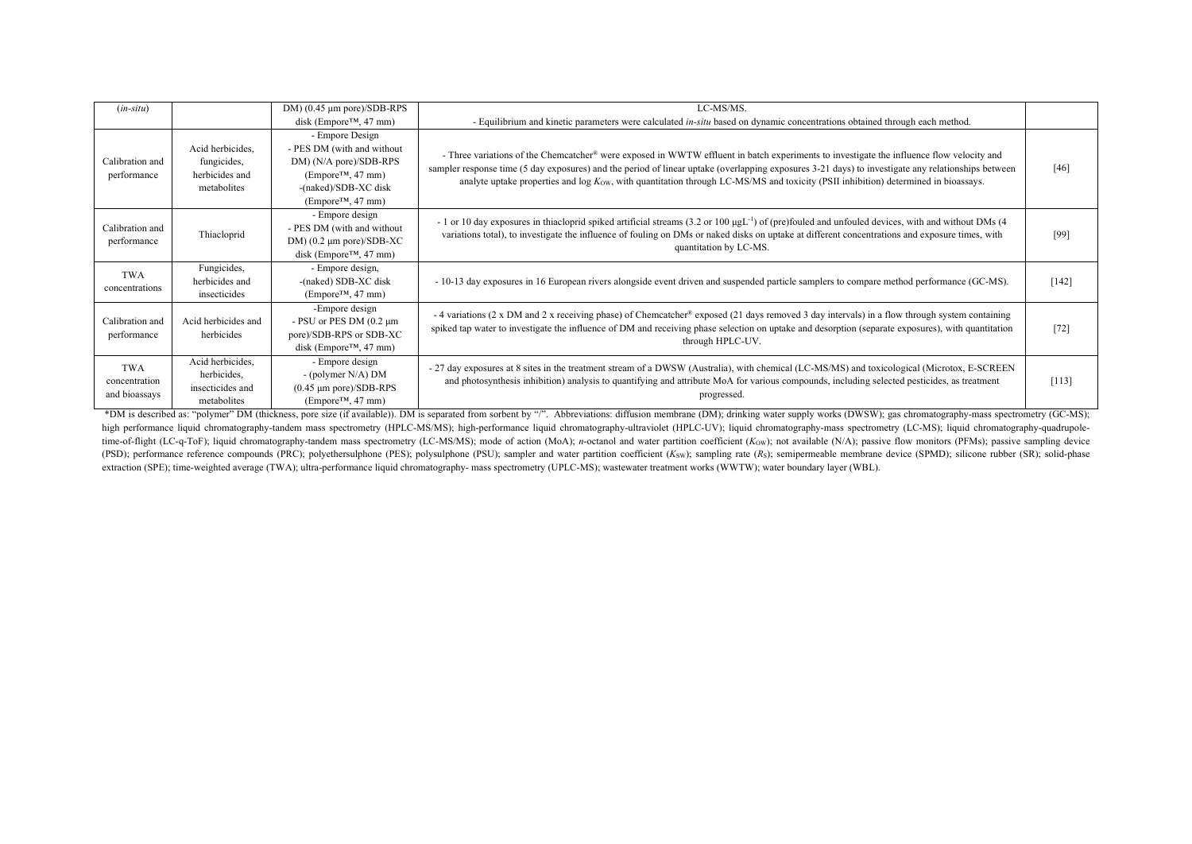| (*in-situ*) | | DM) (0.45 µm pore)/SDB-RPS disk (Empore™, 47 mm) | LC-MS/MS.<br>- Equilibrium and kinetic parameters were calculated *in-situ* based on dynamic concentrations obtained through each method. | |
|---|---|---|---|---|
| Calibration and performance | Acid herbicides, fungicides, herbicides and metabolites | - Empore Design<br>- PES DM (with and without DM) (N/A pore)/SDB-RPS (Empore™, 47 mm)<br>-(naked)/SDB-XC disk (Empore™, 47 mm) | - Three variations of the Chemcatcher® were exposed in WWTW effluent in batch experiments to investigate the influence flow velocity and sampler response time (5 day exposures) and the period of linear uptake (overlapping exposures 3-21 days) to investigate any relationships between analyte uptake properties and log $K_{OW}$, with quantitation through LC-MS/MS and toxicity (PSII inhibition) determined in bioassays. | [46] |
| Calibration and performance | Thiacloprid | - Empore design<br>- PES DM (with and without DM) (0.2 µm pore)/SDB-XC disk (Empore™, 47 mm) | - 1 or 10 day exposures in thiacloprid spiked artificial streams (3.2 or 100 µgL$^{-1}$) of (pre)fouled and unfouled devices, with and without DMs (4 variations total), to investigate the influence of fouling on DMs or naked disks on uptake at different concentrations and exposure times, with quantitation by LC-MS. | [99] |
| TWA concentrations | Fungicides, herbicides and insecticides | - Empore design,<br>-(naked) SDB-XC disk (Empore™, 47 mm) | - 10-13 day exposures in 16 European rivers alongside event driven and suspended particle samplers to compare method performance (GC-MS). | [142] |
| Calibration and performance | Acid herbicides and herbicides | -Empore design<br>- PSU or PES DM (0.2 µm pore)/SDB-RPS or SDB-XC disk (Empore™, 47 mm) | - 4 variations (2 x DM and 2 x receiving phase) of Chemcatcher® exposed (21 days removed 3 day intervals) in a flow through system containing spiked tap water to investigate the influence of DM and receiving phase selection on uptake and desorption (separate exposures), with quantitation through HPLC-UV. | [72] |
| TWA concentration and bioassays | Acid herbicides, herbicides, insecticides and metabolites | - Empore design<br>- (polymer N/A) DM (0.45 µm pore)/SDB-RPS (Empore™, 47 mm) | - 27 day exposures at 8 sites in the treatment stream of a DWSW (Australia), with chemical (LC-MS/MS) and toxicological (Microtox, E-SCREEN and photosynthesis inhibition) analysis to quantifying and attribute MoA for various compounds, including selected pesticides, as treatment progressed. | [113] |

*DM is described as: "polymer" DM (thickness, pore size (if available)). DM is separated from sorbent by "/". Abbreviations: diffusion membrane (DM); drinking water supply works (DWSW); gas chromatography-mass spectrometry (GC-MS); high performance liquid chromatography-tandem mass spectrometry (HPLC-MS/MS); high-performance liquid chromatography-ultraviolet (HPLC-UV); liquid chromatography-mass spectrometry (LC-MS); liquid chromatography-quadrupole-time-of-flight (LC-q-ToF); liquid chromatography-tandem mass spectrometry (LC-MS/MS); mode of action (MoA); *n*-octanol and water partition coefficient ($K_{OW}$); not available (N/A); passive flow monitors (PFMs); passive sampling device (PSD); performance reference compounds (PRC); polyethersulphone (PES); polysulphone (PSU); sampler and water partition coefficient ($K_{SW}$); sampling rate ($R_S$); semipermeable membrane device (SPMD); silicone rubber (SR); solid-phase extraction (SPE); time-weighted average (TWA); ultra-performance liquid chromatography- mass spectrometry (UPLC-MS); wastewater treatment works (WWTW); water boundary layer (WBL).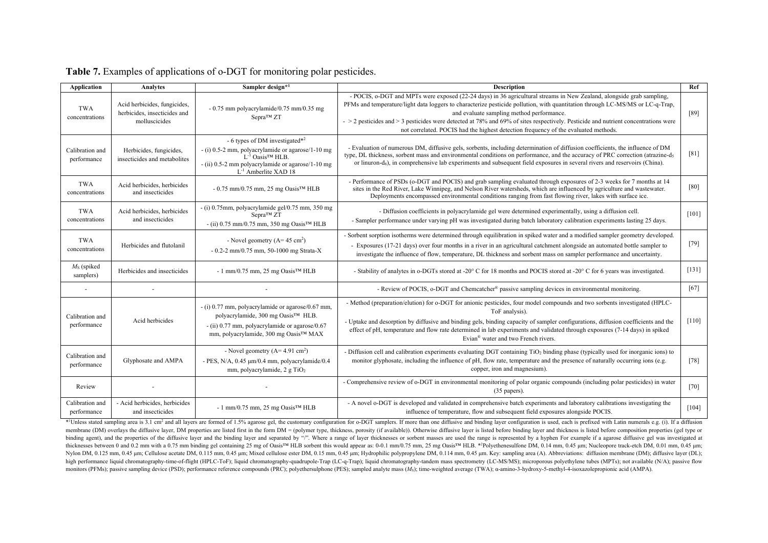**Table 7.** Examples of applications of o-DGT for monitoring polar pesticides.

| Application | Analytes | Sampler design*[1] | Description | Ref |
|---|---|---|---|---|
| TWA concentrations | Acid herbicides, fungicides, herbicides, insecticides and molluscicides | - 0.75 mm polyacrylamide/0.75 mm/0.35 mg Sepra™ ZT | - POCIS, o-DGT and MPTs were exposed (22-24 days) in 36 agricultural streams in New Zealand, alongside grab sampling, PFMs and temperature/light data loggers to characterize pesticide pollution, with quantitation through LC-MS/MS or LC-q-Trap, and evaluate sampling method performance. - > 2 pesticides and > 3 pesticides were detected at 78% and 69% of sites respectively. Pesticide and nutrient concentrations were not correlated. POCIS had the highest detection frequency of the evaluated methods. | [89] |
| Calibration and performance | Herbicides, fungicides, insecticides and metabolites | - 6 types of DM investigated*[2] - (i) 0.5-2 mm, polyacrylamide or agarose/1-10 mg $L^{-1}$ Oasis™ HLB. - (ii) 0.5-2 mm polyacrylamide or agarose/1-10 mg $L^{-1}$ Amberlite XAD 18 | - Evaluation of numerous DM, diffusive gels, sorbents, including determination of diffusion coefficients, the influence of DM type, DL thickness, sorbent mass and environmental conditions on performance, and the accuracy of PRC correction (atrazine-$d_5$ or linuron-$d_6$), in comprehensive lab experiments and subsequent field exposures in several rivers and reservoirs (China). | [81] |
| TWA concentrations | Acid herbicides, herbicides and insecticides | - 0.75 mm/0.75 mm, 25 mg Oasis™ HLB | - Performance of PSDs (o-DGT and POCIS) and grab sampling evaluated through exposures of 2-3 weeks for 7 months at 14 sites in the Red River, Lake Winnipeg, and Nelson River watersheds, which are influenced by agriculture and wastewater. Deployments encompassed environmental conditions ranging from fast flowing river, lakes with surface ice. | [80] |
| TWA concentrations | Acid herbicides, herbicides and insecticides | - (i) 0.75mm, polyacrylamide gel/0.75 mm, 350 mg Sepra™ ZT - (ii) 0.75 mm/0.75 mm, 350 mg Oasis™ HLB | - Diffusion coefficients in polyacrylamide gel were determined experimentally, using a diffusion cell. - Sampler performance under varying pH was investigated during batch laboratory calibration experiments lasting 25 days. | [101] |
| TWA concentrations | Herbicides and flutolanil | - Novel geometry (A= 45 $cm^2$) - 0.2-2 mm/0.75 mm, 50-1000 mg Strata-X | - Sorbent sorption isotherms were determined through equilibration in spiked water and a modified sampler geometry developed. - Exposures (17-21 days) over four months in a river in an agricultural catchment alongside an automated bottle sampler to investigate the influence of flow, temperature, DL thickness and sorbent mass on sampler performance and uncertainty. | [79] |
| $M_S$ (spiked samplers) | Herbicides and insecticides | - 1 mm/0.75 mm, 25 mg Oasis™ HLB | - Stability of analytes in o-DGTs stored at -20° C for 18 months and POCIS stored at -20° C for 6 years was investigated. | [131] |
| - | - | - | - Review of POCIS, o-DGT and Chemcatcher® passive sampling devices in environmental monitoring. | [67] |
| Calibration and performance | Acid herbicides | - (i) 0.77 mm, polyacrylamide or agarose/0.67 mm, polyacrylamide, 300 mg Oasis™ HLB. - (ii) 0.77 mm, polyacrylamide or agarose/0.67 mm, polyacrylamide, 300 mg Oasis™ MAX | - Method (preparation/elution) for o-DGT for anionic pesticides, four model compounds and two sorbents investigated (HPLC-ToF analysis). - Uptake and desorption by diffusive and binding gels, binding capacity of sampler configurations, diffusion coefficients and the effect of pH, temperature and flow rate determined in lab experiments and validated through exposures (7-14 days) in spiked Evian® water and two French rivers. | [110] |
| Calibration and performance | Glyphosate and AMPA | - Novel geometry (A= 4.91 $cm^2$) - PES, N/A, 0.45 µm/0.4 mm, polyacrylamide/0.4 mm, polyacrylamide, 2 g $TiO_2$ | - Diffusion cell and calibration experiments evaluating DGT containing $TiO_2$ binding phase (typically used for inorganic ions) to monitor glyphosate, including the influence of pH, flow rate, temperature and the presence of naturally occurring ions (e.g. copper, iron and magnesium). | [78] |
| Review | - | - | - Comprehensive review of o-DGT in environmental monitoring of polar organic compounds (including polar pesticides) in water (35 papers). | [70] |
| Calibration and performance | - Acid herbicides, herbicides and insecticides | - 1 mm/0.75 mm, 25 mg Oasis™ HLB | - A novel o-DGT is developed and validated in comprehensive batch experiments and laboratory calibrations investigating the influence of temperature, flow and subsequent field exposures alongside POCIS. | [104] |

*[1]Unless stated sampling area is 3.1 $cm^2$ and all layers are formed of 1.5% agarose gel, the customary configuration for o-DGT samplers. If more than one diffusive and binding layer configuration is used, each is prefixed with Latin numerals e.g. (i). If a diffusion membrane (DM) overlays the diffusive layer, DM properties are listed first in the form DM = (polymer type, thickness, porosity (if available)). Otherwise diffusive layer is listed before binding layer and thickness is listed before composition properties (gel type or binding agent), and the properties of the diffusive layer and the binding layer and separated by "/". Where a range of layer thicknesses or sorbent masses are used the range is represented by a hyphen For example if a agarose diffusive gel was investigated at thicknesses between 0 and 0.2 mm with a 0.75 mm binding gel containing 25 mg of Oasis™ HLB sorbent this would appear as: 0-0.1 mm/0.75 mm, 25 mg Oasis™ HLB. *[2]Polyethenesulfone DM, 0.14 mm, 0.45 µm; Nucleopore track-etch DM, 0.01 mm, 0.45 µm; Nylon DM, 0.125 mm, 0.45 µm; Cellulose acetate DM, 0.115 mm, 0.45 µm; Mixed cellulose ester DM, 0.15 mm, 0.45 µm; Hydrophilic polypropylene DM, 0.114 mm, 0.45 µm. Key: sampling area (A). Abbreviations: diffusion membrane (DM); diffusive layer (DL); high performance liquid chromatography-time-of-flight (HPLC-ToF); liquid chromatography-quadrupole-Trap (LC-q-Trap); liquid chromatography-tandem mass spectrometry (LC-MS/MS); microporous polyethylene tubes (MPTs); not available (N/A); passive flow monitors (PFMs); passive sampling device (PSD); performance reference compounds (PRC); polyethersulphone (PES); sampled analyte mass ($M_S$); time-weighted average (TWA); α-amino-3-hydroxy-5-methyl-4-isoxazolepropionic acid (AMPA).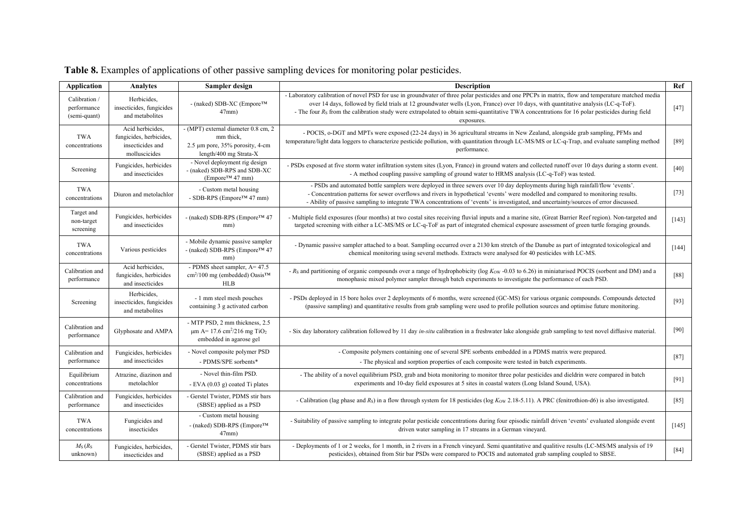**Table 8.** Examples of applications of other passive sampling devices for monitoring polar pesticides.

| Application | Analytes | Sampler design | Description | Ref |
|---|---|---|---|---|
| Calibration / performance (semi-quant) | Herbicides, insecticides, fungicides and metabolites | - (naked) SDB-XC (Empore™ 47mm) | - Laboratory calibration of novel PSD for use in groundwater of three polar pesticides and one PPCPs in matrix, flow and temperature matched media over 14 days, followed by field trials at 12 groundwater wells (Lyon, France) over 10 days, with quantitative analysis (LC-q-ToF). - The four $R_S$ from the calibration study were extrapolated to obtain semi-quantitative TWA concentrations for 16 polar pesticides during field exposures. | [47] |
| TWA concentrations | Acid herbicides, fungicides, herbicides, insecticides and molluscicides | - (MPT) external diameter 0.8 cm, 2 mm thick, 2.5 µm pore, 35% porosity, 4-cm length/400 mg Strata-X | - POCIS, o-DGT and MPTs were exposed (22-24 days) in 36 agricultural streams in New Zealand, alongside grab sampling, PFMs and temperature/light data loggers to characterize pesticide pollution, with quantitation through LC-MS/MS or LC-q-Trap, and evaluate sampling method performance. | [89] |
| Screening | Fungicides, herbicides and insecticides | - Novel deployment rig design - (naked) SDB-RPS and SDB-XC (Empore™ 47 mm) | - PSDs exposed at five storm water infiltration system sites (Lyon, France) in ground waters and collected runoff over 10 days during a storm event. - A method coupling passive sampling of ground water to HRMS analysis (LC-q-ToF) was tested. | [40] |
| TWA concentrations | Diuron and metolachlor | - Custom metal housing - SDB-RPS (Empore™ 47 mm) | - PSDs and automated bottle samplers were deployed in three sewers over 10 day deployments during high rainfall/flow 'events'. - Concentration patterns for sewer overflows and rivers in hypothetical 'events' were modelled and compared to monitoring results. - Ability of passive sampling to integrate TWA concentrations of 'events' is investigated, and uncertainty/sources of error discussed. | [73] |
| Target and non-target screening | Fungicides, herbicides and insecticides | - (naked) SDB-RPS (Empore™ 47 mm) | - Multiple field exposures (four months) at two costal sites receiving fluvial inputs and a marine site, (Great Barrier Reef region). Non-targeted and targeted screening with either a LC-MS/MS or LC-q-ToF as part of integrated chemical exposure assessment of green turtle foraging grounds. | [143] |
| TWA concentrations | Various pesticides | - Mobile dynamic passive sampler - (naked) SDB-RPS (Empore™ 47 mm) | - Dynamic passive sampler attached to a boat. Sampling occurred over a 2130 km stretch of the Danube as part of integrated toxicological and chemical monitoring using several methods. Extracts were analysed for 40 pesticides with LC-MS. | [144] |
| Calibration and performance | Acid herbicides, fungicides, herbicides and insecticides | - PDMS sheet sampler, A= 47.5 $cm^2$/100 mg (embedded) Oasis™ HLB | - $R_S$ and partitioning of organic compounds over a range of hydrophobicity (log $K_{OW}$ -0.03 to 6.26) in miniaturised POCIS (sorbent and DM) and a monophasic mixed polymer sampler through batch experiments to investigate the performance of each PSD. | [88] |
| Screening | Herbicides, insecticides, fungicides and metabolites | - 1 mm steel mesh pouches containing 3 g activated carbon | - PSDs deployed in 15 bore holes over 2 deployments of 6 months, were screened (GC-MS) for various organic compounds. Compounds detected (passive sampling) and quantitative results from grab sampling were used to profile pollution sources and optimise future monitoring. | [93] |
| Calibration and performance | Glyphosate and AMPA | - MTP PSD, 2 mm thickness, 2.5 µm A= 17.6 $cm^2$/216 mg $TiO_2$ embedded in agarose gel | - Six day laboratory calibration followed by 11 day *in-situ* calibration in a freshwater lake alongside grab sampling to test novel diffusive material. | [90] |
| Calibration and performance | Fungicides, herbicides and insecticides | - Novel composite polymer PSD - PDMS/SPE sorbents* | - Composite polymers containing one of several SPE sorbents embedded in a PDMS matrix were prepared. - The physical and sorption properties of each composite were tested in batch experiments. | [87] |
| Equilibrium concentrations | Atrazine, diazinon and metolachlor | - Novel thin-film PSD. - EVA (0.03 g) coated Ti plates | - The ability of a novel equilibrium PSD, grab and biota monitoring to monitor three polar pesticides and dieldrin were compared in batch experiments and 10-day field exposures at 5 sites in coastal waters (Long Island Sound, USA). | [91] |
| Calibration and performance | Fungicides, herbicides and insecticides | - Gerstel Twister, PDMS stir bars (SBSE) applied as a PSD | - Calibration (lag phase and $R_S$) in a flow through system for 18 pesticides (log $K_{OW}$ 2.18-5.11). A PRC (fenitrothion-d6) is also investigated. | [85] |
| TWA concentrations | Fungicides and insecticides | - Custom metal housing - (naked) SDB-RPS (Empore™ 47mm) | - Suitability of passive sampling to integrate polar pesticide concentrations during four episodic rainfall driven 'events' evaluated alongside event driven water sampling in 17 streams in a German vineyard. | [145] |
| $M_S$ ($R_S$ unknown) | Fungicides, herbicides, insecticides and | - Gerstel Twister, PDMS stir bars (SBSE) applied as a PSD | - Deployments of 1 or 2 weeks, for 1 month, in 2 rivers in a French vineyard. Semi quantitative and qualitive results (LC-MS/MS analysis of 19 pesticides), obtained from Stir bar PSDs were compared to POCIS and automated grab sampling coupled to SBSE. | [84] |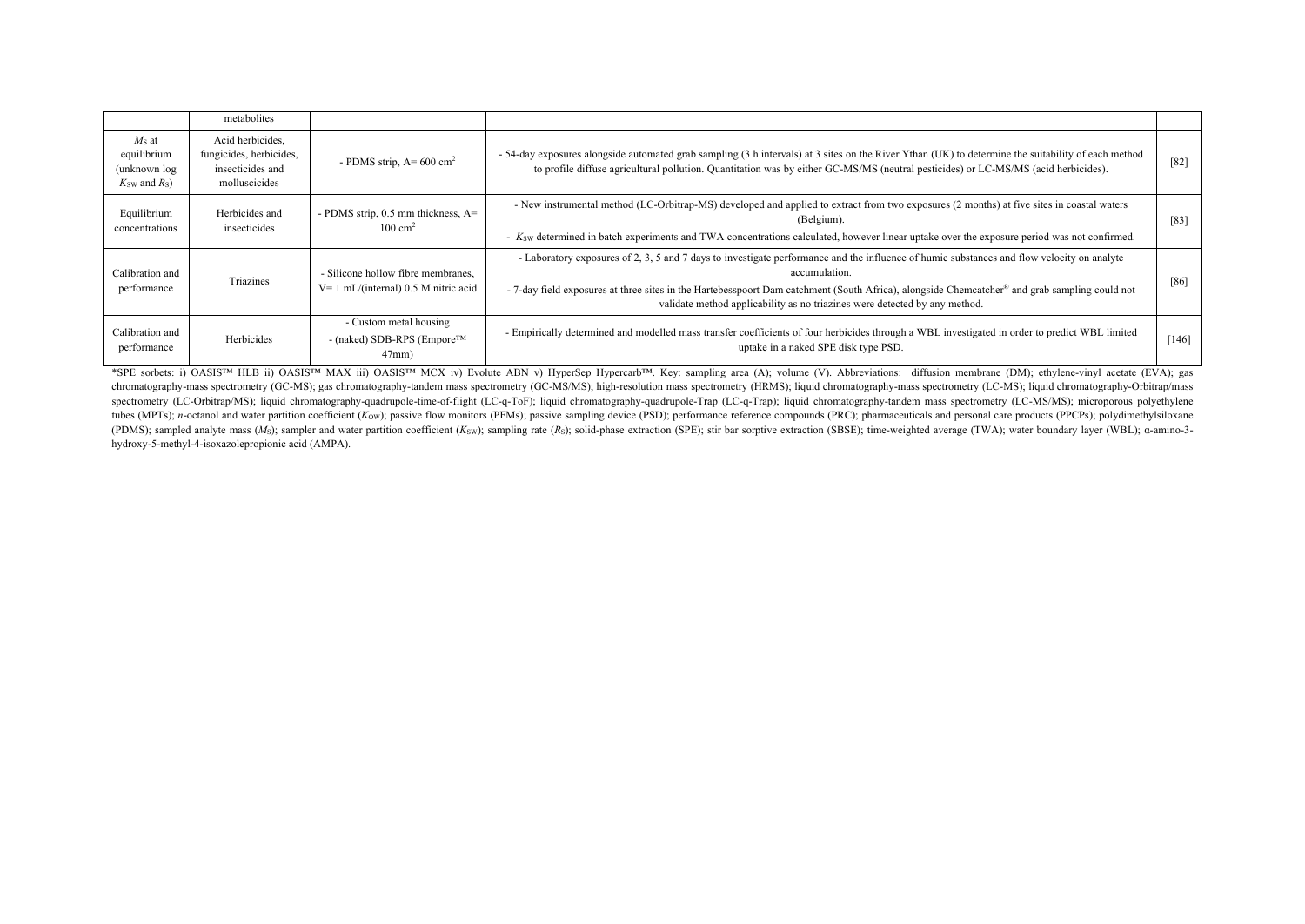| | | | | |
|---|---|---|---|---|
| | metabolites | | | |
| $M_S$ at equilibrium (unknown log $K_{SW}$ and $R_S$) | Acid herbicides, fungicides, herbicides, insecticides and molluscicides | - PDMS strip, A= 600 cm$^2$ | - 54-day exposures alongside automated grab sampling (3 h intervals) at 3 sites on the River Ythan (UK) to determine the suitability of each method to profile diffuse agricultural pollution. Quantitation was by either GC-MS/MS (neutral pesticides) or LC-MS/MS (acid herbicides). | [82] |
| Equilibrium concentrations | Herbicides and insecticides | - PDMS strip, 0.5 mm thickness, A= 100 cm$^2$ | - New instrumental method (LC-Orbitrap-MS) developed and applied to extract from two exposures (2 months) at five sites in coastal waters (Belgium).<br>- $K_{SW}$ determined in batch experiments and TWA concentrations calculated, however linear uptake over the exposure period was not confirmed. | [83] |
| Calibration and performance | Triazines | - Silicone hollow fibre membranes, V= 1 mL/(internal) 0.5 M nitric acid | - Laboratory exposures of 2, 3, 5 and 7 days to investigate performance and the influence of humic substances and flow velocity on analyte accumulation.<br>- 7-day field exposures at three sites in the Hartebesspoort Dam catchment (South Africa), alongside Chemcatcher® and grab sampling could not validate method applicability as no triazines were detected by any method. | [86] |
| Calibration and performance | Herbicides | - Custom metal housing<br>- (naked) SDB-RPS (Empore™ 47mm) | - Empirically determined and modelled mass transfer coefficients of four herbicides through a WBL investigated in order to predict WBL limited uptake in a naked SPE disk type PSD. | [146] |

*SPE sorbets: i) OASIS™ HLB ii) OASIS™ MAX iii) OASIS™ MCX iv) Evolute ABN v) HyperSep Hypercarb™. Key: sampling area (A); volume (V). Abbreviations: diffusion membrane (DM); ethylene-vinyl acetate (EVA); gas chromatography-mass spectrometry (GC-MS); gas chromatography-tandem mass spectrometry (GC-MS/MS); high-resolution mass spectrometry (HRMS); liquid chromatography-mass spectrometry (LC-MS); liquid chromatography-Orbitrap/mass spectrometry (LC-Orbitrap/MS); liquid chromatography-quadrupole-time-of-flight (LC-q-ToF); liquid chromatography-quadrupole-Trap (LC-q-Trap); liquid chromatography-tandem mass spectrometry (LC-MS/MS); microporous polyethylene tubes (MPTs); *n*-octanol and water partition coefficient ($K_{OW}$); passive flow monitors (PFMs); passive sampling device (PSD); performance reference compounds (PRC); pharmaceuticals and personal care products (PPCPs); polydimethylsiloxane (PDMS); sampled analyte mass ($M_S$); sampler and water partition coefficient ($K_{SW}$); sampling rate ($R_S$); solid-phase extraction (SPE); stir bar sorptive extraction (SBSE); time-weighted average (TWA); water boundary layer (WBL); α-amino-3-hydroxy-5-methyl-4-isoxazolepropionic acid (AMPA).